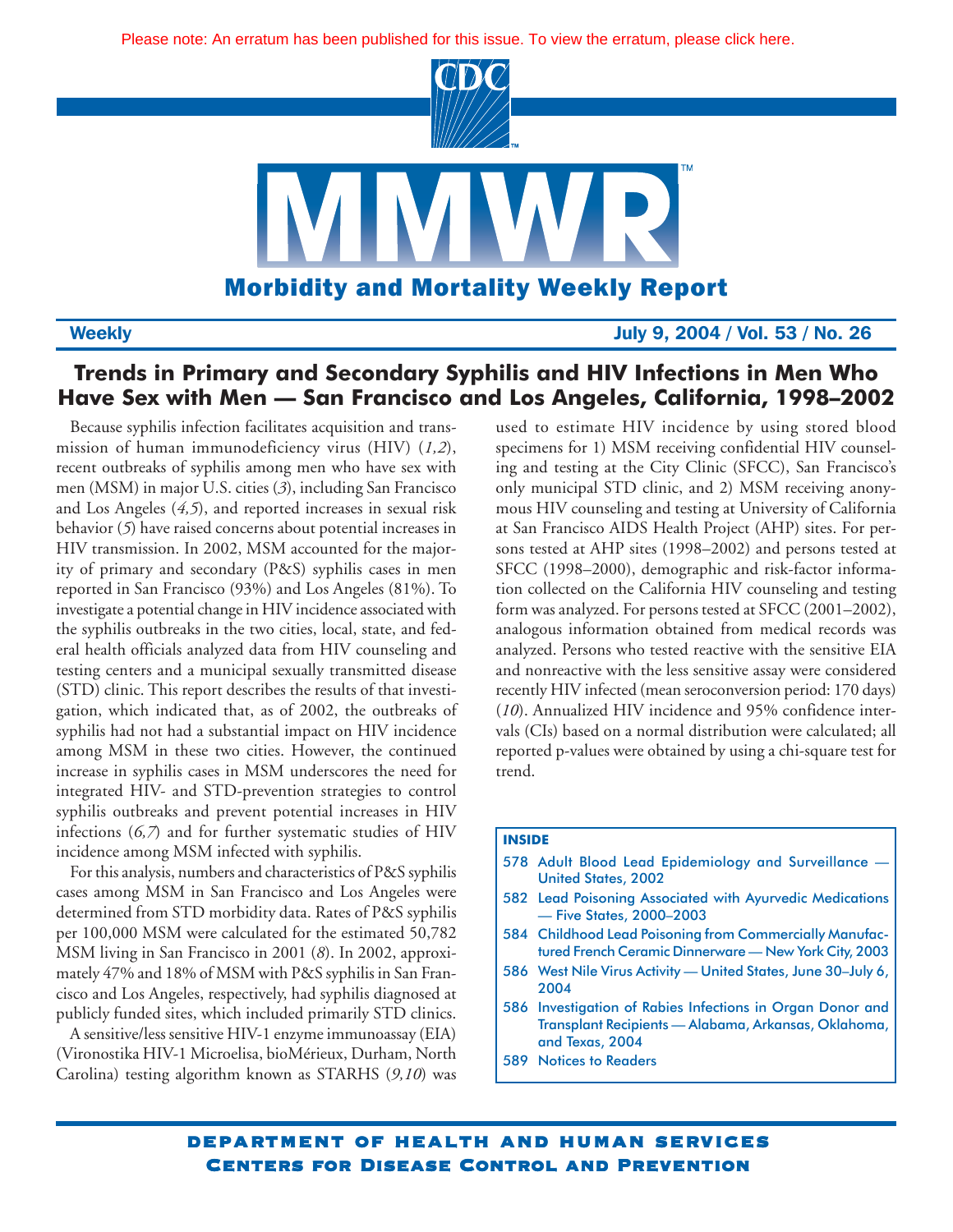Please note: An erratum has been published for this issue. To view the erratum, please click here.

# Morbidity and Mortality Weekly Report

**Weekly** **July 9, 2004 / Vol. 53 / No. 26**

## Trends in Primary and Secondary Syphilis and HIV Infections in Men Who Have Sex with Men — San Francisco and Los Angeles, California, 1998–2002

Because syphilis infection facilitates acquisition and transmission of human immunodeficiency virus (HIV) (*1,2*), recent outbreaks of syphilis among men who have sex with men (MSM) in major U.S. cities (*3*), including San Francisco and Los Angeles (*4,5*), and reported increases in sexual risk behavior (*5*) have raised concerns about potential increases in HIV transmission. In 2002, MSM accounted for the majority of primary and secondary (P&S) syphilis cases in men reported in San Francisco (93%) and Los Angeles (81%). To investigate a potential change in HIV incidence associated with the syphilis outbreaks in the two cities, local, state, and federal health officials analyzed data from HIV counseling and testing centers and a municipal sexually transmitted disease (STD) clinic. This report describes the results of that investigation, which indicated that, as of 2002, the outbreaks of syphilis had not had a substantial impact on HIV incidence among MSM in these two cities. However, the continued increase in syphilis cases in MSM underscores the need for integrated HIV- and STD-prevention strategies to control syphilis outbreaks and prevent potential increases in HIV infections (*6,7*) and for further systematic studies of HIV incidence among MSM infected with syphilis.

For this analysis, numbers and characteristics of P&S syphilis cases among MSM in San Francisco and Los Angeles were determined from STD morbidity data. Rates of P&S syphilis per 100,000 MSM were calculated for the estimated 50,782 MSM living in San Francisco in 2001 (*8*). In 2002, approximately 47% and 18% of MSM with P&S syphilis in San Francisco and Los Angeles, respectively, had syphilis diagnosed at publicly funded sites, which included primarily STD clinics.

A sensitive/less sensitive HIV-1 enzyme immunoassay (EIA) (Vironostika HIV-1 Microelisa, bioMérieux, Durham, North Carolina) testing algorithm known as STARHS (*9,10*) was used to estimate HIV incidence by using stored blood specimens for 1) MSM receiving confidential HIV counseling and testing at the City Clinic (SFCC), San Francisco's only municipal STD clinic, and 2) MSM receiving anonymous HIV counseling and testing at University of California at San Francisco AIDS Health Project (AHP) sites. For persons tested at AHP sites (1998–2002) and persons tested at SFCC (1998–2000), demographic and risk-factor information collected on the California HIV counseling and testing form was analyzed. For persons tested at SFCC (2001–2002), analogous information obtained from medical records was analyzed. Persons who tested reactive with the sensitive EIA and nonreactive with the less sensitive assay were considered recently HIV infected (mean seroconversion period: 170 days) (*10*). Annualized HIV incidence and 95% confidence intervals (CIs) based on a normal distribution were calculated; all reported p-values were obtained by using a chi-square test for trend.

**INSIDE**

- 578 Adult Blood Lead Epidemiology and Surveillance — United States, 2002
- 582 Lead Poisoning Associated with Ayurvedic Medications — Five States, 2000–2003
- 584 Childhood Lead Poisoning from Commercially Manufactured French Ceramic Dinnerware — New York City, 2003
- 586 West Nile Virus Activity — United States, June 30–July 6, 2004
- 586 Investigation of Rabies Infections in Organ Donor and Transplant Recipients — Alabama, Arkansas, Oklahoma, and Texas, 2004
- 589 Notices to Readers

**DEPARTMENT OF HEALTH AND HUMAN SERVICES**
**Centers for Disease Control and Prevention**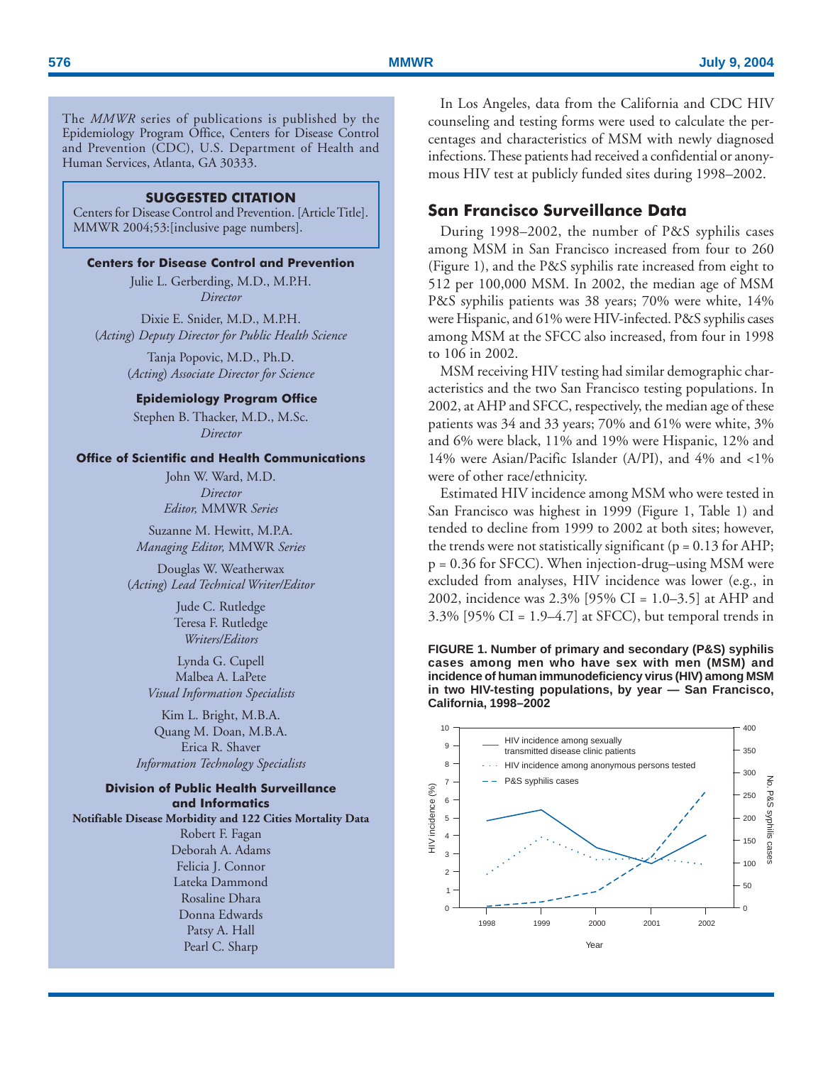The *MMWR* series of publications is published by the Epidemiology Program Office, Centers for Disease Control and Prevention (CDC), U.S. Department of Health and Human Services, Atlanta, GA 30333.

**SUGGESTED CITATION**

Centers for Disease Control and Prevention. [Article Title]. MMWR 2004;53:[inclusive page numbers].

**Centers for Disease Control and Prevention**

Julie L. Gerberding, M.D., M.P.H.
*Director*

Dixie E. Snider, M.D., M.P.H.
*(Acting) Deputy Director for Public Health Science*

Tanja Popovic, M.D., Ph.D.
*(Acting) Associate Director for Science*

**Epidemiology Program Office**

Stephen B. Thacker, M.D., M.Sc.
*Director*

**Office of Scientific and Health Communications**

John W. Ward, M.D.
*Director*
*Editor,* MMWR *Series*

Suzanne M. Hewitt, M.P.A.
*Managing Editor,* MMWR *Series*

Douglas W. Weatherwax
*(Acting) Lead Technical Writer/Editor*

Jude C. Rutledge
Teresa F. Rutledge
*Writers/Editors*

Lynda G. Cupell
Malbea A. LaPete
*Visual Information Specialists*

Kim L. Bright, M.B.A.
Quang M. Doan, M.B.A.
Erica R. Shaver
*Information Technology Specialists*

**Division of Public Health Surveillance and Informatics**

**Notifiable Disease Morbidity and 122 Cities Mortality Data**

Robert F. Fagan
Deborah A. Adams
Felicia J. Connor
Lateka Dammond
Rosaline Dhara
Donna Edwards
Patsy A. Hall
Pearl C. Sharp

In Los Angeles, data from the California and CDC HIV counseling and testing forms were used to calculate the percentages and characteristics of MSM with newly diagnosed infections. These patients had received a confidential or anonymous HIV test at publicly funded sites during 1998–2002.

## San Francisco Surveillance Data

During 1998–2002, the number of P&S syphilis cases among MSM in San Francisco increased from four to 260 (Figure 1), and the P&S syphilis rate increased from eight to 512 per 100,000 MSM. In 2002, the median age of MSM P&S syphilis patients was 38 years; 70% were white, 14% were Hispanic, and 61% were HIV-infected. P&S syphilis cases among MSM at the SFCC also increased, from four in 1998 to 106 in 2002.

MSM receiving HIV testing had similar demographic characteristics and the two San Francisco testing populations. In 2002, at AHP and SFCC, respectively, the median age of these patients was 34 and 33 years; 70% and 61% were white, 3% and 6% were black, 11% and 19% were Hispanic, 12% and 14% were Asian/Pacific Islander (A/PI), and 4% and <1% were of other race/ethnicity.

Estimated HIV incidence among MSM who were tested in San Francisco was highest in 1999 (Figure 1, Table 1) and tended to decline from 1999 to 2002 at both sites; however, the trends were not statistically significant ($p = 0.13$ for AHP; $p = 0.36$ for SFCC). When injection-drug–using MSM were excluded from analyses, HIV incidence was lower (e.g., in 2002, incidence was 2.3% [95% CI = 1.0–3.5] at AHP and 3.3% [95% CI = 1.9–4.7] at SFCC), but temporal trends in

**FIGURE 1. Number of primary and secondary (P&S) syphilis cases among men who have sex with men (MSM) and incidence of human immunodeficiency virus (HIV) among MSM in two HIV-testing populations, by year — San Francisco, California, 1998–2002**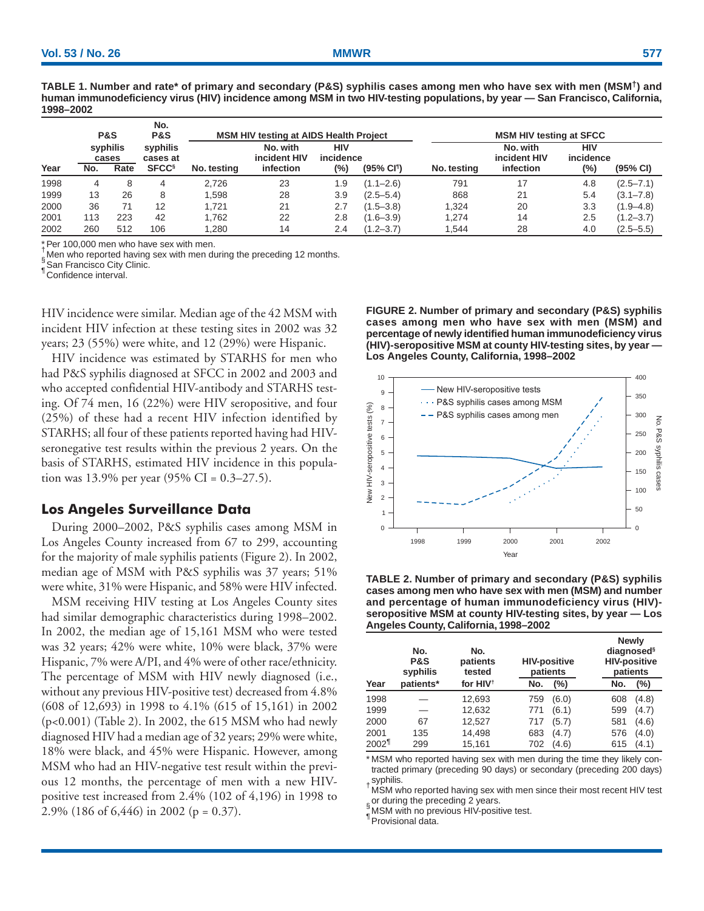**TABLE 1. Number and rate* of primary and secondary (P&S) syphilis cases among men who have sex with men (MSM†) and human immunodeficiency virus (HIV) incidence among MSM in two HIV-testing populations, by year — San Francisco, California, 1998–2002**

| Year | P&S syphilis cases No. | P&S syphilis cases Rate | No. P&S syphilis cases at SFCC§ | MSM HIV testing at AIDS Health Project: No. testing | No. with incident HIV infection | HIV incidence (%) | (95% CI¶) | MSM HIV testing at SFCC: No. testing | No. with incident HIV infection | HIV incidence (%) | (95% CI) |
|---|---|---|---|---|---|---|---|---|---|---|---|
| 1998 | 4 | 8 | 4 | 2,726 | 23 | 1.9 | (1.1–2.6) | 791 | 17 | 4.8 | (2.5–7.1) |
| 1999 | 13 | 26 | 8 | 1,598 | 28 | 3.9 | (2.5–5.4) | 868 | 21 | 5.4 | (3.1–7.8) |
| 2000 | 36 | 71 | 12 | 1,721 | 21 | 2.7 | (1.5–3.8) | 1,324 | 20 | 3.3 | (1.9–4.8) |
| 2001 | 113 | 223 | 42 | 1,762 | 22 | 2.8 | (1.6–3.9) | 1,274 | 14 | 2.5 | (1.2–3.7) |
| 2002 | 260 | 512 | 106 | 1,280 | 14 | 2.4 | (1.2–3.7) | 1,544 | 28 | 4.0 | (2.5–5.5) |

\* Per 100,000 men who have sex with men.
† Men who reported having sex with men during the preceding 12 months.
§ San Francisco City Clinic.
¶ Confidence interval.

HIV incidence were similar. Median age of the 42 MSM with incident HIV infection at these testing sites in 2002 was 32 years; 23 (55%) were white, and 12 (29%) were Hispanic.

HIV incidence was estimated by STARHS for men who had P&S syphilis diagnosed at SFCC in 2002 and 2003 and who accepted confidential HIV-antibody and STARHS testing. Of 74 men, 16 (22%) were HIV seropositive, and four (25%) of these had a recent HIV infection identified by STARHS; all four of these patients reported having had HIV-seronegative test results within the previous 2 years. On the basis of STARHS, estimated HIV incidence in this population was 13.9% per year (95% CI = 0.3–27.5).

## Los Angeles Surveillance Data

During 2000–2002, P&S syphilis cases among MSM in Los Angeles County increased from 67 to 299, accounting for the majority of male syphilis patients (Figure 2). In 2002, median age of MSM with P&S syphilis was 37 years; 51% were white, 31% were Hispanic, and 58% were HIV infected.

MSM receiving HIV testing at Los Angeles County sites had similar demographic characteristics during 1998–2002. In 2002, the median age of 15,161 MSM who were tested was 32 years; 42% were white, 10% were black, 37% were Hispanic, 7% were A/PI, and 4% were of other race/ethnicity. The percentage of MSM with HIV newly diagnosed (i.e., without any previous HIV-positive test) decreased from 4.8% (608 of 12,693) in 1998 to 4.1% (615 of 15,161) in 2002 ($p<0.001$) (Table 2). In 2002, the 615 MSM who had newly diagnosed HIV had a median age of 32 years; 29% were white, 18% were black, and 45% were Hispanic. However, among MSM who had an HIV-negative test result within the previous 12 months, the percentage of men with a new HIV-positive test increased from 2.4% (102 of 4,196) in 1998 to 2.9% (186 of 6,446) in 2002 ($p = 0.37$).

**FIGURE 2. Number of primary and secondary (P&S) syphilis cases among men who have sex with men (MSM) and percentage of newly identified human immunodeficiency virus (HIV)-seropositive MSM at county HIV-testing sites, by year — Los Angeles County, California, 1998–2002**

**TABLE 2. Number of primary and secondary (P&S) syphilis cases among men who have sex with men (MSM) and number and percentage of human immunodeficiency virus (HIV)-seropositive MSM at county HIV-testing sites, by year — Los Angeles County, California, 1998–2002**

| Year | No. P&S syphilis patients* | No. patients tested for HIV† | HIV-positive patients No. | (%) | Newly diagnosed§ HIV-positive patients No. | (%) |
|---|---|---|---|---|---|---|
| 1998 | — | 12,693 | 759 | (6.0) | 608 | (4.8) |
| 1999 | — | 12,632 | 771 | (6.1) | 599 | (4.7) |
| 2000 | 67 | 12,527 | 717 | (5.7) | 581 | (4.6) |
| 2001 | 135 | 14,498 | 683 | (4.7) | 576 | (4.0) |
| 2002¶ | 299 | 15,161 | 702 | (4.6) | 615 | (4.1) |

\* MSM who reported having sex with men during the time they likely contracted primary (preceding 90 days) or secondary (preceding 200 days) syphilis.
† MSM who reported having sex with men since their most recent HIV test or during the preceding 2 years.
§ MSM with no previous HIV-positive test.
¶ Provisional data.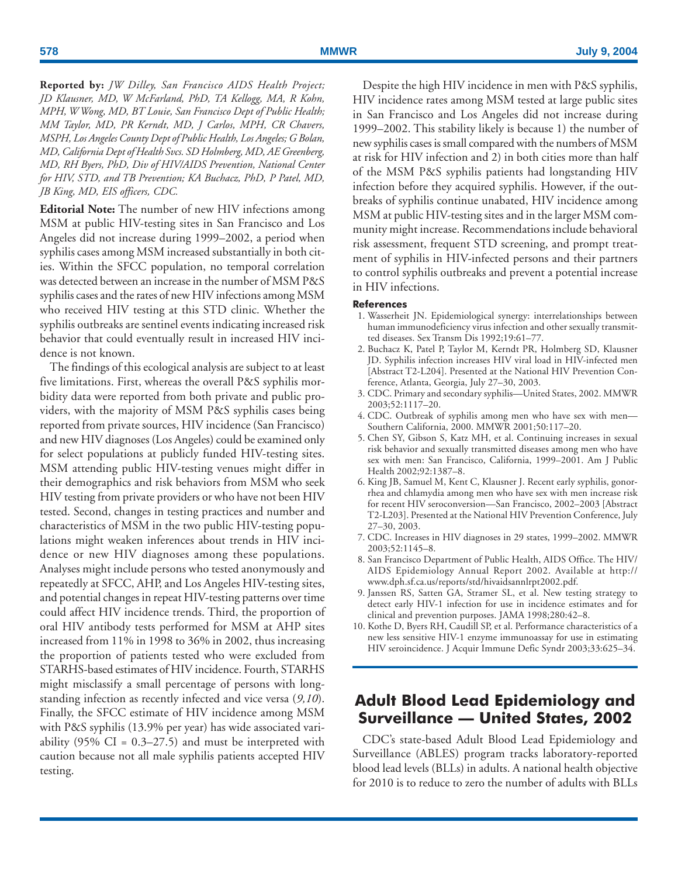**Reported by:** *JW Dilley, San Francisco AIDS Health Project; JD Klausner, MD, W McFarland, PhD, TA Kellogg, MA, R Kohn, MPH, W Wong, MD, BT Louie, San Francisco Dept of Public Health; MM Taylor, MD, PR Kerndt, MD, J Carlos, MPH, CR Chavers, MSPH, Los Angeles County Dept of Public Health, Los Angeles; G Bolan, MD, California Dept of Health Svcs. SD Holmberg, MD, AE Greenberg, MD, RH Byers, PhD, Div of HIV/AIDS Prevention, National Center for HIV, STD, and TB Prevention; KA Buchacz, PhD, P Patel, MD, JB King, MD, EIS officers, CDC.*

**Editorial Note:** The number of new HIV infections among MSM at public HIV-testing sites in San Francisco and Los Angeles did not increase during 1999–2002, a period when syphilis cases among MSM increased substantially in both cities. Within the SFCC population, no temporal correlation was detected between an increase in the number of MSM P&S syphilis cases and the rates of new HIV infections among MSM who received HIV testing at this STD clinic. Whether the syphilis outbreaks are sentinel events indicating increased risk behavior that could eventually result in increased HIV incidence is not known.

The findings of this ecological analysis are subject to at least five limitations. First, whereas the overall P&S syphilis morbidity data were reported from both private and public providers, with the majority of MSM P&S syphilis cases being reported from private sources, HIV incidence (San Francisco) and new HIV diagnoses (Los Angeles) could be examined only for select populations at publicly funded HIV-testing sites. MSM attending public HIV-testing venues might differ in their demographics and risk behaviors from MSM who seek HIV testing from private providers or who have not been HIV tested. Second, changes in testing practices and number and characteristics of MSM in the two public HIV-testing populations might weaken inferences about trends in HIV incidence or new HIV diagnoses among these populations. Analyses might include persons who tested anonymously and repeatedly at SFCC, AHP, and Los Angeles HIV-testing sites, and potential changes in repeat HIV-testing patterns over time could affect HIV incidence trends. Third, the proportion of oral HIV antibody tests performed for MSM at AHP sites increased from 11% in 1998 to 36% in 2002, thus increasing the proportion of patients tested who were excluded from STARHS-based estimates of HIV incidence. Fourth, STARHS might misclassify a small percentage of persons with longstanding infection as recently infected and vice versa (*9,10*). Finally, the SFCC estimate of HIV incidence among MSM with P&S syphilis (13.9% per year) has wide associated variability (95% CI = 0.3–27.5) and must be interpreted with caution because not all male syphilis patients accepted HIV testing.

Despite the high HIV incidence in men with P&S syphilis, HIV incidence rates among MSM tested at large public sites in San Francisco and Los Angeles did not increase during 1999–2002. This stability likely is because 1) the number of new syphilis cases is small compared with the numbers of MSM at risk for HIV infection and 2) in both cities more than half of the MSM P&S syphilis patients had longstanding HIV infection before they acquired syphilis. However, if the outbreaks of syphilis continue unabated, HIV incidence among MSM at public HIV-testing sites and in the larger MSM community might increase. Recommendations include behavioral risk assessment, frequent STD screening, and prompt treatment of syphilis in HIV-infected persons and their partners to control syphilis outbreaks and prevent a potential increase in HIV infections.

#### References

1. Wasserheit JN. Epidemiological synergy: interrelationships between human immunodeficiency virus infection and other sexually transmitted diseases. Sex Transm Dis 1992;19:61–77.
2. Buchacz K, Patel P, Taylor M, Kerndt PR, Holmberg SD, Klausner JD. Syphilis infection increases HIV viral load in HIV-infected men [Abstract T2-L204]. Presented at the National HIV Prevention Conference, Atlanta, Georgia, July 27–30, 2003.
3. CDC. Primary and secondary syphilis—United States, 2002. MMWR 2003;52:1117–20.
4. CDC. Outbreak of syphilis among men who have sex with men—Southern California, 2000. MMWR 2001;50:117–20.
5. Chen SY, Gibson S, Katz MH, et al. Continuing increases in sexual risk behavior and sexually transmitted diseases among men who have sex with men: San Francisco, California, 1999–2001. Am J Public Health 2002;92:1387–8.
6. King JB, Samuel M, Kent C, Klausner J. Recent early syphilis, gonorrhea and chlamydia among men who have sex with men increase risk for recent HIV seroconversion—San Francisco, 2002–2003 [Abstract T2-L203]. Presented at the National HIV Prevention Conference, July 27–30, 2003.
7. CDC. Increases in HIV diagnoses in 29 states, 1999–2002. MMWR 2003;52:1145–8.
8. San Francisco Department of Public Health, AIDS Office. The HIV/AIDS Epidemiology Annual Report 2002. Available at http://www.dph.sf.ca.us/reports/std/hivaidsannlrpt2002.pdf.
9. Janssen RS, Satten GA, Stramer SL, et al. New testing strategy to detect early HIV-1 infection for use in incidence estimates and for clinical and prevention purposes. JAMA 1998;280:42–8.
10. Kothe D, Byers RH, Caudill SP, et al. Performance characteristics of a new less sensitive HIV-1 enzyme immunoassay for use in estimating HIV seroincidence. J Acquir Immune Defic Syndr 2003;33:625–34.

## Adult Blood Lead Epidemiology and Surveillance — United States, 2002

CDC's state-based Adult Blood Lead Epidemiology and Surveillance (ABLES) program tracks laboratory-reported blood lead levels (BLLs) in adults. A national health objective for 2010 is to reduce to zero the number of adults with BLLs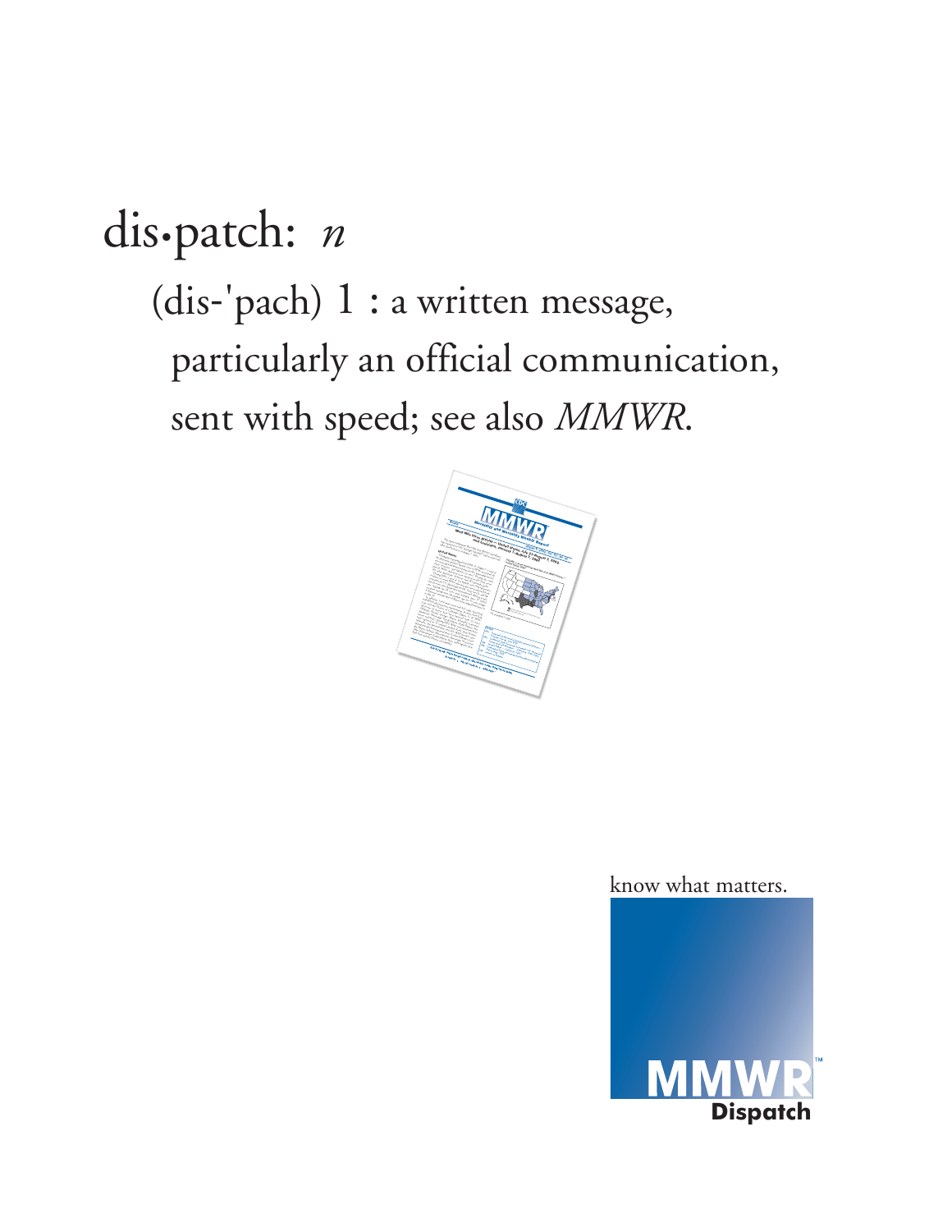dis•patch: *n*

(dis-'pach) 1 : a written message, particularly an official communication, sent with speed; see also *MMWR*.

know what matters.

MMWR™ Dispatch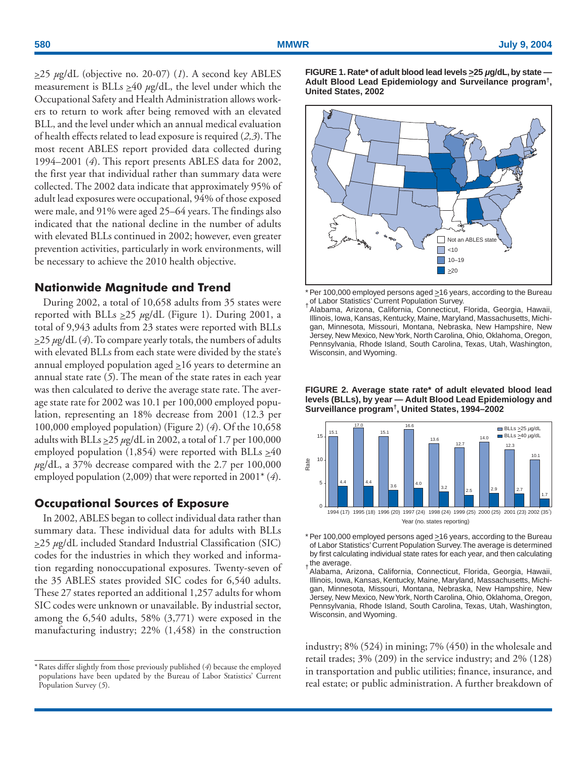≥25 $\mu$g/dL (objective no. 20-07) (*1*). A second key ABLES measurement is BLLs ≥40 $\mu$g/dL, the level under which the Occupational Safety and Health Administration allows workers to return to work after being removed with an elevated BLL, and the level under which an annual medical evaluation of health effects related to lead exposure is required (*2,3*). The most recent ABLES report provided data collected during 1994–2001 (*4*). This report presents ABLES data for 2002, the first year that individual rather than summary data were collected. The 2002 data indicate that approximately 95% of adult lead exposures were occupational, 94% of those exposed were male, and 91% were aged 25–64 years. The findings also indicated that the national decline in the number of adults with elevated BLLs continued in 2002; however, even greater prevention activities, particularly in work environments, will be necessary to achieve the 2010 health objective.

## Nationwide Magnitude and Trend

During 2002, a total of 10,658 adults from 35 states were reported with BLLs ≥25 $\mu$g/dL (Figure 1). During 2001, a total of 9,943 adults from 23 states were reported with BLLs ≥25 $\mu$g/dL (*4*). To compare yearly totals, the numbers of adults with elevated BLLs from each state were divided by the state's annual employed population aged ≥16 years to determine an annual state rate (*5*). The mean of the state rates in each year was then calculated to derive the average state rate. The average state rate for 2002 was 10.1 per 100,000 employed population, representing an 18% decrease from 2001 (12.3 per 100,000 employed population) (Figure 2) (*4*). Of the 10,658 adults with BLLs ≥25 $\mu$g/dL in 2002, a total of 1.7 per 100,000 employed population (1,854) were reported with BLLs ≥40 $\mu$g/dL, a 37% decrease compared with the 2.7 per 100,000 employed population (2,009) that were reported in 2001* (*4*).

## Occupational Sources of Exposure

In 2002, ABLES began to collect individual data rather than summary data. These individual data for adults with BLLs ≥25 $\mu$g/dL included Standard Industrial Classification (SIC) codes for the industries in which they worked and information regarding nonoccupational exposures. Twenty-seven of the 35 ABLES states provided SIC codes for 6,540 adults. These 27 states reported an additional 1,257 adults for whom SIC codes were unknown or unavailable. By industrial sector, among the 6,540 adults, 58% (3,771) were exposed in the manufacturing industry; 22% (1,458) in the construction industry; 8% (524) in mining; 7% (450) in the wholesale and retail trades; 3% (209) in the service industry; and 2% (128) in transportation and public utilities; finance, insurance, and real estate; or public administration. A further breakdown of

\* Rates differ slightly from those previously published (*4*) because the employed populations have been updated by the Bureau of Labor Statistics' Current Population Survey (*5*).

**FIGURE 1. Rate\* of adult blood lead levels ≥25 $\mu$g/dL, by state — Adult Blood Lead Epidemiology and Surveillance program[†], United States, 2002**

\* Per 100,000 employed persons aged ≥16 years, according to the Bureau of Labor Statistics' Current Population Survey.

[†] Alabama, Arizona, California, Connecticut, Florida, Georgia, Hawaii, Illinois, Iowa, Kansas, Kentucky, Maine, Maryland, Massachusetts, Michigan, Minnesota, Missouri, Montana, Nebraska, New Hampshire, New Jersey, New Mexico, New York, North Carolina, Ohio, Oklahoma, Oregon, Pennsylvania, Rhode Island, South Carolina, Texas, Utah, Washington, Wisconsin, and Wyoming.

**FIGURE 2. Average state rate\* of adult elevated blood lead levels (BLLs), by year — Adult Blood Lead Epidemiology and Surveillance program[†], United States, 1994–2002**

| Year (no. states reporting) | BLLs ≥25 $\mu$g/dL | BLLs ≥40 $\mu$g/dL |
|---|---|---|
| 1994 (17) | 15.1 | 4.4 |
| 1995 (18) | 17.0 | 4.4 |
| 1996 (20) | 15.1 | 3.6 |
| 1997 (24) | 16.6 | 4.0 |
| 1998 (24) | 13.6 | 3.2 |
| 1999 (25) | 12.7 | 2.5 |
| 2000 (25) | 14.0 | 2.9 |
| 2001 (23) | 12.3 | 2.7 |
| 2002 (35[†]) | 10.1 | 1.7 |

\* Per 100,000 employed persons aged ≥16 years, according to the Bureau of Labor Statistics' Current Population Survey. The average is determined by first calculating individual state rates for each year, and then calculating the average.

[†] Alabama, Arizona, California, Connecticut, Florida, Georgia, Hawaii, Illinois, Iowa, Kansas, Kentucky, Maine, Maryland, Massachusetts, Michigan, Minnesota, Missouri, Montana, Nebraska, New Hampshire, New Jersey, New Mexico, New York, North Carolina, Ohio, Oklahoma, Oregon, Pennsylvania, Rhode Island, South Carolina, Texas, Utah, Washington, Wisconsin, and Wyoming.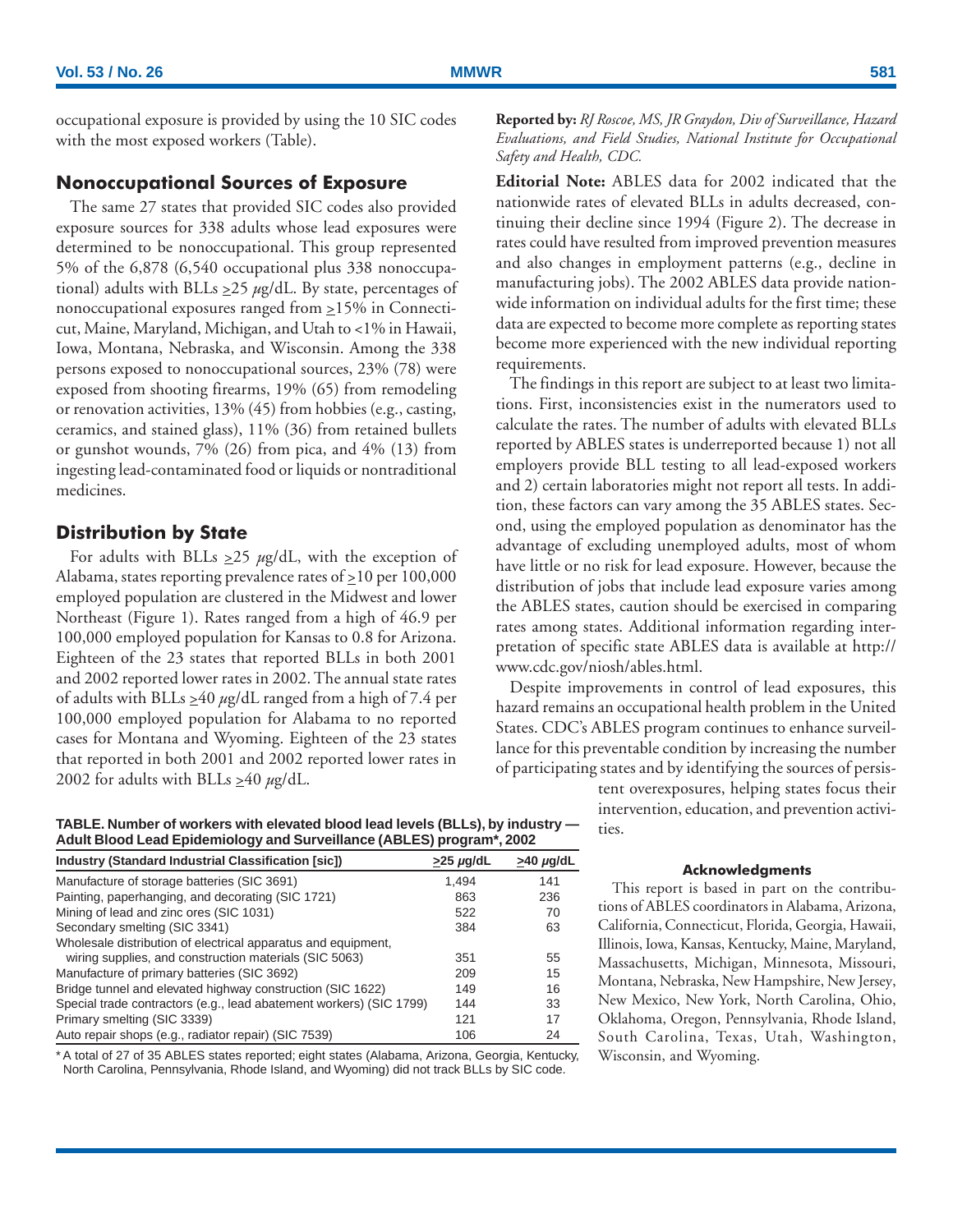occupational exposure is provided by using the 10 SIC codes with the most exposed workers (Table).

### Nonoccupational Sources of Exposure

The same 27 states that provided SIC codes also provided exposure sources for 338 adults whose lead exposures were determined to be nonoccupational. This group represented 5% of the 6,878 (6,540 occupational plus 338 nonoccupational) adults with BLLs ≥25 μg/dL. By state, percentages of nonoccupational exposures ranged from ≥15% in Connecticut, Maine, Maryland, Michigan, and Utah to <1% in Hawaii, Iowa, Montana, Nebraska, and Wisconsin. Among the 338 persons exposed to nonoccupational sources, 23% (78) were exposed from shooting firearms, 19% (65) from remodeling or renovation activities, 13% (45) from hobbies (e.g., casting, ceramics, and stained glass), 11% (36) from retained bullets or gunshot wounds, 7% (26) from pica, and 4% (13) from ingesting lead-contaminated food or liquids or nontraditional medicines.

### Distribution by State

For adults with BLLs ≥25 μg/dL, with the exception of Alabama, states reporting prevalence rates of ≥10 per 100,000 employed population are clustered in the Midwest and lower Northeast (Figure 1). Rates ranged from a high of 46.9 per 100,000 employed population for Kansas to 0.8 for Arizona. Eighteen of the 23 states that reported BLLs in both 2001 and 2002 reported lower rates in 2002. The annual state rates of adults with BLLs ≥40 μg/dL ranged from a high of 7.4 per 100,000 employed population for Alabama to no reported cases for Montana and Wyoming. Eighteen of the 23 states that reported in both 2001 and 2002 reported lower rates in 2002 for adults with BLLs ≥40 μg/dL.

**TABLE. Number of workers with elevated blood lead levels (BLLs), by industry — Adult Blood Lead Epidemiology and Surveillance (ABLES) program\*, 2002**

| Industry (Standard Industrial Classification [sic]) | ≥25 μg/dL | ≥40 μg/dL |
|---|---|---|
| Manufacture of storage batteries (SIC 3691) | 1,494 | 141 |
| Painting, paperhanging, and decorating (SIC 1721) | 863 | 236 |
| Mining of lead and zinc ores (SIC 1031) | 522 | 70 |
| Secondary smelting (SIC 3341) | 384 | 63 |
| Wholesale distribution of electrical apparatus and equipment, wiring supplies, and construction materials (SIC 5063) | 351 | 55 |
| Manufacture of primary batteries (SIC 3692) | 209 | 15 |
| Bridge tunnel and elevated highway construction (SIC 1622) | 149 | 16 |
| Special trade contractors (e.g., lead abatement workers) (SIC 1799) | 144 | 33 |
| Primary smelting (SIC 3339) | 121 | 17 |
| Auto repair shops (e.g., radiator repair) (SIC 7539) | 106 | 24 |

\* A total of 27 of 35 ABLES states reported; eight states (Alabama, Arizona, Georgia, Kentucky, North Carolina, Pennsylvania, Rhode Island, and Wyoming) did not track BLLs by SIC code.

**Reported by:** *RJ Roscoe, MS, JR Graydon, Div of Surveillance, Hazard Evaluations, and Field Studies, National Institute for Occupational Safety and Health, CDC.*

**Editorial Note:** ABLES data for 2002 indicated that the nationwide rates of elevated BLLs in adults decreased, continuing their decline since 1994 (Figure 2). The decrease in rates could have resulted from improved prevention measures and also changes in employment patterns (e.g., decline in manufacturing jobs). The 2002 ABLES data provide nationwide information on individual adults for the first time; these data are expected to become more complete as reporting states become more experienced with the new individual reporting requirements.

The findings in this report are subject to at least two limitations. First, inconsistencies exist in the numerators used to calculate the rates. The number of adults with elevated BLLs reported by ABLES states is underreported because 1) not all employers provide BLL testing to all lead-exposed workers and 2) certain laboratories might not report all tests. In addition, these factors can vary among the 35 ABLES states. Second, using the employed population as denominator has the advantage of excluding unemployed adults, most of whom have little or no risk for lead exposure. However, because the distribution of jobs that include lead exposure varies among the ABLES states, caution should be exercised in comparing rates among states. Additional information regarding interpretation of specific state ABLES data is available at http://www.cdc.gov/niosh/ables.html.

Despite improvements in control of lead exposures, this hazard remains an occupational health problem in the United States. CDC's ABLES program continues to enhance surveillance for this preventable condition by increasing the number of participating states and by identifying the sources of persistent overexposures, helping states focus their intervention, education, and prevention activities.

#### Acknowledgments

This report is based in part on the contributions of ABLES coordinators in Alabama, Arizona, California, Connecticut, Florida, Georgia, Hawaii, Illinois, Iowa, Kansas, Kentucky, Maine, Maryland, Massachusetts, Michigan, Minnesota, Missouri, Montana, Nebraska, New Hampshire, New Jersey, New Mexico, New York, North Carolina, Ohio, Oklahoma, Oregon, Pennsylvania, Rhode Island, South Carolina, Texas, Utah, Washington, Wisconsin, and Wyoming.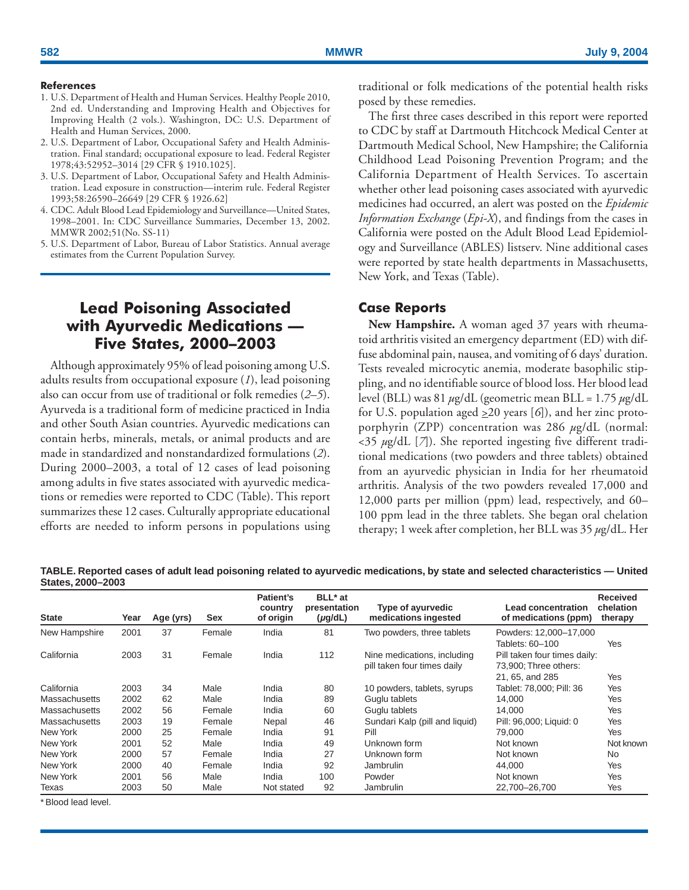### References

1. U.S. Department of Health and Human Services. Healthy People 2010, 2nd ed. Understanding and Improving Health and Objectives for Improving Health (2 vols.). Washington, DC: U.S. Department of Health and Human Services, 2000.
2. U.S. Department of Labor, Occupational Safety and Health Administration. Final standard; occupational exposure to lead. Federal Register 1978;43:52952–3014 [29 CFR § 1910.1025].
3. U.S. Department of Labor, Occupational Safety and Health Administration. Lead exposure in construction—interim rule. Federal Register 1993;58:26590–26649 [29 CFR § 1926.62]
4. CDC. Adult Blood Lead Epidemiology and Surveillance—United States, 1998–2001. In: CDC Surveillance Summaries, December 13, 2002. MMWR 2002;51(No. SS-11)
5. U.S. Department of Labor, Bureau of Labor Statistics. Annual average estimates from the Current Population Survey.

# Lead Poisoning Associated with Ayurvedic Medications — Five States, 2000–2003

Although approximately 95% of lead poisoning among U.S. adults results from occupational exposure (*1*), lead poisoning also can occur from use of traditional or folk remedies (*2–5*). Ayurveda is a traditional form of medicine practiced in India and other South Asian countries. Ayurvedic medications can contain herbs, minerals, metals, or animal products and are made in standardized and nonstandardized formulations (*2*). During 2000–2003, a total of 12 cases of lead poisoning among adults in five states associated with ayurvedic medications or remedies were reported to CDC (Table). This report summarizes these 12 cases. Culturally appropriate educational efforts are needed to inform persons in populations using traditional or folk medications of the potential health risks posed by these remedies.

The first three cases described in this report were reported to CDC by staff at Dartmouth Hitchcock Medical Center at Dartmouth Medical School, New Hampshire; the California Childhood Lead Poisoning Prevention Program; and the California Department of Health Services. To ascertain whether other lead poisoning cases associated with ayurvedic medicines had occurred, an alert was posted on the *Epidemic Information Exchange* (*Epi-X*), and findings from the cases in California were posted on the Adult Blood Lead Epidemiology and Surveillance (ABLES) listserv. Nine additional cases were reported by state health departments in Massachusetts, New York, and Texas (Table).

## Case Reports

**New Hampshire.** A woman aged 37 years with rheumatoid arthritis visited an emergency department (ED) with diffuse abdominal pain, nausea, and vomiting of 6 days' duration. Tests revealed microcytic anemia, moderate basophilic stippling, and no identifiable source of blood loss. Her blood lead level (BLL) was 81 $\mu$g/dL (geometric mean BLL = 1.75 $\mu$g/dL for U.S. population aged $\geq$20 years [*6*]), and her zinc protoporphyrin (ZPP) concentration was 286 $\mu$g/dL (normal: <35 $\mu$g/dL [*7*]). She reported ingesting five different traditional medications (two powders and three tablets) obtained from an ayurvedic physician in India for her rheumatoid arthritis. Analysis of the two powders revealed 17,000 and 12,000 parts per million (ppm) lead, respectively, and 60–100 ppm lead in the three tablets. She began oral chelation therapy; 1 week after completion, her BLL was 35 $\mu$g/dL. Her

**TABLE. Reported cases of adult lead poisoning related to ayurvedic medications, by state and selected characteristics — United States, 2000–2003**

| State | Year | Age (yrs) | Sex | Patient's country of origin | BLL* at presentation ($\mu$g/dL) | Type of ayurvedic medications ingested | Lead concentration of medications (ppm) | Received chelation therapy |
|---|---|---|---|---|---|---|---|---|
| New Hampshire | 2001 | 37 | Female | India | 81 | Two powders, three tablets | Powders: 12,000–17,000 Tablets: 60–100 | Yes |
| California | 2003 | 31 | Female | India | 112 | Nine medications, including pill taken four times daily | Pill taken four times daily: 73,900; Three others: 21, 65, and 285 | Yes |
| California | 2003 | 34 | Male | India | 80 | 10 powders, tablets, syrups | Tablet: 78,000; Pill: 36 | Yes |
| Massachusetts | 2002 | 62 | Male | India | 89 | Guglu tablets | 14,000 | Yes |
| Massachusetts | 2002 | 56 | Female | India | 60 | Guglu tablets | 14,000 | Yes |
| Massachusetts | 2003 | 19 | Female | Nepal | 46 | Sundari Kalp (pill and liquid) | Pill: 96,000; Liquid: 0 | Yes |
| New York | 2000 | 25 | Female | India | 91 | Pill | 79,000 | Yes |
| New York | 2001 | 52 | Male | India | 49 | Unknown form | Not known | Not known |
| New York | 2000 | 57 | Female | India | 27 | Unknown form | Not known | No |
| New York | 2000 | 40 | Female | India | 92 | Jambrulin | 44,000 | Yes |
| New York | 2001 | 56 | Male | India | 100 | Powder | Not known | Yes |
| Texas | 2003 | 50 | Male | Not stated | 92 | Jambrulin | 22,700–26,700 | Yes |

\* Blood lead level.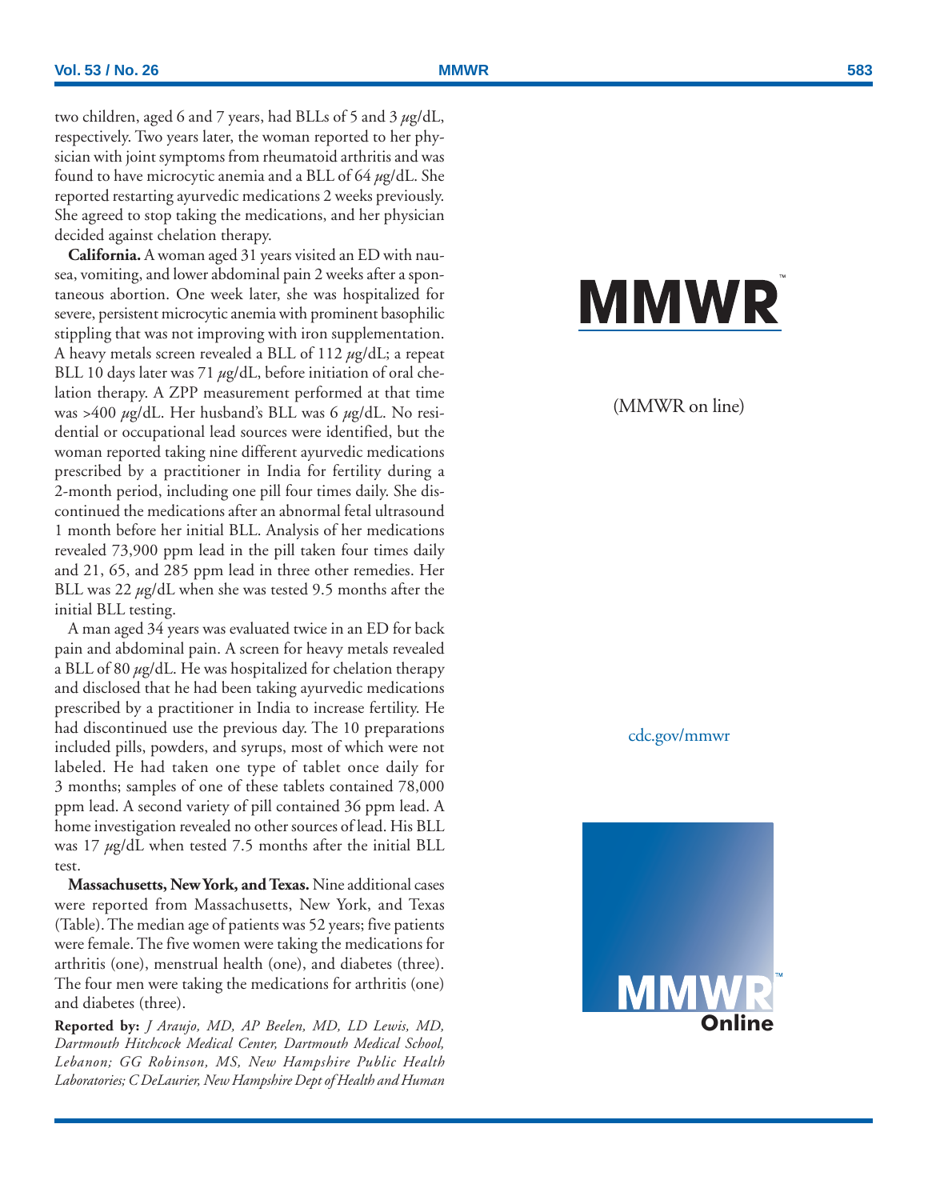two children, aged 6 and 7 years, had BLLs of 5 and 3 $\mu$g/dL, respectively. Two years later, the woman reported to her physician with joint symptoms from rheumatoid arthritis and was found to have microcytic anemia and a BLL of 64 $\mu$g/dL. She reported restarting ayurvedic medications 2 weeks previously. She agreed to stop taking the medications, and her physician decided against chelation therapy.

**California.** A woman aged 31 years visited an ED with nausea, vomiting, and lower abdominal pain 2 weeks after a spontaneous abortion. One week later, she was hospitalized for severe, persistent microcytic anemia with prominent basophilic stippling that was not improving with iron supplementation. A heavy metals screen revealed a BLL of 112 $\mu$g/dL; a repeat BLL 10 days later was 71 $\mu$g/dL, before initiation of oral chelation therapy. A ZPP measurement performed at that time was >400 $\mu$g/dL. Her husband's BLL was 6 $\mu$g/dL. No residential or occupational lead sources were identified, but the woman reported taking nine different ayurvedic medications prescribed by a practitioner in India for fertility during a 2-month period, including one pill four times daily. She discontinued the medications after an abnormal fetal ultrasound 1 month before her initial BLL. Analysis of her medications revealed 73,900 ppm lead in the pill taken four times daily and 21, 65, and 285 ppm lead in three other remedies. Her BLL was 22 $\mu$g/dL when she was tested 9.5 months after the initial BLL testing.

A man aged 34 years was evaluated twice in an ED for back pain and abdominal pain. A screen for heavy metals revealed a BLL of 80 $\mu$g/dL. He was hospitalized for chelation therapy and disclosed that he had been taking ayurvedic medications prescribed by a practitioner in India to increase fertility. He had discontinued use the previous day. The 10 preparations included pills, powders, and syrups, most of which were not labeled. He had taken one type of tablet once daily for 3 months; samples of one of these tablets contained 78,000 ppm lead. A second variety of pill contained 36 ppm lead. A home investigation revealed no other sources of lead. His BLL was 17 $\mu$g/dL when tested 7.5 months after the initial BLL test.

**Massachusetts, New York, and Texas.** Nine additional cases were reported from Massachusetts, New York, and Texas (Table). The median age of patients was 52 years; five patients were female. The five women were taking the medications for arthritis (one), menstrual health (one), and diabetes (three). The four men were taking the medications for arthritis (one) and diabetes (three).

**Reported by:** *J Araujo, MD, AP Beelen, MD, LD Lewis, MD, Dartmouth Hitchcock Medical Center, Dartmouth Medical School, Lebanon; GG Robinson, MS, New Hampshire Public Health Laboratories; C DeLaurier, New Hampshire Dept of Health and Human*

MMWR

(MMWR on line)

cdc.gov/mmwr

MMWR Online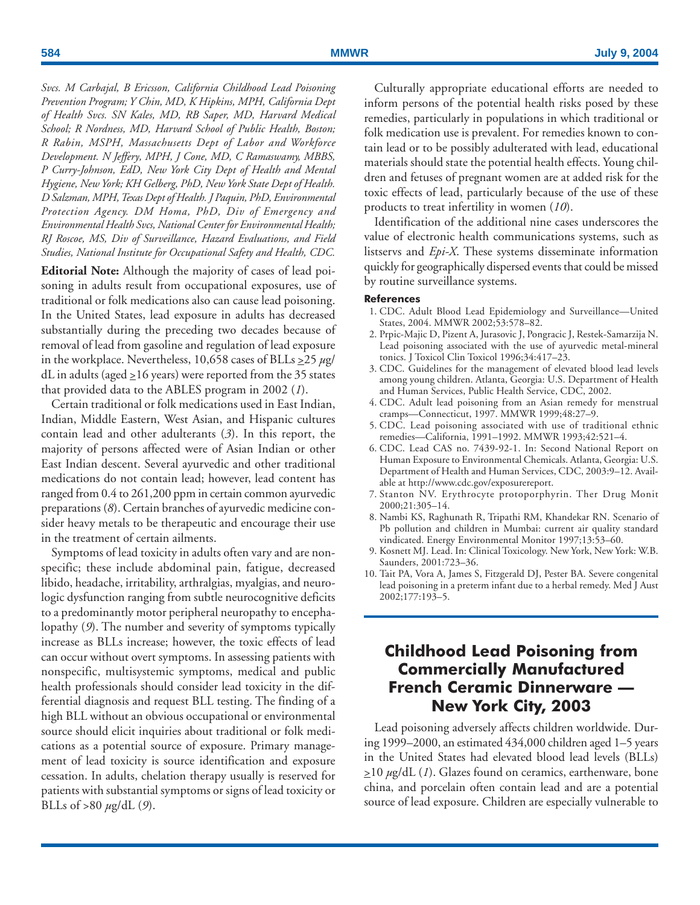*Svcs. M Carbajal, B Ericsson, California Childhood Lead Poisoning Prevention Program; Y Chin, MD, K Hipkins, MPH, California Dept of Health Svcs. SN Kales, MD, RB Saper, MD, Harvard Medical School; R Nordness, MD, Harvard School of Public Health, Boston; R Rabin, MSPH, Massachusetts Dept of Labor and Workforce Development. N Jeffery, MPH, J Cone, MD, C Ramaswamy, MBBS, P Curry-Johnson, EdD, New York City Dept of Health and Mental Hygiene, New York; KH Gelberg, PhD, New York State Dept of Health. D Salzman, MPH, Texas Dept of Health. J Paquin, PhD, Environmental Protection Agency. DM Homa, PhD, Div of Emergency and Environmental Health Svcs, National Center for Environmental Health; RJ Roscoe, MS, Div of Surveillance, Hazard Evaluations, and Field Studies, National Institute for Occupational Safety and Health, CDC.*

**Editorial Note:** Although the majority of cases of lead poisoning in adults result from occupational exposures, use of traditional or folk medications also can cause lead poisoning. In the United States, lead exposure in adults has decreased substantially during the preceding two decades because of removal of lead from gasoline and regulation of lead exposure in the workplace. Nevertheless, 10,658 cases of BLLs $\geq$25 $\mu$g/dL in adults (aged $\geq$16 years) were reported from the 35 states that provided data to the ABLES program in 2002 (*1*).

Certain traditional or folk medications used in East Indian, Indian, Middle Eastern, West Asian, and Hispanic cultures contain lead and other adulterants (*3*). In this report, the majority of persons affected were of Asian Indian or other East Indian descent. Several ayurvedic and other traditional medications do not contain lead; however, lead content has ranged from 0.4 to 261,200 ppm in certain common ayurvedic preparations (*8*). Certain branches of ayurvedic medicine consider heavy metals to be therapeutic and encourage their use in the treatment of certain ailments.

Symptoms of lead toxicity in adults often vary and are nonspecific; these include abdominal pain, fatigue, decreased libido, headache, irritability, arthralgias, myalgias, and neurologic dysfunction ranging from subtle neurocognitive deficits to a predominantly motor peripheral neuropathy to encephalopathy (*9*). The number and severity of symptoms typically increase as BLLs increase; however, the toxic effects of lead can occur without overt symptoms. In assessing patients with nonspecific, multisystemic symptoms, medical and public health professionals should consider lead toxicity in the differential diagnosis and request BLL testing. The finding of a high BLL without an obvious occupational or environmental source should elicit inquiries about traditional or folk medications as a potential source of exposure. Primary management of lead toxicity is source identification and exposure cessation. In adults, chelation therapy usually is reserved for patients with substantial symptoms or signs of lead toxicity or BLLs of >80 $\mu$g/dL (*9*).

Culturally appropriate educational efforts are needed to inform persons of the potential health risks posed by these remedies, particularly in populations in which traditional or folk medication use is prevalent. For remedies known to contain lead or to be possibly adulterated with lead, educational materials should state the potential health effects. Young children and fetuses of pregnant women are at added risk for the toxic effects of lead, particularly because of the use of these products to treat infertility in women (*10*).

Identification of the additional nine cases underscores the value of electronic health communications systems, such as listservs and *Epi-X*. These systems disseminate information quickly for geographically dispersed events that could be missed by routine surveillance systems.

#### References

1. CDC. Adult Blood Lead Epidemiology and Surveillance—United States, 2004. MMWR 2002;53:578–82.
2. Prpic-Majic D, Pizent A, Jurasovic J, Pongracic J, Restek-Samarzija N. Lead poisoning associated with the use of ayurvedic metal-mineral tonics. J Toxicol Clin Toxicol 1996;34:417–23.
3. CDC. Guidelines for the management of elevated blood lead levels among young children. Atlanta, Georgia: U.S. Department of Health and Human Services, Public Health Service, CDC, 2002.
4. CDC. Adult lead poisoning from an Asian remedy for menstrual cramps—Connecticut, 1997. MMWR 1999;48:27–9.
5. CDC. Lead poisoning associated with use of traditional ethnic remedies—California, 1991–1992. MMWR 1993;42:521–4.
6. CDC. Lead CAS no. 7439-92-1. In: Second National Report on Human Exposure to Environmental Chemicals. Atlanta, Georgia: U.S. Department of Health and Human Services, CDC, 2003:9–12. Available at http://www.cdc.gov/exposurereport.
7. Stanton NV. Erythrocyte protoporphyrin. Ther Drug Monit 2000;21:305–14.
8. Nambi KS, Raghunath R, Tripathi RM, Khandekar RN. Scenario of Pb pollution and children in Mumbai: current air quality standard vindicated. Energy Environmental Monitor 1997;13:53–60.
9. Kosnett MJ. Lead. In: Clinical Toxicology. New York, New York: W.B. Saunders, 2001:723–36.
10. Tait PA, Vora A, James S, Fitzgerald DJ, Pester BA. Severe congenital lead poisoning in a preterm infant due to a herbal remedy. Med J Aust 2002;177:193–5.

## Childhood Lead Poisoning from Commercially Manufactured French Ceramic Dinnerware — New York City, 2003

Lead poisoning adversely affects children worldwide. During 1999–2000, an estimated 434,000 children aged 1–5 years in the United States had elevated blood lead levels (BLLs) $\geq$10 $\mu$g/dL (*1*). Glazes found on ceramics, earthenware, bone china, and porcelain often contain lead and are a potential source of lead exposure. Children are especially vulnerable to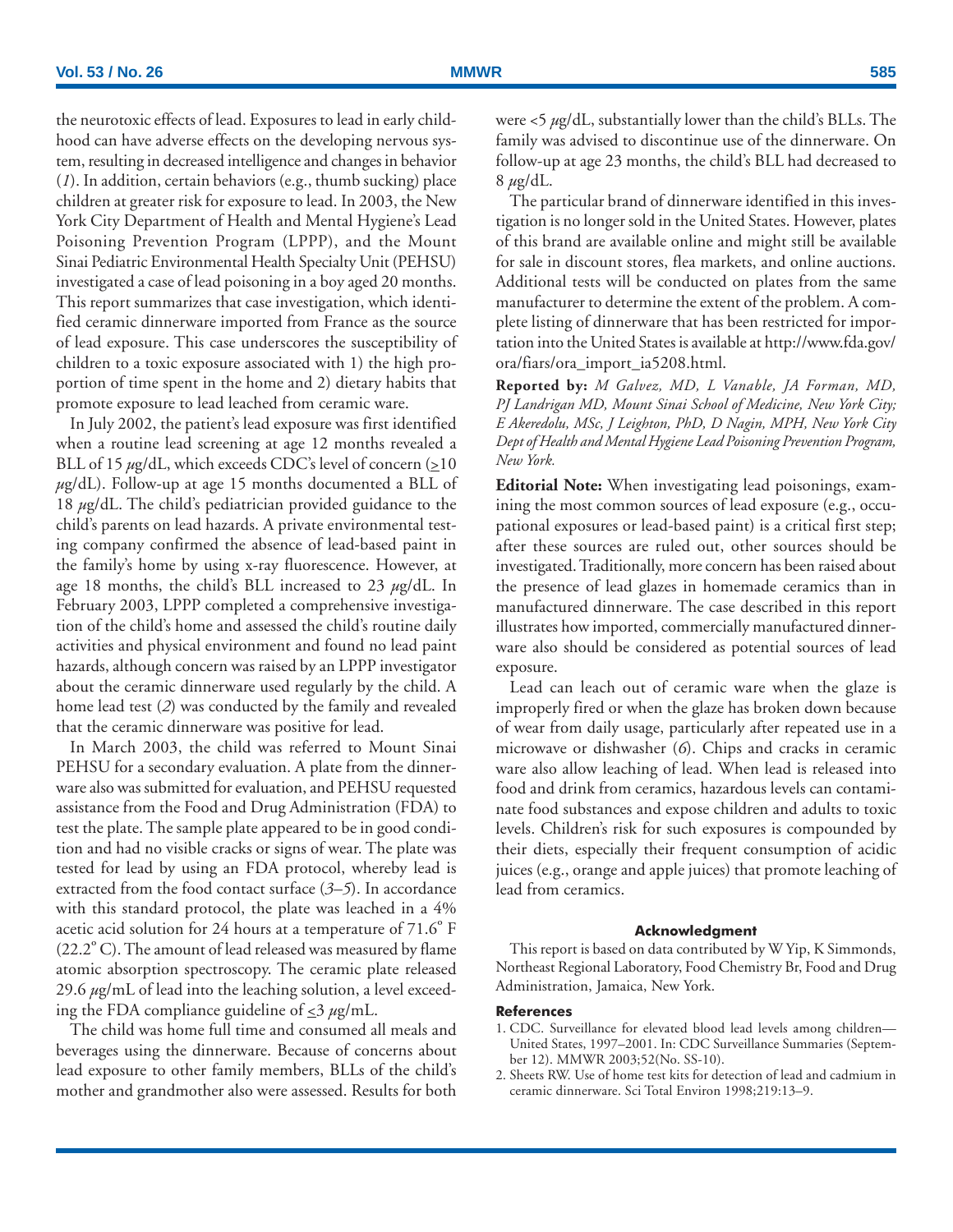the neurotoxic effects of lead. Exposures to lead in early childhood can have adverse effects on the developing nervous system, resulting in decreased intelligence and changes in behavior (*1*). In addition, certain behaviors (e.g., thumb sucking) place children at greater risk for exposure to lead. In 2003, the New York City Department of Health and Mental Hygiene's Lead Poisoning Prevention Program (LPPP), and the Mount Sinai Pediatric Environmental Health Specialty Unit (PEHSU) investigated a case of lead poisoning in a boy aged 20 months. This report summarizes that case investigation, which identified ceramic dinnerware imported from France as the source of lead exposure. This case underscores the susceptibility of children to a toxic exposure associated with 1) the high proportion of time spent in the home and 2) dietary habits that promote exposure to lead leached from ceramic ware.

In July 2002, the patient's lead exposure was first identified when a routine lead screening at age 12 months revealed a BLL of 15 $\mu$g/dL, which exceeds CDC's level of concern ($\geq$10 $\mu$g/dL). Follow-up at age 15 months documented a BLL of 18 $\mu$g/dL. The child's pediatrician provided guidance to the child's parents on lead hazards. A private environmental testing company confirmed the absence of lead-based paint in the family's home by using x-ray fluorescence. However, at age 18 months, the child's BLL increased to 23 $\mu$g/dL. In February 2003, LPPP completed a comprehensive investigation of the child's home and assessed the child's routine daily activities and physical environment and found no lead paint hazards, although concern was raised by an LPPP investigator about the ceramic dinnerware used regularly by the child. A home lead test (*2*) was conducted by the family and revealed that the ceramic dinnerware was positive for lead.

In March 2003, the child was referred to Mount Sinai PEHSU for a secondary evaluation. A plate from the dinnerware also was submitted for evaluation, and PEHSU requested assistance from the Food and Drug Administration (FDA) to test the plate. The sample plate appeared to be in good condition and had no visible cracks or signs of wear. The plate was tested for lead by using an FDA protocol, whereby lead is extracted from the food contact surface (*3–5*). In accordance with this standard protocol, the plate was leached in a 4% acetic acid solution for 24 hours at a temperature of 71.6° F (22.2° C). The amount of lead released was measured by flame atomic absorption spectroscopy. The ceramic plate released 29.6 $\mu$g/mL of lead into the leaching solution, a level exceeding the FDA compliance guideline of $\leq$3 $\mu$g/mL.

The child was home full time and consumed all meals and beverages using the dinnerware. Because of concerns about lead exposure to other family members, BLLs of the child's mother and grandmother also were assessed. Results for both were <5 $\mu$g/dL, substantially lower than the child's BLLs. The family was advised to discontinue use of the dinnerware. On follow-up at age 23 months, the child's BLL had decreased to 8 $\mu$g/dL.

The particular brand of dinnerware identified in this investigation is no longer sold in the United States. However, plates of this brand are available online and might still be available for sale in discount stores, flea markets, and online auctions. Additional tests will be conducted on plates from the same manufacturer to determine the extent of the problem. A complete listing of dinnerware that has been restricted for importation into the United States is available at http://www.fda.gov/ora/fiars/ora_import_ia5208.html.

**Reported by:** *M Galvez, MD, L Vanable, JA Forman, MD, PJ Landrigan MD, Mount Sinai School of Medicine, New York City; E Akeredolu, MSc, J Leighton, PhD, D Nagin, MPH, New York City Dept of Health and Mental Hygiene Lead Poisoning Prevention Program, New York.*

**Editorial Note:** When investigating lead poisonings, examining the most common sources of lead exposure (e.g., occupational exposures or lead-based paint) is a critical first step; after these sources are ruled out, other sources should be investigated. Traditionally, more concern has been raised about the presence of lead glazes in homemade ceramics than in manufactured dinnerware. The case described in this report illustrates how imported, commercially manufactured dinnerware also should be considered as potential sources of lead exposure.

Lead can leach out of ceramic ware when the glaze is improperly fired or when the glaze has broken down because of wear from daily usage, particularly after repeated use in a microwave or dishwasher (*6*). Chips and cracks in ceramic ware also allow leaching of lead. When lead is released into food and drink from ceramics, hazardous levels can contaminate food substances and expose children and adults to toxic levels. Children's risk for such exposures is compounded by their diets, especially their frequent consumption of acidic juices (e.g., orange and apple juices) that promote leaching of lead from ceramics.

#### Acknowledgment

This report is based on data contributed by W Yip, K Simmonds, Northeast Regional Laboratory, Food Chemistry Br, Food and Drug Administration, Jamaica, New York.

#### References

1. CDC. Surveillance for elevated blood lead levels among children—United States, 1997–2001. In: CDC Surveillance Summaries (September 12). MMWR 2003;52(No. SS-10).
2. Sheets RW. Use of home test kits for detection of lead and cadmium in ceramic dinnerware. Sci Total Environ 1998;219:13–9.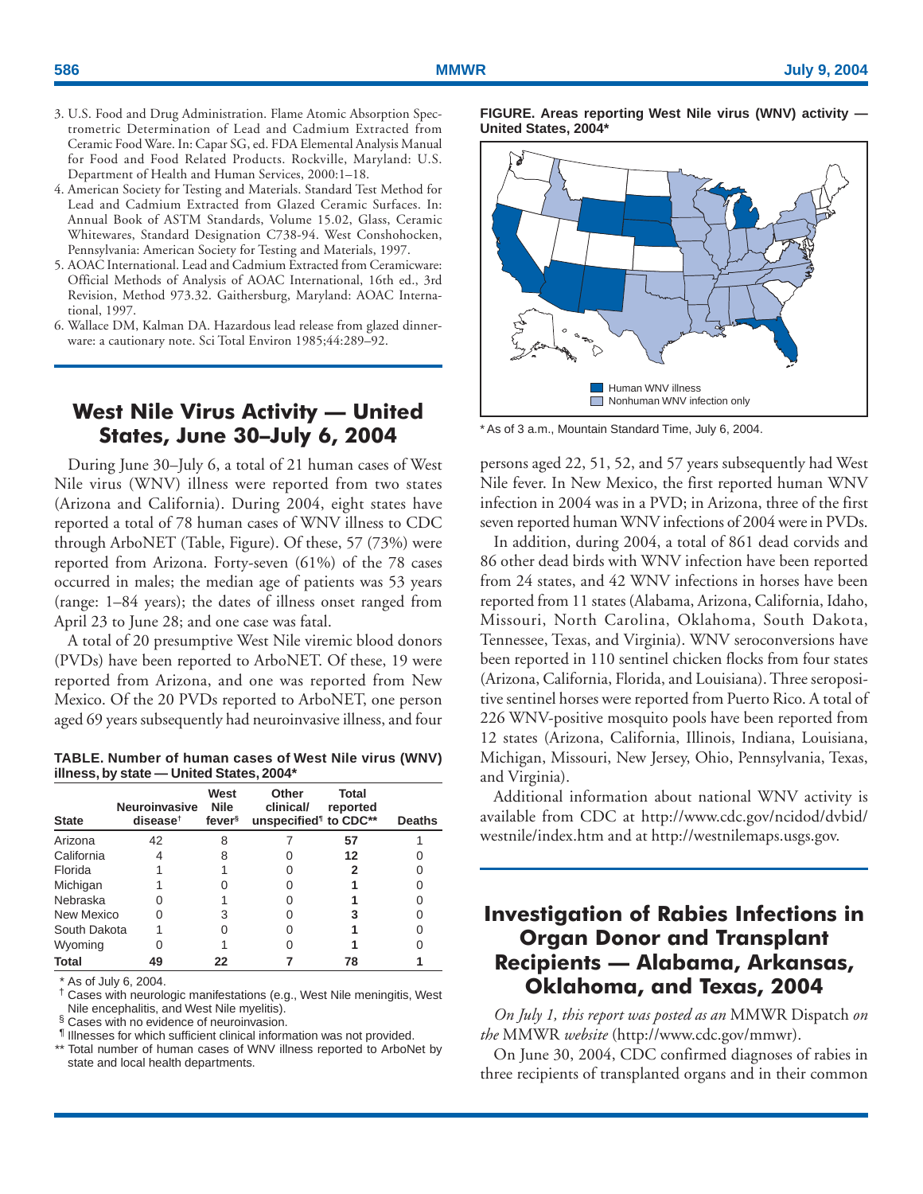3. U.S. Food and Drug Administration. Flame Atomic Absorption Spectrometric Determination of Lead and Cadmium Extracted from Ceramic Food Ware. In: Capar SG, ed. FDA Elemental Analysis Manual for Food and Food Related Products. Rockville, Maryland: U.S. Department of Health and Human Services, 2000:1–18.
4. American Society for Testing and Materials. Standard Test Method for Lead and Cadmium Extracted from Glazed Ceramic Surfaces. In: Annual Book of ASTM Standards, Volume 15.02, Glass, Ceramic Whitewares, Standard Designation C738-94. West Conshohocken, Pennsylvania: American Society for Testing and Materials, 1997.
5. AOAC International. Lead and Cadmium Extracted from Ceramicware: Official Methods of Analysis of AOAC International, 16th ed., 3rd Revision, Method 973.32. Gaithersburg, Maryland: AOAC International, 1997.
6. Wallace DM, Kalman DA. Hazardous lead release from glazed dinnerware: a cautionary note. Sci Total Environ 1985;44:289–92.

# West Nile Virus Activity — United States, June 30–July 6, 2004

During June 30–July 6, a total of 21 human cases of West Nile virus (WNV) illness were reported from two states (Arizona and California). During 2004, eight states have reported a total of 78 human cases of WNV illness to CDC through ArboNET (Table, Figure). Of these, 57 (73%) were reported from Arizona. Forty-seven (61%) of the 78 cases occurred in males; the median age of patients was 53 years (range: 1–84 years); the dates of illness onset ranged from April 23 to June 28; and one case was fatal.

A total of 20 presumptive West Nile viremic blood donors (PVDs) have been reported to ArboNET. Of these, 19 were reported from Arizona, and one was reported from New Mexico. Of the 20 PVDs reported to ArboNET, one person aged 69 years subsequently had neuroinvasive illness, and four persons aged 22, 51, 52, and 57 years subsequently had West Nile fever. In New Mexico, the first reported human WNV infection in 2004 was in a PVD; in Arizona, three of the first seven reported human WNV infections of 2004 were in PVDs.

**TABLE. Number of human cases of West Nile virus (WNV) illness, by state — United States, 2004***

| State | Neuroinvasive disease[†] | West Nile fever[§] | Other clinical/ unspecified[¶] | Total reported to CDC** | Deaths |
|---|---|---|---|---|---|
| Arizona | 42 | 8 | 7 | **57** | 1 |
| California | 4 | 8 | 0 | **12** | 0 |
| Florida | 1 | 1 | 0 | **2** | 0 |
| Michigan | 1 | 0 | 0 | **1** | 0 |
| Nebraska | 0 | 1 | 0 | **1** | 0 |
| New Mexico | 0 | 3 | 0 | **3** | 0 |
| South Dakota | 1 | 0 | 0 | **1** | 0 |
| Wyoming | 0 | 1 | 0 | **1** | 0 |
| **Total** | **49** | **22** | **7** | **78** | **1** |

\* As of July 6, 2004.
[†] Cases with neurologic manifestations (e.g., West Nile meningitis, West Nile encephalitis, and West Nile myelitis).
[§] Cases with no evidence of neuroinvasion.
[¶] Illnesses for which sufficient clinical information was not provided.
** Total number of human cases of WNV illness reported to ArboNet by state and local health departments.

**FIGURE. Areas reporting West Nile virus (WNV) activity — United States, 2004***

Human WNV illness
Nonhuman WNV infection only

\* As of 3 a.m., Mountain Standard Time, July 6, 2004.

In addition, during 2004, a total of 861 dead corvids and 86 other dead birds with WNV infection have been reported from 24 states, and 42 WNV infections in horses have been reported from 11 states (Alabama, Arizona, California, Idaho, Missouri, North Carolina, Oklahoma, South Dakota, Tennessee, Texas, and Virginia). WNV seroconversions have been reported in 110 sentinel chicken flocks from four states (Arizona, California, Florida, and Louisiana). Three seropositive sentinel horses were reported from Puerto Rico. A total of 226 WNV-positive mosquito pools have been reported from 12 states (Arizona, California, Illinois, Indiana, Louisiana, Michigan, Missouri, New Jersey, Ohio, Pennsylvania, Texas, and Virginia).

Additional information about national WNV activity is available from CDC at http://www.cdc.gov/ncidod/dvbid/westnile/index.htm and at http://westnilemaps.usgs.gov.

# Investigation of Rabies Infections in Organ Donor and Transplant Recipients — Alabama, Arkansas, Oklahoma, and Texas, 2004

*On July 1, this report was posted as an* MMWR Dispatch *on the* MMWR *website* (http://www.cdc.gov/mmwr).

On June 30, 2004, CDC confirmed diagnoses of rabies in three recipients of transplanted organs and in their common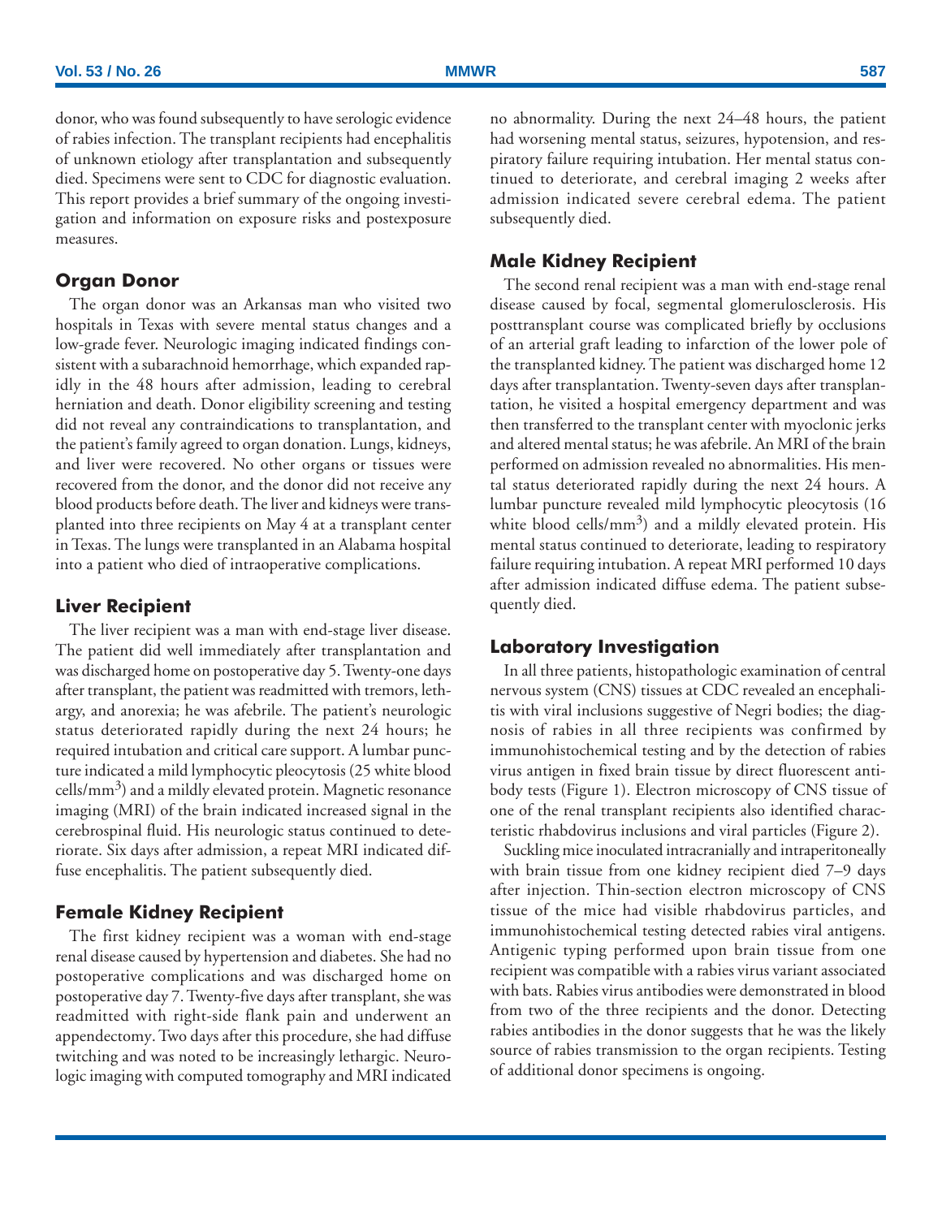donor, who was found subsequently to have serologic evidence of rabies infection. The transplant recipients had encephalitis of unknown etiology after transplantation and subsequently died. Specimens were sent to CDC for diagnostic evaluation. This report provides a brief summary of the ongoing investigation and information on exposure risks and postexposure measures.

### Organ Donor

The organ donor was an Arkansas man who visited two hospitals in Texas with severe mental status changes and a low-grade fever. Neurologic imaging indicated findings consistent with a subarachnoid hemorrhage, which expanded rapidly in the 48 hours after admission, leading to cerebral herniation and death. Donor eligibility screening and testing did not reveal any contraindications to transplantation, and the patient's family agreed to organ donation. Lungs, kidneys, and liver were recovered. No other organs or tissues were recovered from the donor, and the donor did not receive any blood products before death. The liver and kidneys were transplanted into three recipients on May 4 at a transplant center in Texas. The lungs were transplanted in an Alabama hospital into a patient who died of intraoperative complications.

### Liver Recipient

The liver recipient was a man with end-stage liver disease. The patient did well immediately after transplantation and was discharged home on postoperative day 5. Twenty-one days after transplant, the patient was readmitted with tremors, lethargy, and anorexia; he was afebrile. The patient's neurologic status deteriorated rapidly during the next 24 hours; he required intubation and critical care support. A lumbar puncture indicated a mild lymphocytic pleocytosis (25 white blood cells/mm$^3$) and a mildly elevated protein. Magnetic resonance imaging (MRI) of the brain indicated increased signal in the cerebrospinal fluid. His neurologic status continued to deteriorate. Six days after admission, a repeat MRI indicated diffuse encephalitis. The patient subsequently died.

### Female Kidney Recipient

The first kidney recipient was a woman with end-stage renal disease caused by hypertension and diabetes. She had no postoperative complications and was discharged home on postoperative day 7. Twenty-five days after transplant, she was readmitted with right-side flank pain and underwent an appendectomy. Two days after this procedure, she had diffuse twitching and was noted to be increasingly lethargic. Neurologic imaging with computed tomography and MRI indicated no abnormality. During the next 24–48 hours, the patient had worsening mental status, seizures, hypotension, and respiratory failure requiring intubation. Her mental status continued to deteriorate, and cerebral imaging 2 weeks after admission indicated severe cerebral edema. The patient subsequently died.

### Male Kidney Recipient

The second renal recipient was a man with end-stage renal disease caused by focal, segmental glomerulosclerosis. His posttransplant course was complicated briefly by occlusions of an arterial graft leading to infarction of the lower pole of the transplanted kidney. The patient was discharged home 12 days after transplantation. Twenty-seven days after transplantation, he visited a hospital emergency department and was then transferred to the transplant center with myoclonic jerks and altered mental status; he was afebrile. An MRI of the brain performed on admission revealed no abnormalities. His mental status deteriorated rapidly during the next 24 hours. A lumbar puncture revealed mild lymphocytic pleocytosis (16 white blood cells/mm$^3$) and a mildly elevated protein. His mental status continued to deteriorate, leading to respiratory failure requiring intubation. A repeat MRI performed 10 days after admission indicated diffuse edema. The patient subsequently died.

### Laboratory Investigation

In all three patients, histopathologic examination of central nervous system (CNS) tissues at CDC revealed an encephalitis with viral inclusions suggestive of Negri bodies; the diagnosis of rabies in all three recipients was confirmed by immunohistochemical testing and by the detection of rabies virus antigen in fixed brain tissue by direct fluorescent antibody tests (Figure 1). Electron microscopy of CNS tissue of one of the renal transplant recipients also identified characteristic rhabdovirus inclusions and viral particles (Figure 2).

Suckling mice inoculated intracranially and intraperitoneally with brain tissue from one kidney recipient died 7–9 days after injection. Thin-section electron microscopy of CNS tissue of the mice had visible rhabdovirus particles, and immunohistochemical testing detected rabies viral antigens. Antigenic typing performed upon brain tissue from one recipient was compatible with a rabies virus variant associated with bats. Rabies virus antibodies were demonstrated in blood from two of the three recipients and the donor. Detecting rabies antibodies in the donor suggests that he was the likely source of rabies transmission to the organ recipients. Testing of additional donor specimens is ongoing.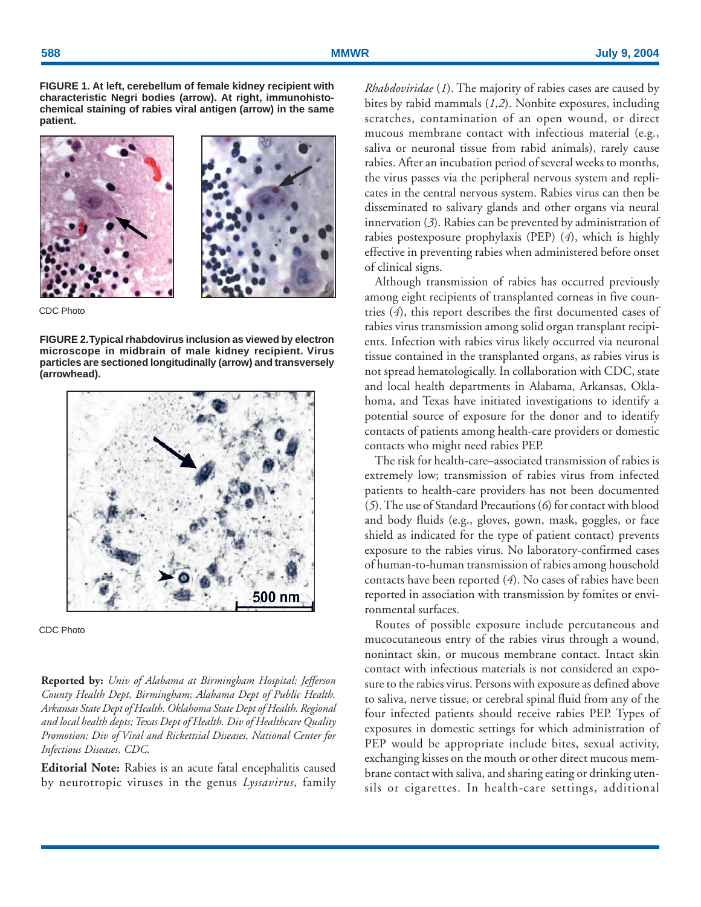**FIGURE 1. At left, cerebellum of female kidney recipient with characteristic Negri bodies (arrow). At right, immunohistochemical staining of rabies viral antigen (arrow) in the same patient.**

CDC Photo

**FIGURE 2. Typical rhabdovirus inclusion as viewed by electron microscope in midbrain of male kidney recipient. Virus particles are sectioned longitudinally (arrow) and transversely (arrowhead).**

CDC Photo

**Reported by:** *Univ of Alabama at Birmingham Hospital; Jefferson County Health Dept, Birmingham; Alabama Dept of Public Health. Arkansas State Dept of Health. Oklahoma State Dept of Health. Regional and local health depts; Texas Dept of Health. Div of Healthcare Quality Promotion; Div of Viral and Rickettsial Diseases, National Center for Infectious Diseases, CDC.*

**Editorial Note:** Rabies is an acute fatal encephalitis caused by neurotropic viruses in the genus *Lyssavirus*, family *Rhabdoviridae* (*1*). The majority of rabies cases are caused by bites by rabid mammals (*1,2*). Nonbite exposures, including scratches, contamination of an open wound, or direct mucous membrane contact with infectious material (e.g., saliva or neuronal tissue from rabid animals), rarely cause rabies. After an incubation period of several weeks to months, the virus passes via the peripheral nervous system and replicates in the central nervous system. Rabies virus can then be disseminated to salivary glands and other organs via neural innervation (*3*). Rabies can be prevented by administration of rabies postexposure prophylaxis (PEP) (*4*), which is highly effective in preventing rabies when administered before onset of clinical signs.

Although transmission of rabies has occurred previously among eight recipients of transplanted corneas in five countries (*4*), this report describes the first documented cases of rabies virus transmission among solid organ transplant recipients. Infection with rabies virus likely occurred via neuronal tissue contained in the transplanted organs, as rabies virus is not spread hematologically. In collaboration with CDC, state and local health departments in Alabama, Arkansas, Oklahoma, and Texas have initiated investigations to identify a potential source of exposure for the donor and to identify contacts of patients among health-care providers or domestic contacts who might need rabies PEP.

The risk for health-care–associated transmission of rabies is extremely low; transmission of rabies virus from infected patients to health-care providers has not been documented (*5*). The use of Standard Precautions (*6*) for contact with blood and body fluids (e.g., gloves, gown, mask, goggles, or face shield as indicated for the type of patient contact) prevents exposure to the rabies virus. No laboratory-confirmed cases of human-to-human transmission of rabies among household contacts have been reported (*4*). No cases of rabies have been reported in association with transmission by fomites or environmental surfaces.

Routes of possible exposure include percutaneous and mucocutaneous entry of the rabies virus through a wound, nonintact skin, or mucous membrane contact. Intact skin contact with infectious materials is not considered an exposure to the rabies virus. Persons with exposure as defined above to saliva, nerve tissue, or cerebral spinal fluid from any of the four infected patients should receive rabies PEP. Types of exposures in domestic settings for which administration of PEP would be appropriate include bites, sexual activity, exchanging kisses on the mouth or other direct mucous membrane contact with saliva, and sharing eating or drinking utensils or cigarettes. In health-care settings, additional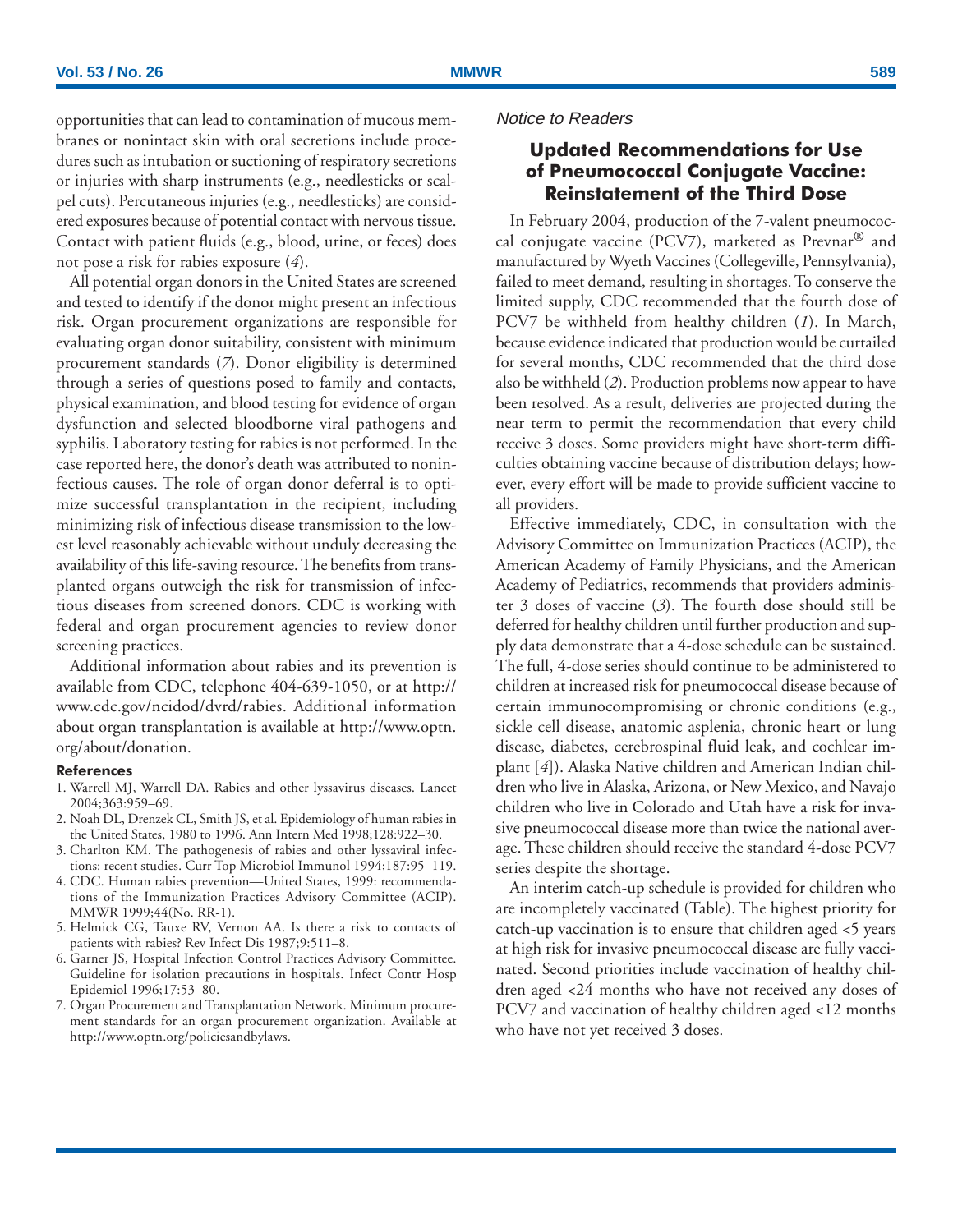opportunities that can lead to contamination of mucous membranes or nonintact skin with oral secretions include procedures such as intubation or suctioning of respiratory secretions or injuries with sharp instruments (e.g., needlesticks or scalpel cuts). Percutaneous injuries (e.g., needlesticks) are considered exposures because of potential contact with nervous tissue. Contact with patient fluids (e.g., blood, urine, or feces) does not pose a risk for rabies exposure (*4*).

All potential organ donors in the United States are screened and tested to identify if the donor might present an infectious risk. Organ procurement organizations are responsible for evaluating organ donor suitability, consistent with minimum procurement standards (*7*). Donor eligibility is determined through a series of questions posed to family and contacts, physical examination, and blood testing for evidence of organ dysfunction and selected bloodborne viral pathogens and syphilis. Laboratory testing for rabies is not performed. In the case reported here, the donor's death was attributed to noninfectious causes. The role of organ donor deferral is to optimize successful transplantation in the recipient, including minimizing risk of infectious disease transmission to the lowest level reasonably achievable without unduly decreasing the availability of this life-saving resource. The benefits from transplanted organs outweigh the risk for transmission of infectious diseases from screened donors. CDC is working with federal and organ procurement agencies to review donor screening practices.

Additional information about rabies and its prevention is available from CDC, telephone 404-639-1050, or at http://www.cdc.gov/ncidod/dvrd/rabies. Additional information about organ transplantation is available at http://www.optn.org/about/donation.

#### References

1. Warrell MJ, Warrell DA. Rabies and other lyssavirus diseases. Lancet 2004;363:959–69.
2. Noah DL, Drenzek CL, Smith JS, et al. Epidemiology of human rabies in the United States, 1980 to 1996. Ann Intern Med 1998;128:922–30.
3. Charlton KM. The pathogenesis of rabies and other lyssaviral infections: recent studies. Curr Top Microbiol Immunol 1994;187:95–119.
4. CDC. Human rabies prevention—United States, 1999: recommendations of the Immunization Practices Advisory Committee (ACIP). MMWR 1999;44(No. RR-1).
5. Helmick CG, Tauxe RV, Vernon AA. Is there a risk to contacts of patients with rabies? Rev Infect Dis 1987;9:511–8.
6. Garner JS, Hospital Infection Control Practices Advisory Committee. Guideline for isolation precautions in hospitals. Infect Contr Hosp Epidemiol 1996;17:53–80.
7. Organ Procurement and Transplantation Network. Minimum procurement standards for an organ procurement organization. Available at http://www.optn.org/policiesandbylaws.

*Notice to Readers*

## Updated Recommendations for Use of Pneumococcal Conjugate Vaccine: Reinstatement of the Third Dose

In February 2004, production of the 7-valent pneumococcal conjugate vaccine (PCV7), marketed as Prevnar® and manufactured by Wyeth Vaccines (Collegeville, Pennsylvania), failed to meet demand, resulting in shortages. To conserve the limited supply, CDC recommended that the fourth dose of PCV7 be withheld from healthy children (*1*). In March, because evidence indicated that production would be curtailed for several months, CDC recommended that the third dose also be withheld (*2*). Production problems now appear to have been resolved. As a result, deliveries are projected during the near term to permit the recommendation that every child receive 3 doses. Some providers might have short-term difficulties obtaining vaccine because of distribution delays; however, every effort will be made to provide sufficient vaccine to all providers.

Effective immediately, CDC, in consultation with the Advisory Committee on Immunization Practices (ACIP), the American Academy of Family Physicians, and the American Academy of Pediatrics, recommends that providers administer 3 doses of vaccine (*3*). The fourth dose should still be deferred for healthy children until further production and supply data demonstrate that a 4-dose schedule can be sustained. The full, 4-dose series should continue to be administered to children at increased risk for pneumococcal disease because of certain immunocompromising or chronic conditions (e.g., sickle cell disease, anatomic asplenia, chronic heart or lung disease, diabetes, cerebrospinal fluid leak, and cochlear implant [*4*]). Alaska Native children and American Indian children who live in Alaska, Arizona, or New Mexico, and Navajo children who live in Colorado and Utah have a risk for invasive pneumococcal disease more than twice the national average. These children should receive the standard 4-dose PCV7 series despite the shortage.

An interim catch-up schedule is provided for children who are incompletely vaccinated (Table). The highest priority for catch-up vaccination is to ensure that children aged <5 years at high risk for invasive pneumococcal disease are fully vaccinated. Second priorities include vaccination of healthy children aged <24 months who have not received any doses of PCV7 and vaccination of healthy children aged <12 months who have not yet received 3 doses.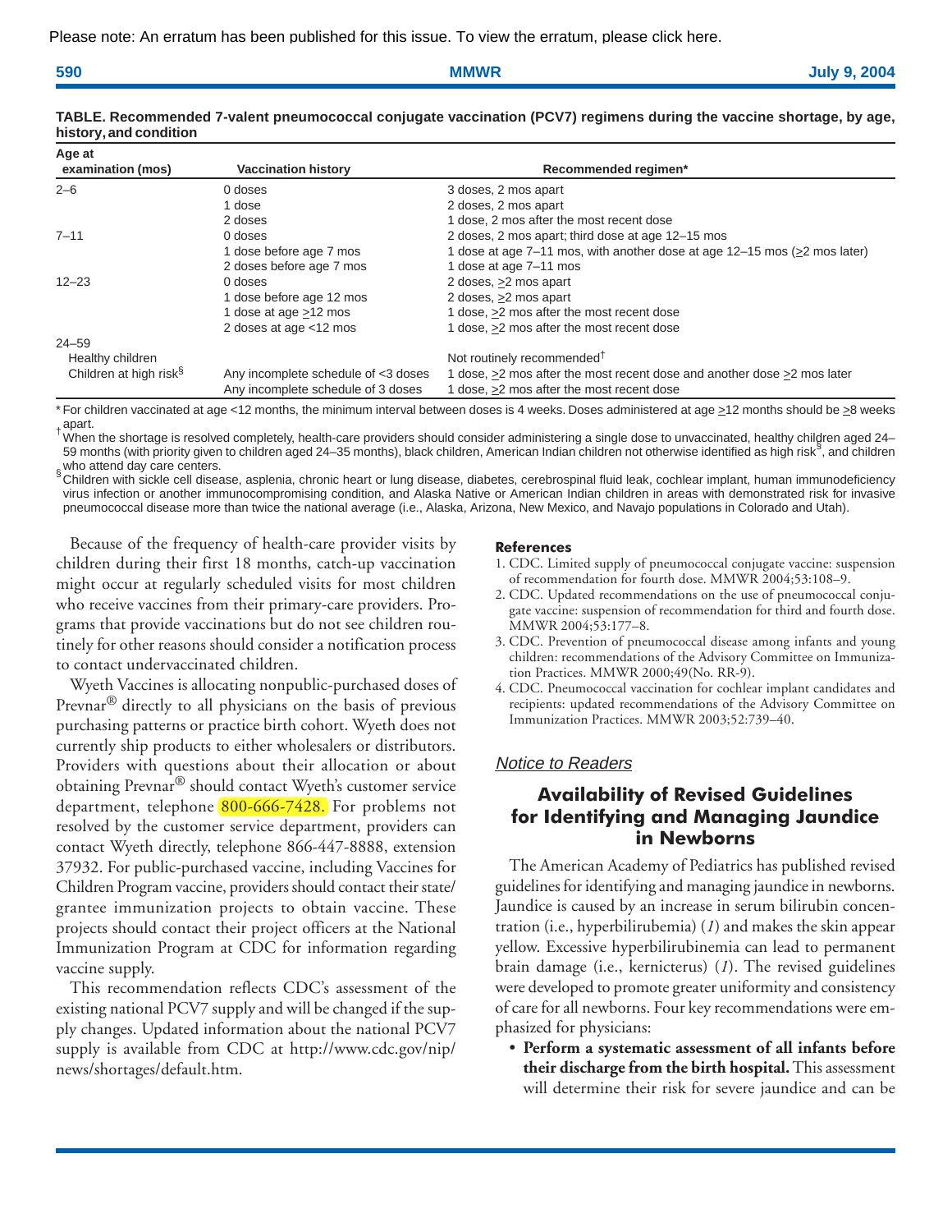Please note: An erratum has been published for this issue. To view the erratum, please click here.

**TABLE. Recommended 7-valent pneumococcal conjugate vaccination (PCV7) regimens during the vaccine shortage, by age, history, and condition**

| Age at examination (mos) | Vaccination history | Recommended regimen* |
|---|---|---|
| 2–6 | 0 doses | 3 doses, 2 mos apart |
| | 1 dose | 2 doses, 2 mos apart |
| | 2 doses | 1 dose, 2 mos after the most recent dose |
| 7–11 | 0 doses | 2 doses, 2 mos apart; third dose at age 12–15 mos |
| | 1 dose before age 7 mos | 1 dose at age 7–11 mos, with another dose at age 12–15 mos (≥2 mos later) |
| | 2 doses before age 7 mos | 1 dose at age 7–11 mos |
| 12–23 | 0 doses | 2 doses, ≥2 mos apart |
| | 1 dose before age 12 mos | 2 doses, ≥2 mos apart |
| | 1 dose at age ≥12 mos | 1 dose, ≥2 mos after the most recent dose |
| | 2 doses at age <12 mos | 1 dose, ≥2 mos after the most recent dose |
| 24–59 | | |
| Healthy children | | Not routinely recommended† |
| Children at high risk§ | Any incomplete schedule of <3 doses | 1 dose, ≥2 mos after the most recent dose and another dose ≥2 mos later |
| | Any incomplete schedule of 3 doses | 1 dose, ≥2 mos after the most recent dose |

\* For children vaccinated at age <12 months, the minimum interval between doses is 4 weeks. Doses administered at age ≥12 months should be ≥8 weeks apart.

† When the shortage is resolved completely, health-care providers should consider administering a single dose to unvaccinated, healthy children aged 24–59 months (with priority given to children aged 24–35 months), black children, American Indian children not otherwise identified as high risk§, and children who attend day care centers.

§ Children with sickle cell disease, asplenia, chronic heart or lung disease, diabetes, cerebrospinal fluid leak, cochlear implant, human immunodeficiency virus infection or another immunocompromising condition, and Alaska Native or American Indian children in areas with demonstrated risk for invasive pneumococcal disease more than twice the national average (i.e., Alaska, Arizona, New Mexico, and Navajo populations in Colorado and Utah).

Because of the frequency of health-care provider visits by children during their first 18 months, catch-up vaccination might occur at regularly scheduled visits for most children who receive vaccines from their primary-care providers. Programs that provide vaccinations but do not see children routinely for other reasons should consider a notification process to contact undervaccinated children.

Wyeth Vaccines is allocating nonpublic-purchased doses of Prevnar® directly to all physicians on the basis of previous purchasing patterns or practice birth cohort. Wyeth does not currently ship products to either wholesalers or distributors. Providers with questions about their allocation or about obtaining Prevnar® should contact Wyeth's customer service department, telephone 800-666-7428. For problems not resolved by the customer service department, providers can contact Wyeth directly, telephone 866-447-8888, extension 37932. For public-purchased vaccine, including Vaccines for Children Program vaccine, providers should contact their state/grantee immunization projects to obtain vaccine. These projects should contact their project officers at the National Immunization Program at CDC for information regarding vaccine supply.

This recommendation reflects CDC's assessment of the existing national PCV7 supply and will be changed if the supply changes. Updated information about the national PCV7 supply is available from CDC at http://www.cdc.gov/nip/news/shortages/default.htm.

### References

1. CDC. Limited supply of pneumococcal conjugate vaccine: suspension of recommendation for fourth dose. MMWR 2004;53:108–9.
2. CDC. Updated recommendations on the use of pneumococcal conjugate vaccine: suspension of recommendation for third and fourth dose. MMWR 2004;53:177–8.
3. CDC. Prevention of pneumococcal disease among infants and young children: recommendations of the Advisory Committee on Immunization Practices. MMWR 2000;49(No. RR-9).
4. CDC. Pneumococcal vaccination for cochlear implant candidates and recipients: updated recommendations of the Advisory Committee on Immunization Practices. MMWR 2003;52:739–40.

*Notice to Readers*

## Availability of Revised Guidelines for Identifying and Managing Jaundice in Newborns

The American Academy of Pediatrics has published revised guidelines for identifying and managing jaundice in newborns. Jaundice is caused by an increase in serum bilirubin concentration (i.e., hyperbilirubemia) (*1*) and makes the skin appear yellow. Excessive hyperbilirubinemia can lead to permanent brain damage (i.e., kernicterus) (*1*). The revised guidelines were developed to promote greater uniformity and consistency of care for all newborns. Four key recommendations were emphasized for physicians:

- **Perform a systematic assessment of all infants before their discharge from the birth hospital.** This assessment will determine their risk for severe jaundice and can be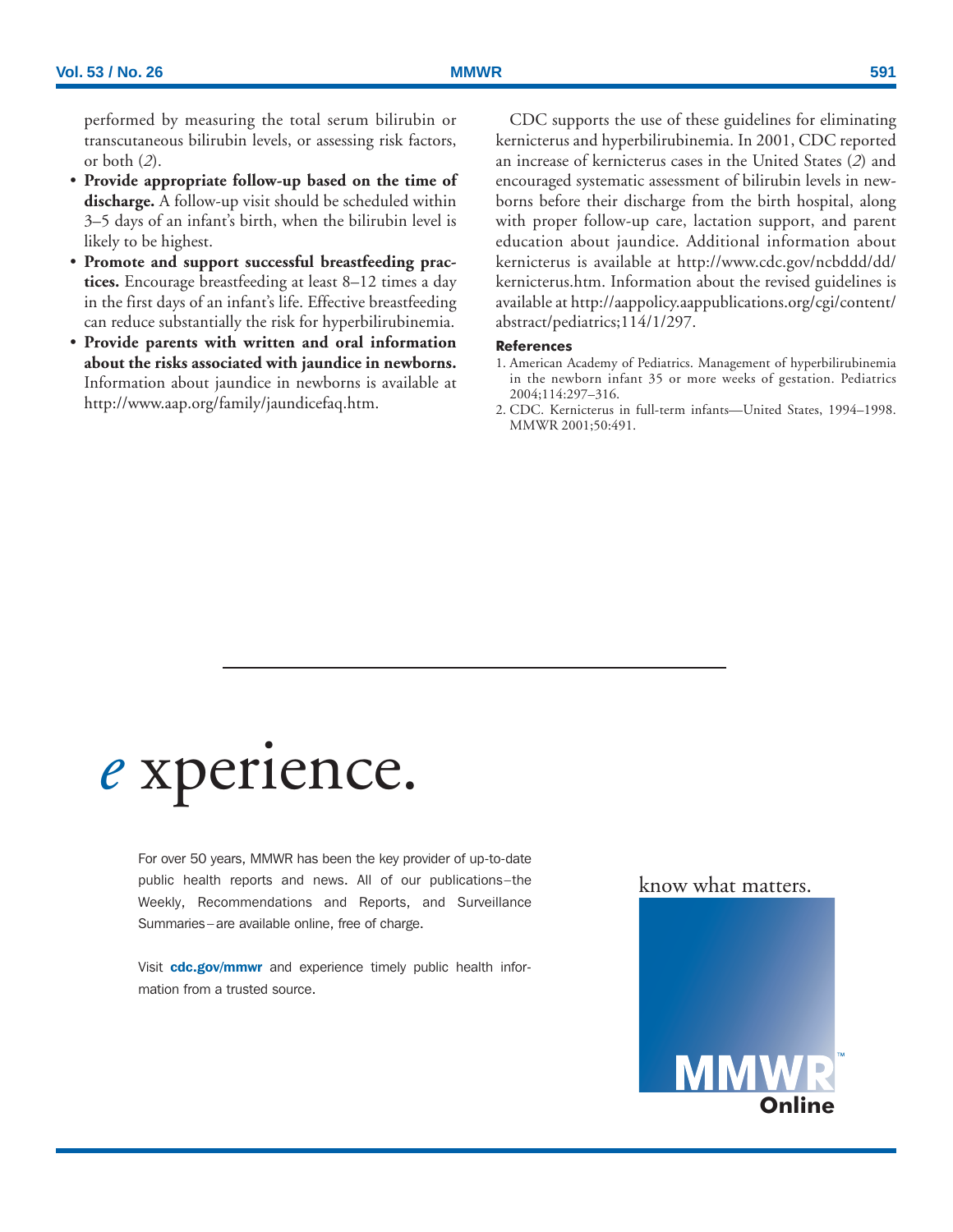performed by measuring the total serum bilirubin or transcutaneous bilirubin levels, or assessing risk factors, or both (*2*).

- **Provide appropriate follow-up based on the time of discharge.** A follow-up visit should be scheduled within 3–5 days of an infant's birth, when the bilirubin level is likely to be highest.
- **Promote and support successful breastfeeding practices.** Encourage breastfeeding at least 8–12 times a day in the first days of an infant's life. Effective breastfeeding can reduce substantially the risk for hyperbilirubinemia.
- **Provide parents with written and oral information about the risks associated with jaundice in newborns.** Information about jaundice in newborns is available at http://www.aap.org/family/jaundicefaq.htm.

CDC supports the use of these guidelines for eliminating kernicterus and hyperbilirubinemia. In 2001, CDC reported an increase of kernicterus cases in the United States (*2*) and encouraged systematic assessment of bilirubin levels in newborns before their discharge from the birth hospital, along with proper follow-up care, lactation support, and parent education about jaundice. Additional information about kernicterus is available at http://www.cdc.gov/ncbddd/dd/kernicterus.htm. Information about the revised guidelines is available at http://aappolicy.aappublications.org/cgi/content/abstract/pediatrics;114/1/297.

#### References

1. American Academy of Pediatrics. Management of hyperbilirubinemia in the newborn infant 35 or more weeks of gestation. Pediatrics 2004;114:297–316.
2. CDC. Kernicterus in full-term infants—United States, 1994–1998. MMWR 2001;50:491.

---

# *e* xperience.

For over 50 years, MMWR has been the key provider of up-to-date public health reports and news. All of our publications–the Weekly, Recommendations and Reports, and Surveillance Summaries–are available online, free of charge.

Visit **cdc.gov/mmwr** and experience timely public health information from a trusted source.

know what matters.

MMWR™ Online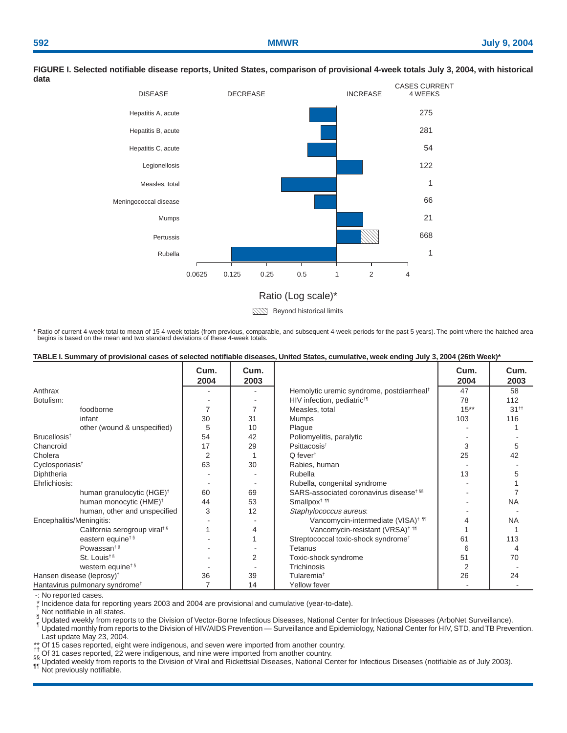**FIGURE I. Selected notifiable disease reports, United States, comparison of provisional 4-week totals July 3, 2004, with historical data**

| DISEASE | CASES CURRENT 4 WEEKS |
|---|---|
| Hepatitis A, acute | 275 |
| Hepatitis B, acute | 281 |
| Hepatitis C, acute | 54 |
| Legionellosis | 122 |
| Measles, total | 1 |
| Meningococcal disease | 66 |
| Mumps | 21 |
| Pertussis | 668 |
| Rubella | 1 |

DECREASE | INCREASE

Ratio (Log scale)*: 0.0625, 0.125, 0.25, 0.5, 1, 2, 4

Beyond historical limits

* Ratio of current 4-week total to mean of 15 4-week totals (from previous, comparable, and subsequent 4-week periods for the past 5 years). The point where the hatched area begins is based on the mean and two standard deviations of these 4-week totals.

**TABLE I. Summary of provisional cases of selected notifiable diseases, United States, cumulative, week ending July 3, 2004 (26th Week)***

| | Cum. 2004 | Cum. 2003 | | Cum. 2004 | Cum. 2003 |
|---|---|---|---|---|---|
| Anthrax | - | - | Hemolytic uremic syndrome, postdiarrheal† | 47 | 58 |
| Botulism: | - | - | HIV infection, pediatric†¶ | 78 | 112 |
| foodborne | 7 | 7 | Measles, total | 15** | 31†† |
| infant | 30 | 31 | Mumps | 103 | 116 |
| other (wound & unspecified) | 5 | 10 | Plague | - | 1 |
| Brucellosis† | 54 | 42 | Poliomyelitis, paralytic | - | - |
| Chancroid | 17 | 29 | Psittacosis† | 3 | 5 |
| Cholera | 2 | 1 | Q fever† | 25 | 42 |
| Cyclosporiasis† | 63 | 30 | Rabies, human | - | - |
| Diphtheria | - | - | Rubella | 13 | 5 |
| Ehrlichiosis: | - | - | Rubella, congenital syndrome | - | 1 |
| human granulocytic (HGE)† | 60 | 69 | SARS-associated coronavirus disease†§§ | - | 7 |
| human monocytic (HME)† | 44 | 53 | Smallpox†¶¶ | - | NA |
| human, other and unspecified | 3 | 12 | *Staphylococcus aureus*: | - | - |
| Encephalitis/Meningitis: | - | - | Vancomycin-intermediate (VISA)†¶¶ | 4 | NA |
| California serogroup viral†§ | 1 | 4 | Vancomycin-resistant (VRSA)†¶¶ | 1 | 1 |
| eastern equine†§ | - | 1 | Streptococcal toxic-shock syndrome† | 61 | 113 |
| Powassan†§ | - | - | Tetanus | 6 | 4 |
| St. Louis†§ | - | 2 | Toxic-shock syndrome | 51 | 70 |
| western equine†§ | - | - | Trichinosis | 2 | - |
| Hansen disease (leprosy)† | 36 | 39 | Tularemia† | 26 | 24 |
| Hantavirus pulmonary syndrome† | 7 | 14 | Yellow fever | - | - |

-: No reported cases.
* Incidence data for reporting years 2003 and 2004 are provisional and cumulative (year-to-date).
† Not notifiable in all states.
§ Updated weekly from reports to the Division of Vector-Borne Infectious Diseases, National Center for Infectious Diseases (ArboNet Surveillance).
¶ Updated monthly from reports to the Division of HIV/AIDS Prevention — Surveillance and Epidemiology, National Center for HIV, STD, and TB Prevention. Last update May 23, 2004.
** Of 15 cases reported, eight were indigenous, and seven were imported from another country.
†† Of 31 cases reported, 22 were indigenous, and nine were imported from another country.
§§ Updated weekly from reports to the Division of Viral and Rickettsial Diseases, National Center for Infectious Diseases (notifiable as of July 2003).
¶¶ Not previously notifiable.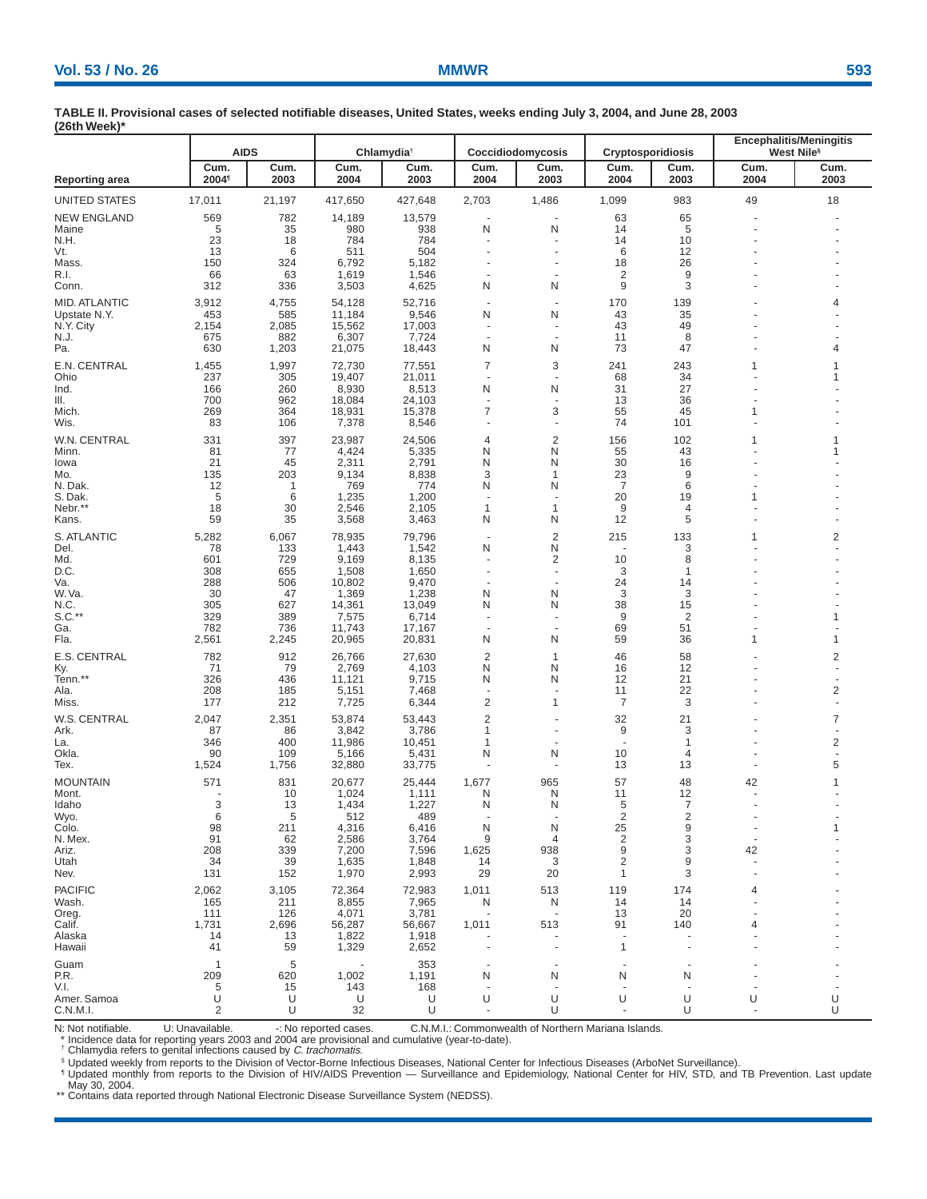**TABLE II. Provisional cases of selected notifiable diseases, United States, weeks ending July 3, 2004, and June 28, 2003 (26th Week)***

| Reporting area | AIDS | | Chlamydia† | | Coccidiodomycosis | | Cryptosporidiosis | | Encephalitis/Meningitis West Nile§ | |
|---|---|---|---|---|---|---|---|---|---|---|
| | Cum. 2004¶ | Cum. 2003 | Cum. 2004 | Cum. 2003 | Cum. 2004 | Cum. 2003 | Cum. 2004 | Cum. 2003 | Cum. 2004 | Cum. 2003 |
| UNITED STATES | 17,011 | 21,197 | 417,650 | 427,648 | 2,703 | 1,486 | 1,099 | 983 | 49 | 18 |
| NEW ENGLAND | 569 | 782 | 14,189 | 13,579 | - | - | 63 | 65 | - | - |
| Maine | 5 | 35 | 980 | 938 | N | N | 14 | 5 | - | - |
| N.H. | 23 | 18 | 784 | 784 | - | - | 14 | 10 | - | - |
| Vt. | 13 | 6 | 511 | 504 | - | - | 6 | 12 | - | - |
| Mass. | 150 | 324 | 6,792 | 5,182 | - | - | 18 | 26 | - | - |
| R.I. | 66 | 63 | 1,619 | 1,546 | - | - | 2 | 9 | - | - |
| Conn. | 312 | 336 | 3,503 | 4,625 | N | N | 9 | 3 | - | - |
| MID. ATLANTIC | 3,912 | 4,755 | 54,128 | 52,716 | - | - | 170 | 139 | - | 4 |
| Upstate N.Y. | 453 | 585 | 11,184 | 9,546 | N | N | 43 | 35 | - | - |
| N.Y. City | 2,154 | 2,085 | 15,562 | 17,003 | - | - | 43 | 49 | - | - |
| N.J. | 675 | 882 | 6,307 | 7,724 | - | - | 11 | 8 | - | - |
| Pa. | 630 | 1,203 | 21,075 | 18,443 | N | N | 73 | 47 | - | 4 |
| E.N. CENTRAL | 1,455 | 1,997 | 72,730 | 77,551 | 7 | 3 | 241 | 243 | 1 | 1 |
| Ohio | 237 | 305 | 19,407 | 21,011 | - | - | 68 | 34 | - | 1 |
| Ind. | 166 | 260 | 8,930 | 8,513 | N | N | 31 | 27 | - | - |
| Ill. | 700 | 962 | 18,084 | 24,103 | - | - | 13 | 36 | - | - |
| Mich. | 269 | 364 | 18,931 | 15,378 | 7 | 3 | 55 | 45 | 1 | - |
| Wis. | 83 | 106 | 7,378 | 8,546 | - | - | 74 | 101 | - | - |
| W.N. CENTRAL | 331 | 397 | 23,987 | 24,506 | 4 | 2 | 156 | 102 | 1 | 1 |
| Minn. | 81 | 77 | 4,424 | 5,335 | N | N | 55 | 43 | - | 1 |
| Iowa | 21 | 45 | 2,311 | 2,791 | N | N | 30 | 16 | - | - |
| Mo. | 135 | 203 | 9,134 | 8,838 | 3 | 1 | 23 | 9 | - | - |
| N. Dak. | 12 | 1 | 769 | 774 | N | N | 7 | 6 | - | - |
| S. Dak. | 5 | 6 | 1,235 | 1,200 | - | - | 20 | 19 | 1 | - |
| Nebr.** | 18 | 30 | 2,546 | 2,105 | 1 | 1 | 9 | 4 | - | - |
| Kans. | 59 | 35 | 3,568 | 3,463 | N | N | 12 | 5 | - | - |
| S. ATLANTIC | 5,282 | 6,067 | 78,935 | 79,796 | - | 2 | 215 | 133 | 1 | 2 |
| Del. | 78 | 133 | 1,443 | 1,542 | N | N | - | 3 | - | - |
| Md. | 601 | 729 | 9,169 | 8,135 | - | 2 | 10 | 8 | - | - |
| D.C. | 308 | 655 | 1,508 | 1,650 | - | - | 3 | 1 | - | - |
| Va. | 288 | 506 | 10,802 | 9,470 | - | - | 24 | 14 | - | - |
| W. Va. | 30 | 47 | 1,369 | 1,238 | N | N | 3 | 3 | - | - |
| N.C. | 305 | 627 | 14,361 | 13,049 | N | N | 38 | 15 | - | - |
| S.C.** | 329 | 389 | 7,575 | 6,714 | - | - | 9 | 2 | - | 1 |
| Ga. | 782 | 736 | 11,743 | 17,167 | - | - | 69 | 51 | - | - |
| Fla. | 2,561 | 2,245 | 20,965 | 20,831 | N | N | 59 | 36 | 1 | 1 |
| E.S. CENTRAL | 782 | 912 | 26,766 | 27,630 | 2 | 1 | 46 | 58 | - | 2 |
| Ky. | 71 | 79 | 2,769 | 4,103 | N | N | 16 | 12 | - | - |
| Tenn.** | 326 | 436 | 11,121 | 9,715 | N | N | 12 | 21 | - | - |
| Ala. | 208 | 185 | 5,151 | 7,468 | - | - | 11 | 22 | - | 2 |
| Miss. | 177 | 212 | 7,725 | 6,344 | 2 | 1 | 7 | 3 | - | - |
| W.S. CENTRAL | 2,047 | 2,351 | 53,874 | 53,443 | 2 | - | 32 | 21 | - | 7 |
| Ark. | 87 | 86 | 3,842 | 3,786 | 1 | - | 9 | 3 | - | - |
| La. | 346 | 400 | 11,986 | 10,451 | 1 | - | - | 1 | - | 2 |
| Okla. | 90 | 109 | 5,166 | 5,431 | N | N | 10 | 4 | - | - |
| Tex. | 1,524 | 1,756 | 32,880 | 33,775 | - | - | 13 | 13 | - | 5 |
| MOUNTAIN | 571 | 831 | 20,677 | 25,444 | 1,677 | 965 | 57 | 48 | 42 | 1 |
| Mont. | - | 10 | 1,024 | 1,111 | N | N | 11 | 12 | - | - |
| Idaho | 3 | 13 | 1,434 | 1,227 | N | N | 5 | 7 | - | - |
| Wyo. | 6 | 5 | 512 | 489 | - | - | 2 | 2 | - | - |
| Colo. | 98 | 211 | 4,316 | 6,416 | N | N | 25 | 9 | - | 1 |
| N. Mex. | 91 | 62 | 2,586 | 3,764 | 9 | 4 | 2 | 3 | - | - |
| Ariz. | 208 | 339 | 7,200 | 7,596 | 1,625 | 938 | 9 | 3 | 42 | - |
| Utah | 34 | 39 | 1,635 | 1,848 | 14 | 3 | 2 | 9 | - | - |
| Nev. | 131 | 152 | 1,970 | 2,993 | 29 | 20 | 1 | 3 | - | - |
| PACIFIC | 2,062 | 3,105 | 72,364 | 72,983 | 1,011 | 513 | 119 | 174 | 4 | - |
| Wash. | 165 | 211 | 8,855 | 7,965 | N | N | 14 | 14 | - | - |
| Oreg. | 111 | 126 | 4,071 | 3,781 | - | - | 13 | 20 | - | - |
| Calif. | 1,731 | 2,696 | 56,287 | 56,667 | 1,011 | 513 | 91 | 140 | 4 | - |
| Alaska | 14 | 13 | 1,822 | 1,918 | - | - | - | - | - | - |
| Hawaii | 41 | 59 | 1,329 | 2,652 | - | - | 1 | - | - | - |
| Guam | 1 | 5 | - | 353 | - | - | - | - | - | - |
| P.R. | 209 | 620 | 1,002 | 1,191 | N | N | N | N | - | - |
| V.I. | 5 | 15 | 143 | 168 | - | - | - | - | - | - |
| Amer. Samoa | U | U | U | U | U | U | U | U | U | U |
| C.N.M.I. | 2 | U | 32 | U | - | U | - | U | - | U |

N: Not notifiable. U: Unavailable. -: No reported cases. C.N.M.I.: Commonwealth of Northern Mariana Islands.

\* Incidence data for reporting years 2003 and 2004 are provisional and cumulative (year-to-date).

† Chlamydia refers to genital infections caused by *C. trachomatis.*

§ Updated weekly from reports to the Division of Vector-Borne Infectious Diseases, National Center for Infectious Diseases (ArboNet Surveillance).

¶ Updated monthly from reports to the Division of HIV/AIDS Prevention — Surveillance and Epidemiology, National Center for HIV, STD, and TB Prevention. Last update May 30, 2004.

** Contains data reported through National Electronic Disease Surveillance System (NEDSS).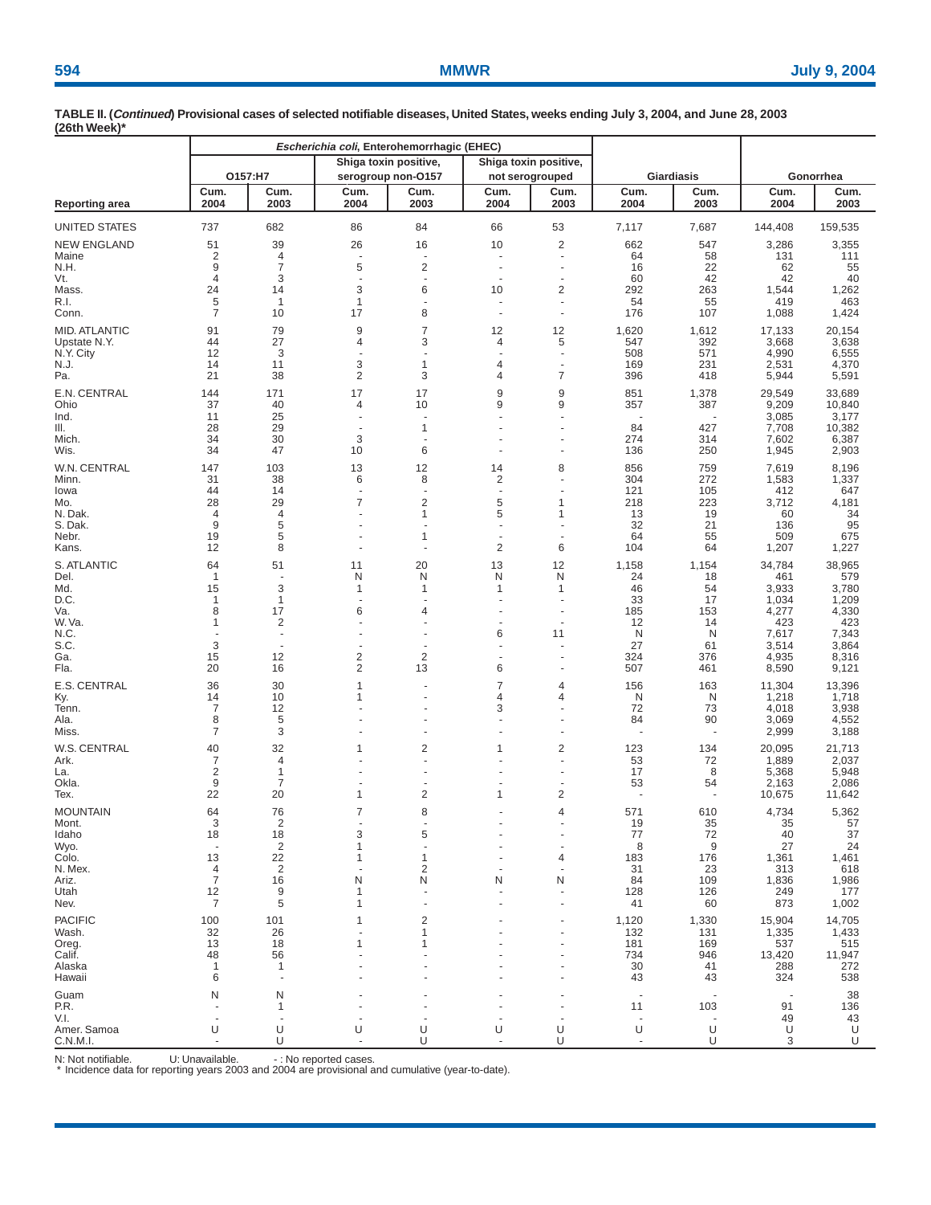**TABLE II. (*Continued*) Provisional cases of selected notifiable diseases, United States, weeks ending July 3, 2004, and June 28, 2003 (26th Week)***

| | *Escherichia coli*, Enterohemorrhagic (EHEC) | | | | | | | | | |
|---|---|---|---|---|---|---|---|---|---|---|
| | O157:H7 | | Shiga toxin positive, serogroup non-O157 | | Shiga toxin positive, not serogrouped | | Giardiasis | | Gonorrhea | |
| Reporting area | Cum. 2004 | Cum. 2003 | Cum. 2004 | Cum. 2003 | Cum. 2004 | Cum. 2003 | Cum. 2004 | Cum. 2003 | Cum. 2004 | Cum. 2003 |
| UNITED STATES | 737 | 682 | 86 | 84 | 66 | 53 | 7,117 | 7,687 | 144,408 | 159,535 |
| NEW ENGLAND | 51 | 39 | 26 | 16 | 10 | 2 | 662 | 547 | 3,286 | 3,355 |
| Maine | 2 | 4 | - | - | - | - | 64 | 58 | 131 | 111 |
| N.H. | 9 | 7 | 5 | 2 | - | - | 16 | 22 | 62 | 55 |
| Vt. | 4 | 3 | - | - | - | - | 60 | 42 | 42 | 40 |
| Mass. | 24 | 14 | 3 | 6 | 10 | 2 | 292 | 263 | 1,544 | 1,262 |
| R.I. | 5 | 1 | 1 | - | - | - | 54 | 55 | 419 | 463 |
| Conn. | 7 | 10 | 17 | 8 | - | - | 176 | 107 | 1,088 | 1,424 |
| MID. ATLANTIC | 91 | 79 | 9 | 7 | 12 | 12 | 1,620 | 1,612 | 17,133 | 20,154 |
| Upstate N.Y. | 44 | 27 | 4 | 3 | 4 | 5 | 547 | 392 | 3,668 | 3,638 |
| N.Y. City | 12 | 3 | - | - | - | - | 508 | 571 | 4,990 | 6,555 |
| N.J. | 14 | 11 | 3 | 1 | 4 | - | 169 | 231 | 2,531 | 4,370 |
| Pa. | 21 | 38 | 2 | 3 | 4 | 7 | 396 | 418 | 5,944 | 5,591 |
| E.N. CENTRAL | 144 | 171 | 17 | 17 | 9 | 9 | 851 | 1,378 | 29,549 | 33,689 |
| Ohio | 37 | 40 | 4 | 10 | 9 | 9 | 357 | 387 | 9,209 | 10,840 |
| Ind. | 11 | 25 | - | - | - | - | - | - | 3,085 | 3,177 |
| Ill. | 28 | 29 | - | 1 | - | - | 84 | 427 | 7,708 | 10,382 |
| Mich. | 34 | 30 | 3 | - | - | - | 274 | 314 | 7,602 | 6,387 |
| Wis. | 34 | 47 | 10 | 6 | - | - | 136 | 250 | 1,945 | 2,903 |
| W.N. CENTRAL | 147 | 103 | 13 | 12 | 14 | 8 | 856 | 759 | 7,619 | 8,196 |
| Minn. | 31 | 38 | 6 | 8 | 2 | - | 304 | 272 | 1,583 | 1,337 |
| Iowa | 44 | 14 | - | - | - | - | 121 | 105 | 412 | 647 |
| Mo. | 28 | 29 | 7 | 2 | 5 | 1 | 218 | 223 | 3,712 | 4,181 |
| N. Dak. | 4 | 4 | - | 1 | 5 | 1 | 13 | 19 | 60 | 34 |
| S. Dak. | 9 | 5 | - | - | - | - | 32 | 21 | 136 | 95 |
| Nebr. | 19 | 5 | - | 1 | - | - | 64 | 55 | 509 | 675 |
| Kans. | 12 | 8 | - | - | 2 | 6 | 104 | 64 | 1,207 | 1,227 |
| S. ATLANTIC | 64 | 51 | 11 | 20 | 13 | 12 | 1,158 | 1,154 | 34,784 | 38,965 |
| Del. | 1 | - | N | N | N | N | 24 | 18 | 461 | 579 |
| Md. | 15 | 3 | 1 | 1 | 1 | 1 | 46 | 54 | 3,933 | 3,780 |
| D.C. | 1 | 1 | - | - | - | - | 33 | 17 | 1,034 | 1,209 |
| Va. | 8 | 17 | 6 | 4 | - | - | 185 | 153 | 4,277 | 4,330 |
| W. Va. | 1 | 2 | - | - | - | - | 12 | 14 | 423 | 423 |
| N.C. | - | - | - | - | 6 | 11 | N | N | 7,617 | 7,343 |
| S.C. | 3 | - | - | - | - | - | 27 | 61 | 3,514 | 3,864 |
| Ga. | 15 | 12 | 2 | 2 | - | - | 324 | 376 | 4,935 | 8,316 |
| Fla. | 20 | 16 | 2 | 13 | 6 | - | 507 | 461 | 8,590 | 9,121 |
| E.S. CENTRAL | 36 | 30 | 1 | - | 7 | 4 | 156 | 163 | 11,304 | 13,396 |
| Ky. | 14 | 10 | 1 | - | 4 | 4 | N | N | 1,218 | 1,718 |
| Tenn. | 7 | 12 | - | - | 3 | - | 72 | 73 | 4,018 | 3,938 |
| Ala. | 8 | 5 | - | - | - | - | 84 | 90 | 3,069 | 4,552 |
| Miss. | 7 | 3 | - | - | - | - | - | - | 2,999 | 3,188 |
| W.S. CENTRAL | 40 | 32 | 1 | 2 | 1 | 2 | 123 | 134 | 20,095 | 21,713 |
| Ark. | 7 | 4 | - | - | - | - | 53 | 72 | 1,889 | 2,037 |
| La. | 2 | 1 | - | - | - | - | 17 | 8 | 5,368 | 5,948 |
| Okla. | 9 | 7 | - | - | - | - | 53 | 54 | 2,163 | 2,086 |
| Tex. | 22 | 20 | 1 | 2 | 1 | 2 | - | - | 10,675 | 11,642 |
| MOUNTAIN | 64 | 76 | 7 | 8 | - | 4 | 571 | 610 | 4,734 | 5,362 |
| Mont. | 3 | 2 | - | - | - | - | 19 | 35 | 35 | 57 |
| Idaho | 18 | 18 | 3 | 5 | - | - | 77 | 72 | 40 | 37 |
| Wyo. | - | 2 | 1 | - | - | - | 8 | 9 | 27 | 24 |
| Colo. | 13 | 22 | 1 | 1 | - | 4 | 183 | 176 | 1,361 | 1,461 |
| N. Mex. | 4 | 2 | - | 2 | - | - | 31 | 23 | 313 | 618 |
| Ariz. | 7 | 16 | N | N | N | N | 84 | 109 | 1,836 | 1,986 |
| Utah | 12 | 9 | 1 | - | - | - | 128 | 126 | 249 | 177 |
| Nev. | 7 | 5 | 1 | - | - | - | 41 | 60 | 873 | 1,002 |
| PACIFIC | 100 | 101 | 1 | 2 | - | - | 1,120 | 1,330 | 15,904 | 14,705 |
| Wash. | 32 | 26 | - | 1 | - | - | 132 | 131 | 1,335 | 1,433 |
| Oreg. | 13 | 18 | 1 | 1 | - | - | 181 | 169 | 537 | 515 |
| Calif. | 48 | 56 | - | - | - | - | 734 | 946 | 13,420 | 11,947 |
| Alaska | 1 | 1 | - | - | - | - | 30 | 41 | 288 | 272 |
| Hawaii | 6 | - | - | - | - | - | 43 | 43 | 324 | 538 |
| Guam | N | N | - | - | - | - | - | - | - | 38 |
| P.R. | - | 1 | - | - | - | - | 11 | 103 | 91 | 136 |
| V.I. | - | - | - | - | - | - | - | - | 49 | 43 |
| Amer. Samoa | U | U | U | U | U | U | U | U | U | U |
| C.N.M.I. | - | U | - | U | - | U | - | U | 3 | U |

N: Not notifiable. U: Unavailable. - : No reported cases.
\* Incidence data for reporting years 2003 and 2004 are provisional and cumulative (year-to-date).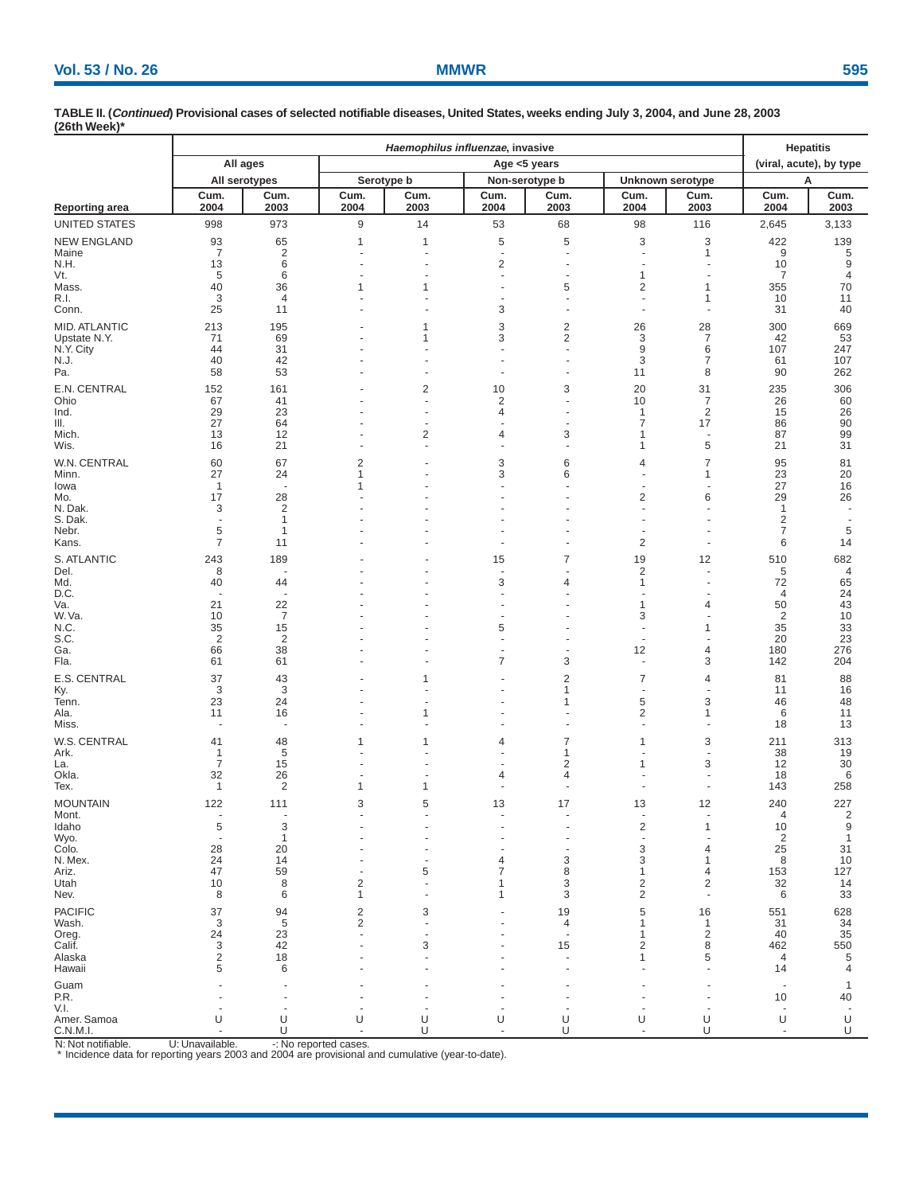**TABLE II. (*Continued*) Provisional cases of selected notifiable diseases, United States, weeks ending July 3, 2004, and June 28, 2003 (26th Week)***

| | *Haemophilus influenzae*, invasive | | | | | | | | Hepatitis (viral, acute), by type | |
|---|---|---|---|---|---|---|---|---|---|---|
| | All ages | | Age <5 years | | | | | | | |
| | All serotypes | | Serotype b | | Non-serotype b | | Unknown serotype | | A | |
| Reporting area | Cum. 2004 | Cum. 2003 | Cum. 2004 | Cum. 2003 | Cum. 2004 | Cum. 2003 | Cum. 2004 | Cum. 2003 | Cum. 2004 | Cum. 2003 |
| UNITED STATES | 998 | 973 | 9 | 14 | 53 | 68 | 98 | 116 | 2,645 | 3,133 |
| NEW ENGLAND | 93 | 65 | 1 | 1 | 5 | 5 | 3 | 3 | 422 | 139 |
| Maine | 7 | 2 | - | - | - | - | - | 1 | 9 | 5 |
| N.H. | 13 | 6 | - | - | 2 | - | - | - | 10 | 9 |
| Vt. | 5 | 6 | - | - | - | - | 1 | - | 7 | 4 |
| Mass. | 40 | 36 | 1 | 1 | - | 5 | 2 | 1 | 355 | 70 |
| R.I. | 3 | 4 | - | - | - | - | - | 1 | 10 | 11 |
| Conn. | 25 | 11 | - | - | 3 | - | - | - | 31 | 40 |
| MID. ATLANTIC | 213 | 195 | - | 1 | 3 | 2 | 26 | 28 | 300 | 669 |
| Upstate N.Y. | 71 | 69 | - | 1 | 3 | 2 | 3 | 7 | 42 | 53 |
| N.Y. City | 44 | 31 | - | - | - | - | 9 | 6 | 107 | 247 |
| N.J. | 40 | 42 | - | - | - | - | 3 | 7 | 61 | 107 |
| Pa. | 58 | 53 | - | - | - | - | 11 | 8 | 90 | 262 |
| E.N. CENTRAL | 152 | 161 | - | 2 | 10 | 3 | 20 | 31 | 235 | 306 |
| Ohio | 67 | 41 | - | - | 2 | - | 10 | 7 | 26 | 60 |
| Ind. | 29 | 23 | - | - | 4 | - | 1 | 2 | 15 | 26 |
| Ill. | 27 | 64 | - | - | - | - | 7 | 17 | 86 | 90 |
| Mich. | 13 | 12 | - | 2 | 4 | 3 | 1 | - | 87 | 99 |
| Wis. | 16 | 21 | - | - | - | - | 1 | 5 | 21 | 31 |
| W.N. CENTRAL | 60 | 67 | 2 | - | 3 | 6 | 4 | 7 | 95 | 81 |
| Minn. | 27 | 24 | 1 | - | 3 | 6 | - | 1 | 23 | 20 |
| Iowa | 1 | - | 1 | - | - | - | - | - | 27 | 16 |
| Mo. | 17 | 28 | - | - | - | - | 2 | 6 | 29 | 26 |
| N. Dak. | 3 | 2 | - | - | - | - | - | - | 1 | - |
| S. Dak. | - | 1 | - | - | - | - | - | - | 2 | - |
| Nebr. | 5 | 1 | - | - | - | - | - | - | 7 | 5 |
| Kans. | 7 | 11 | - | - | - | - | 2 | - | 6 | 14 |
| S. ATLANTIC | 243 | 189 | - | - | 15 | 7 | 19 | 12 | 510 | 682 |
| Del. | 8 | - | - | - | - | - | 2 | - | 5 | 4 |
| Md. | 40 | 44 | - | - | 3 | 4 | 1 | - | 72 | 65 |
| D.C. | - | - | - | - | - | - | - | - | 4 | 24 |
| Va. | 21 | 22 | - | - | - | - | 1 | 4 | 50 | 43 |
| W. Va. | 10 | 7 | - | - | - | - | 3 | - | 2 | 10 |
| N.C. | 35 | 15 | - | - | 5 | - | - | 1 | 35 | 33 |
| S.C. | 2 | 2 | - | - | - | - | - | - | 20 | 23 |
| Ga. | 66 | 38 | - | - | - | - | 12 | 4 | 180 | 276 |
| Fla. | 61 | 61 | - | - | 7 | 3 | - | 3 | 142 | 204 |
| E.S. CENTRAL | 37 | 43 | - | 1 | - | 2 | 7 | 4 | 81 | 88 |
| Ky. | 3 | 3 | - | - | - | 1 | - | - | 11 | 16 |
| Tenn. | 23 | 24 | - | - | - | 1 | 5 | 3 | 46 | 48 |
| Ala. | 11 | 16 | - | 1 | - | - | 2 | 1 | 6 | 11 |
| Miss. | - | - | - | - | - | - | - | - | 18 | 13 |
| W.S. CENTRAL | 41 | 48 | 1 | 1 | 4 | 7 | 1 | 3 | 211 | 313 |
| Ark. | 1 | 5 | - | - | - | 1 | - | - | 38 | 19 |
| La. | 7 | 15 | - | - | - | 2 | 1 | 3 | 12 | 30 |
| Okla. | 32 | 26 | - | - | 4 | 4 | - | - | 18 | 6 |
| Tex. | 1 | 2 | 1 | 1 | - | - | - | - | 143 | 258 |
| MOUNTAIN | 122 | 111 | 3 | 5 | 13 | 17 | 13 | 12 | 240 | 227 |
| Mont. | - | - | - | - | - | - | - | - | 4 | 2 |
| Idaho | 5 | 3 | - | - | - | - | 2 | 1 | 10 | 9 |
| Wyo. | - | 1 | - | - | - | - | - | - | 2 | 1 |
| Colo. | 28 | 20 | - | - | - | - | 3 | 4 | 25 | 31 |
| N. Mex. | 24 | 14 | - | - | 4 | 3 | 3 | 1 | 8 | 10 |
| Ariz. | 47 | 59 | - | 5 | 7 | 8 | 1 | 4 | 153 | 127 |
| Utah | 10 | 8 | 2 | - | 1 | 3 | 2 | 2 | 32 | 14 |
| Nev. | 8 | 6 | 1 | - | 1 | 3 | 2 | - | 6 | 33 |
| PACIFIC | 37 | 94 | 2 | 3 | - | 19 | 5 | 16 | 551 | 628 |
| Wash. | 3 | 5 | 2 | - | - | 4 | 1 | 1 | 31 | 34 |
| Oreg. | 24 | 23 | - | - | - | - | 1 | 2 | 40 | 35 |
| Calif. | 3 | 42 | - | 3 | - | 15 | 2 | 8 | 462 | 550 |
| Alaska | 2 | 18 | - | - | - | - | 1 | 5 | 4 | 5 |
| Hawaii | 5 | 6 | - | - | - | - | - | - | 14 | 4 |
| Guam | - | - | - | - | - | - | - | - | - | 1 |
| P.R. | - | - | - | - | - | - | - | - | 10 | 40 |
| V.I. | - | - | - | - | - | - | - | - | - | - |
| Amer. Samoa | U | U | U | U | U | U | U | U | U | U |
| C.N.M.I. | - | U | - | U | - | U | - | U | - | U |

N: Not notifiable. U: Unavailable. -: No reported cases.
* Incidence data for reporting years 2003 and 2004 are provisional and cumulative (year-to-date).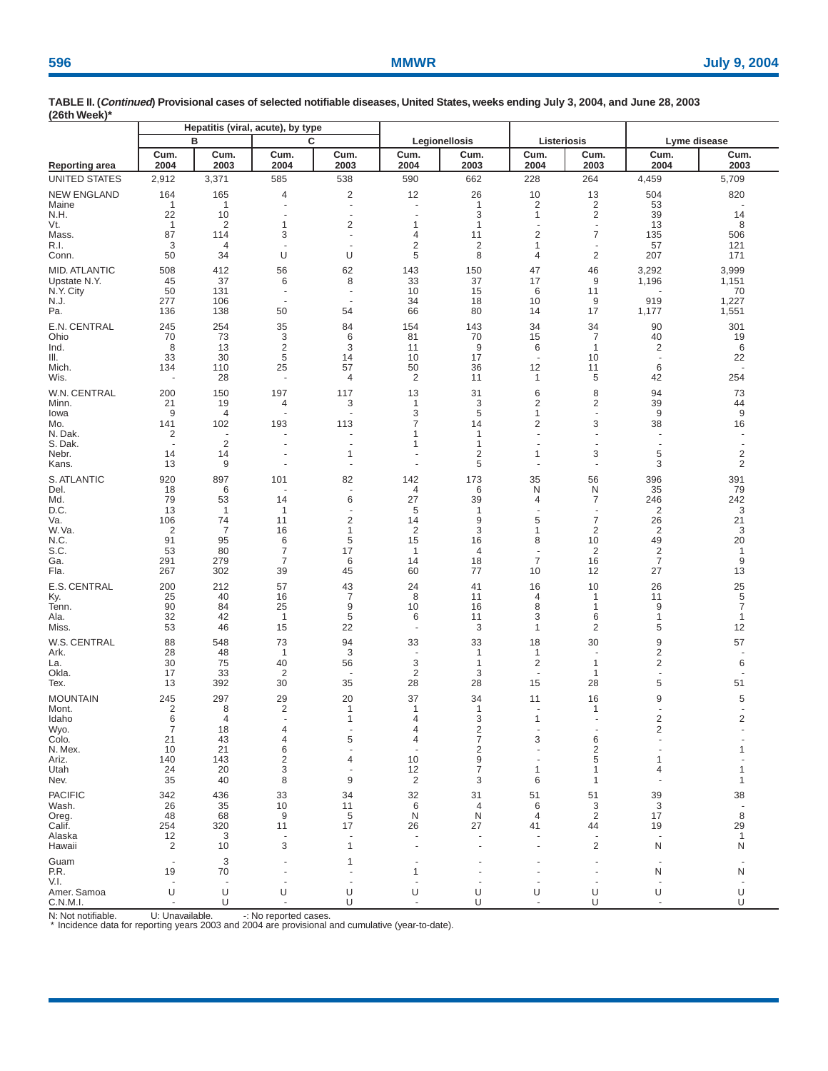**TABLE II. (*Continued*) Provisional cases of selected notifiable diseases, United States, weeks ending July 3, 2004, and June 28, 2003 (26th Week)***

| | Hepatitis (viral, acute), by type | | | | | | | | | |
|---|---|---|---|---|---|---|---|---|---|---|
| | B | | C | | Legionellosis | | Listeriosis | | Lyme disease | |
| Reporting area | Cum. 2004 | Cum. 2003 | Cum. 2004 | Cum. 2003 | Cum. 2004 | Cum. 2003 | Cum. 2004 | Cum. 2003 | Cum. 2004 | Cum. 2003 |
| UNITED STATES | 2,912 | 3,371 | 585 | 538 | 590 | 662 | 228 | 264 | 4,459 | 5,709 |
| NEW ENGLAND | 164 | 165 | 4 | 2 | 12 | 26 | 10 | 13 | 504 | 820 |
| Maine | 1 | 1 | - | - | - | 1 | 2 | 2 | 53 | - |
| N.H. | 22 | 10 | - | - | - | 3 | 1 | 2 | 39 | 14 |
| Vt. | 1 | 2 | 1 | 2 | 1 | 1 | - | - | 13 | 8 |
| Mass. | 87 | 114 | 3 | - | 4 | 11 | 2 | 7 | 135 | 506 |
| R.I. | 3 | 4 | - | - | 2 | 2 | 1 | - | 57 | 121 |
| Conn. | 50 | 34 | U | U | 5 | 8 | 4 | 2 | 207 | 171 |
| MID. ATLANTIC | 508 | 412 | 56 | 62 | 143 | 150 | 47 | 46 | 3,292 | 3,999 |
| Upstate N.Y. | 45 | 37 | 6 | 8 | 33 | 37 | 17 | 9 | 1,196 | 1,151 |
| N.Y. City | 50 | 131 | - | - | 10 | 15 | 6 | 11 | - | 70 |
| N.J. | 277 | 106 | - | - | 34 | 18 | 10 | 9 | 919 | 1,227 |
| Pa. | 136 | 138 | 50 | 54 | 66 | 80 | 14 | 17 | 1,177 | 1,551 |
| E.N. CENTRAL | 245 | 254 | 35 | 84 | 154 | 143 | 34 | 34 | 90 | 301 |
| Ohio | 70 | 73 | 3 | 6 | 81 | 70 | 15 | 7 | 40 | 19 |
| Ind. | 8 | 13 | 2 | 3 | 11 | 9 | 6 | 1 | 2 | 6 |
| Ill. | 33 | 30 | 5 | 14 | 10 | 17 | - | 10 | - | 22 |
| Mich. | 134 | 110 | 25 | 57 | 50 | 36 | 12 | 11 | 6 | - |
| Wis. | - | 28 | - | 4 | 2 | 11 | 1 | 5 | 42 | 254 |
| W.N. CENTRAL | 200 | 150 | 197 | 117 | 13 | 31 | 6 | 8 | 94 | 73 |
| Minn. | 21 | 19 | 4 | 3 | 1 | 3 | 2 | 2 | 39 | 44 |
| Iowa | 9 | 4 | - | - | 3 | 5 | 1 | - | 9 | 9 |
| Mo. | 141 | 102 | 193 | 113 | 7 | 14 | 2 | 3 | 38 | 16 |
| N. Dak. | 2 | - | - | - | 1 | 1 | - | - | - | - |
| S. Dak. | - | 2 | - | - | 1 | 1 | - | - | - | - |
| Nebr. | 14 | 14 | - | 1 | - | 2 | 1 | 3 | 5 | 2 |
| Kans. | 13 | 9 | - | - | - | 5 | - | - | 3 | 2 |
| S. ATLANTIC | 920 | 897 | 101 | 82 | 142 | 173 | 35 | 56 | 396 | 391 |
| Del. | 18 | 6 | - | - | 4 | 6 | N | N | 35 | 79 |
| Md. | 79 | 53 | 14 | 6 | 27 | 39 | 4 | 7 | 246 | 242 |
| D.C. | 13 | 1 | 1 | - | 5 | 1 | - | - | 2 | 3 |
| Va. | 106 | 74 | 11 | 2 | 14 | 9 | 5 | 7 | 26 | 21 |
| W. Va. | 2 | 7 | 16 | 1 | 2 | 3 | 1 | 2 | 2 | 3 |
| N.C. | 91 | 95 | 6 | 5 | 15 | 16 | 8 | 10 | 49 | 20 |
| S.C. | 53 | 80 | 7 | 17 | 1 | 4 | - | 2 | 2 | 1 |
| Ga. | 291 | 279 | 7 | 6 | 14 | 18 | 7 | 16 | 7 | 9 |
| Fla. | 267 | 302 | 39 | 45 | 60 | 77 | 10 | 12 | 27 | 13 |
| E.S. CENTRAL | 200 | 212 | 57 | 43 | 24 | 41 | 16 | 10 | 26 | 25 |
| Ky. | 25 | 40 | 16 | 7 | 8 | 11 | 4 | 1 | 11 | 5 |
| Tenn. | 90 | 84 | 25 | 9 | 10 | 16 | 8 | 1 | 9 | 7 |
| Ala. | 32 | 42 | 1 | 5 | 6 | 11 | 3 | 6 | 1 | 1 |
| Miss. | 53 | 46 | 15 | 22 | - | 3 | 1 | 2 | 5 | 12 |
| W.S. CENTRAL | 88 | 548 | 73 | 94 | 33 | 33 | 18 | 30 | 9 | 57 |
| Ark. | 28 | 48 | 1 | 3 | - | 1 | 1 | - | 2 | - |
| La. | 30 | 75 | 40 | 56 | 3 | 1 | 2 | 1 | 2 | 6 |
| Okla. | 17 | 33 | 2 | - | 2 | 3 | - | 1 | - | - |
| Tex. | 13 | 392 | 30 | 35 | 28 | 28 | 15 | 28 | 5 | 51 |
| MOUNTAIN | 245 | 297 | 29 | 20 | 37 | 34 | 11 | 16 | 9 | 5 |
| Mont. | 2 | 8 | 2 | 1 | 1 | 1 | - | 1 | - | - |
| Idaho | 6 | 4 | - | 1 | 4 | 3 | 1 | - | 2 | 2 |
| Wyo. | 7 | 18 | 4 | - | 4 | 2 | - | - | 2 | - |
| Colo. | 21 | 43 | 4 | 5 | 4 | 7 | 3 | 6 | - | - |
| N. Mex. | 10 | 21 | 6 | - | - | 2 | - | 2 | - | 1 |
| Ariz. | 140 | 143 | 2 | 4 | 10 | 9 | - | 5 | 1 | - |
| Utah | 24 | 20 | 3 | - | 12 | 7 | 1 | 1 | 4 | 1 |
| Nev. | 35 | 40 | 8 | 9 | 2 | 3 | 6 | 1 | - | 1 |
| PACIFIC | 342 | 436 | 33 | 34 | 32 | 31 | 51 | 51 | 39 | 38 |
| Wash. | 26 | 35 | 10 | 11 | 6 | 4 | 6 | 3 | 3 | - |
| Oreg. | 48 | 68 | 9 | 5 | N | N | 4 | 2 | 17 | 8 |
| Calif. | 254 | 320 | 11 | 17 | 26 | 27 | 41 | 44 | 19 | 29 |
| Alaska | 12 | 3 | - | - | - | - | - | - | - | 1 |
| Hawaii | 2 | 10 | 3 | 1 | - | - | - | 2 | N | N |
| Guam | - | 3 | - | 1 | - | - | - | - | - | - |
| P.R. | 19 | 70 | - | - | 1 | - | - | - | N | N |
| V.I. | - | - | - | - | - | - | - | - | - | - |
| Amer. Samoa | U | U | U | U | U | U | U | U | U | U |
| C.N.M.I. | - | U | - | U | - | U | - | U | - | U |

N: Not notifiable. U: Unavailable. -: No reported cases.
* Incidence data for reporting years 2003 and 2004 are provisional and cumulative (year-to-date).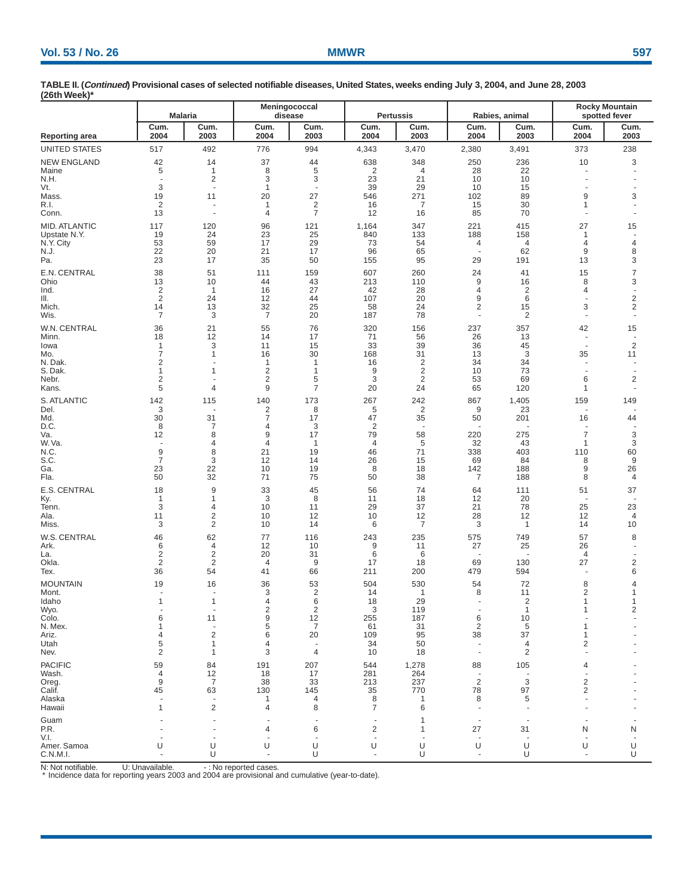**TABLE II. (*Continued*) Provisional cases of selected notifiable diseases, United States, weeks ending July 3, 2004, and June 28, 2003 (26th Week)***

| Reporting area | Malaria | | Meningococcal disease | | Pertussis | | Rabies, animal | | Rocky Mountain spotted fever | |
|---|---|---|---|---|---|---|---|---|---|---|
| | Cum. 2004 | Cum. 2003 | Cum. 2004 | Cum. 2003 | Cum. 2004 | Cum. 2003 | Cum. 2004 | Cum. 2003 | Cum. 2004 | Cum. 2003 |
| UNITED STATES | 517 | 492 | 776 | 994 | 4,343 | 3,470 | 2,380 | 3,491 | 373 | 238 |
| NEW ENGLAND | 42 | 14 | 37 | 44 | 638 | 348 | 250 | 236 | 10 | 3 |
| Maine | 5 | 1 | 8 | 5 | 2 | 4 | 28 | 22 | - | - |
| N.H. | - | 2 | 3 | 3 | 23 | 21 | 10 | 10 | - | - |
| Vt. | 3 | - | 1 | - | 39 | 29 | 10 | 15 | - | - |
| Mass. | 19 | 11 | 20 | 27 | 546 | 271 | 102 | 89 | 9 | 3 |
| R.I. | 2 | - | 1 | 2 | 16 | 7 | 15 | 30 | 1 | - |
| Conn. | 13 | - | 4 | 7 | 12 | 16 | 85 | 70 | - | - |
| MID. ATLANTIC | 117 | 120 | 96 | 121 | 1,164 | 347 | 221 | 415 | 27 | 15 |
| Upstate N.Y. | 19 | 24 | 23 | 25 | 840 | 133 | 188 | 158 | 1 | - |
| N.Y. City | 53 | 59 | 17 | 29 | 73 | 54 | 4 | 4 | 4 | 4 |
| N.J. | 22 | 20 | 21 | 17 | 96 | 65 | - | 62 | 9 | 8 |
| Pa. | 23 | 17 | 35 | 50 | 155 | 95 | 29 | 191 | 13 | 3 |
| E.N. CENTRAL | 38 | 51 | 111 | 159 | 607 | 260 | 24 | 41 | 15 | 7 |
| Ohio | 13 | 10 | 44 | 43 | 213 | 110 | 9 | 16 | 8 | 3 |
| Ind. | 2 | 1 | 16 | 27 | 42 | 28 | 4 | 2 | 4 | - |
| Ill. | 2 | 24 | 12 | 44 | 107 | 20 | 9 | 6 | - | 2 |
| Mich. | 14 | 13 | 32 | 25 | 58 | 24 | 2 | 15 | 3 | 2 |
| Wis. | 7 | 3 | 7 | 20 | 187 | 78 | - | 2 | - | - |
| W.N. CENTRAL | 36 | 21 | 55 | 76 | 320 | 156 | 237 | 357 | 42 | 15 |
| Minn. | 18 | 12 | 14 | 17 | 71 | 56 | 26 | 13 | - | - |
| Iowa | 1 | 3 | 11 | 15 | 33 | 39 | 36 | 45 | - | 2 |
| Mo. | 7 | 1 | 16 | 30 | 168 | 31 | 13 | 3 | 35 | 11 |
| N. Dak. | 2 | - | 1 | 1 | 16 | 2 | 34 | 34 | - | - |
| S. Dak. | 1 | 1 | 2 | 1 | 9 | 2 | 10 | 73 | - | - |
| Nebr. | 2 | - | 2 | 5 | 3 | 2 | 53 | 69 | 6 | 2 |
| Kans. | 5 | 4 | 9 | 7 | 20 | 24 | 65 | 120 | 1 | - |
| S. ATLANTIC | 142 | 115 | 140 | 173 | 267 | 242 | 867 | 1,405 | 159 | 149 |
| Del. | 3 | - | 2 | 8 | 5 | 2 | 9 | 23 | - | - |
| Md. | 30 | 31 | 7 | 17 | 47 | 35 | 50 | 201 | 16 | 44 |
| D.C. | 8 | 7 | 4 | 3 | 2 | - | - | - | - | - |
| Va. | 12 | 8 | 9 | 17 | 79 | 58 | 220 | 275 | 7 | 3 |
| W. Va. | - | 4 | 4 | 1 | 4 | 5 | 32 | 43 | 1 | 3 |
| N.C. | 9 | 8 | 21 | 19 | 46 | 71 | 338 | 403 | 110 | 60 |
| S.C. | 7 | 3 | 12 | 14 | 26 | 15 | 69 | 84 | 8 | 9 |
| Ga. | 23 | 22 | 10 | 19 | 8 | 18 | 142 | 188 | 9 | 26 |
| Fla. | 50 | 32 | 71 | 75 | 50 | 38 | 7 | 188 | 8 | 4 |
| E.S. CENTRAL | 18 | 9 | 33 | 45 | 56 | 74 | 64 | 111 | 51 | 37 |
| Ky. | 1 | 1 | 3 | 8 | 11 | 18 | 12 | 20 | - | - |
| Tenn. | 3 | 4 | 10 | 11 | 29 | 37 | 21 | 78 | 25 | 23 |
| Ala. | 11 | 2 | 10 | 12 | 10 | 12 | 28 | 12 | 12 | 4 |
| Miss. | 3 | 2 | 10 | 14 | 6 | 7 | 3 | 1 | 14 | 10 |
| W.S. CENTRAL | 46 | 62 | 77 | 116 | 243 | 235 | 575 | 749 | 57 | 8 |
| Ark. | 6 | 4 | 12 | 10 | 9 | 11 | 27 | 25 | 26 | - |
| La. | 2 | 2 | 20 | 31 | 6 | 6 | - | - | 4 | - |
| Okla. | 2 | 2 | 4 | 9 | 17 | 18 | 69 | 130 | 27 | 2 |
| Tex. | 36 | 54 | 41 | 66 | 211 | 200 | 479 | 594 | - | 6 |
| MOUNTAIN | 19 | 16 | 36 | 53 | 504 | 530 | 54 | 72 | 8 | 4 |
| Mont. | - | - | 3 | 2 | 14 | 1 | 8 | 11 | 2 | 1 |
| Idaho | 1 | 1 | 4 | 6 | 18 | 29 | - | 2 | 1 | 1 |
| Wyo. | - | - | 2 | 2 | 3 | 119 | - | 1 | 1 | 2 |
| Colo. | 6 | 11 | 9 | 12 | 255 | 187 | 6 | 10 | - | - |
| N. Mex. | 1 | - | 5 | 7 | 61 | 31 | 2 | 5 | 1 | - |
| Ariz. | 4 | 2 | 6 | 20 | 109 | 95 | 38 | 37 | 1 | - |
| Utah | 5 | 1 | 4 | - | 34 | 50 | - | 4 | 2 | - |
| Nev. | 2 | 1 | 3 | 4 | 10 | 18 | - | 2 | - | - |
| PACIFIC | 59 | 84 | 191 | 207 | 544 | 1,278 | 88 | 105 | 4 | - |
| Wash. | 4 | 12 | 18 | 17 | 281 | 264 | - | - | - | - |
| Oreg. | 9 | 7 | 38 | 33 | 213 | 237 | 2 | 3 | 2 | - |
| Calif. | 45 | 63 | 130 | 145 | 35 | 770 | 78 | 97 | 2 | - |
| Alaska | - | - | 1 | 4 | 8 | 1 | 8 | 5 | - | - |
| Hawaii | 1 | 2 | 4 | 8 | 7 | 6 | - | - | - | - |
| Guam | - | - | - | - | - | 1 | - | - | - | - |
| P.R. | - | - | 4 | 6 | 2 | 1 | 27 | 31 | N | N |
| V.I. | - | - | - | - | - | - | - | - | - | - |
| Amer. Samoa | U | U | U | U | U | U | U | U | U | U |
| C.N.M.I. | - | U | - | U | - | U | - | U | - | U |

N: Not notifiable. U: Unavailable. - : No reported cases.
\* Incidence data for reporting years 2003 and 2004 are provisional and cumulative (year-to-date).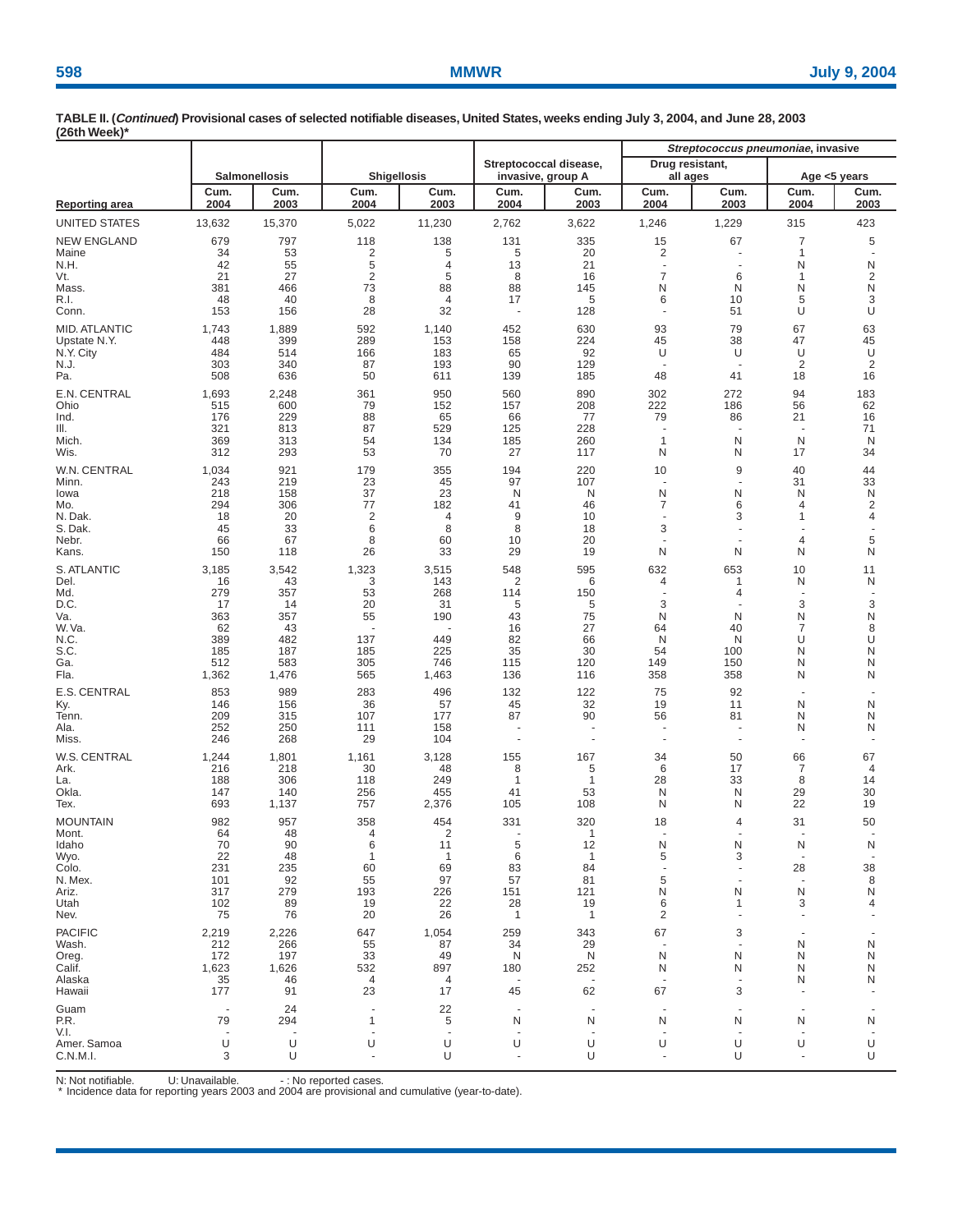**TABLE II. (*Continued*) Provisional cases of selected notifiable diseases, United States, weeks ending July 3, 2004, and June 28, 2003 (26th Week)***

| | Salmonellosis | | Shigellosis | | Streptococcal disease, invasive, group A | | *Streptococcus pneumoniae*, invasive: Drug resistant, all ages | | *Streptococcus pneumoniae*, invasive: Age <5 years | |
|---|---|---|---|---|---|---|---|---|---|---|
| Reporting area | Cum. 2004 | Cum. 2003 | Cum. 2004 | Cum. 2003 | Cum. 2004 | Cum. 2003 | Cum. 2004 | Cum. 2003 | Cum. 2004 | Cum. 2003 |
| UNITED STATES | 13,632 | 15,370 | 5,022 | 11,230 | 2,762 | 3,622 | 1,246 | 1,229 | 315 | 423 |
| NEW ENGLAND | 679 | 797 | 118 | 138 | 131 | 335 | 15 | 67 | 7 | 5 |
| Maine | 34 | 53 | 2 | 5 | 5 | 20 | 2 | - | 1 | - |
| N.H. | 42 | 55 | 5 | 4 | 13 | 21 | - | - | N | N |
| Vt. | 21 | 27 | 2 | 5 | 8 | 16 | 7 | 6 | 1 | 2 |
| Mass. | 381 | 466 | 73 | 88 | 88 | 145 | N | N | N | N |
| R.I. | 48 | 40 | 8 | 4 | 17 | 5 | 6 | 10 | 5 | 3 |
| Conn. | 153 | 156 | 28 | 32 | - | 128 | - | 51 | U | U |
| MID. ATLANTIC | 1,743 | 1,889 | 592 | 1,140 | 452 | 630 | 93 | 79 | 67 | 63 |
| Upstate N.Y. | 448 | 399 | 289 | 153 | 158 | 224 | 45 | 38 | 47 | 45 |
| N.Y. City | 484 | 514 | 166 | 183 | 65 | 92 | U | U | U | U |
| N.J. | 303 | 340 | 87 | 193 | 90 | 129 | - | - | 2 | 2 |
| Pa. | 508 | 636 | 50 | 611 | 139 | 185 | 48 | 41 | 18 | 16 |
| E.N. CENTRAL | 1,693 | 2,248 | 361 | 950 | 560 | 890 | 302 | 272 | 94 | 183 |
| Ohio | 515 | 600 | 79 | 152 | 157 | 208 | 222 | 186 | 56 | 62 |
| Ind. | 176 | 229 | 88 | 65 | 66 | 77 | 79 | 86 | 21 | 16 |
| Ill. | 321 | 813 | 87 | 529 | 125 | 228 | - | - | - | 71 |
| Mich. | 369 | 313 | 54 | 134 | 185 | 260 | 1 | N | N | N |
| Wis. | 312 | 293 | 53 | 70 | 27 | 117 | N | N | 17 | 34 |
| W.N. CENTRAL | 1,034 | 921 | 179 | 355 | 194 | 220 | 10 | 9 | 40 | 44 |
| Minn. | 243 | 219 | 23 | 45 | 97 | 107 | - | - | 31 | 33 |
| Iowa | 218 | 158 | 37 | 23 | N | N | N | N | N | N |
| Mo. | 294 | 306 | 77 | 182 | 41 | 46 | 7 | 6 | 4 | 2 |
| N. Dak. | 18 | 20 | 2 | 4 | 9 | 10 | - | 3 | 1 | 4 |
| S. Dak. | 45 | 33 | 6 | 8 | 8 | 18 | 3 | - | - | - |
| Nebr. | 66 | 67 | 8 | 60 | 10 | 20 | - | - | 4 | 5 |
| Kans. | 150 | 118 | 26 | 33 | 29 | 19 | N | N | N | N |
| S. ATLANTIC | 3,185 | 3,542 | 1,323 | 3,515 | 548 | 595 | 632 | 653 | 10 | 11 |
| Del. | 16 | 43 | 3 | 143 | 2 | 6 | 4 | 1 | N | N |
| Md. | 279 | 357 | 53 | 268 | 114 | 150 | - | 4 | - | - |
| D.C. | 17 | 14 | 20 | 31 | 5 | 5 | 3 | - | 3 | 3 |
| Va. | 363 | 357 | 55 | 190 | 43 | 75 | N | N | N | N |
| W. Va. | 62 | 43 | - | - | 16 | 27 | 64 | 40 | 7 | 8 |
| N.C. | 389 | 482 | 137 | 449 | 82 | 66 | N | N | U | U |
| S.C. | 185 | 187 | 185 | 225 | 35 | 30 | 54 | 100 | N | N |
| Ga. | 512 | 583 | 305 | 746 | 115 | 120 | 149 | 150 | N | N |
| Fla. | 1,362 | 1,476 | 565 | 1,463 | 136 | 116 | 358 | 358 | N | N |
| E.S. CENTRAL | 853 | 989 | 283 | 496 | 132 | 122 | 75 | 92 | - | - |
| Ky. | 146 | 156 | 36 | 57 | 45 | 32 | 19 | 11 | N | N |
| Tenn. | 209 | 315 | 107 | 177 | 87 | 90 | 56 | 81 | N | N |
| Ala. | 252 | 250 | 111 | 158 | - | - | - | - | N | N |
| Miss. | 246 | 268 | 29 | 104 | - | - | - | - | - | - |
| W.S. CENTRAL | 1,244 | 1,801 | 1,161 | 3,128 | 155 | 167 | 34 | 50 | 66 | 67 |
| Ark. | 216 | 218 | 30 | 48 | 8 | 5 | 6 | 17 | 7 | 4 |
| La. | 188 | 306 | 118 | 249 | 1 | 1 | 28 | 33 | 8 | 14 |
| Okla. | 147 | 140 | 256 | 455 | 41 | 53 | N | N | 29 | 30 |
| Tex. | 693 | 1,137 | 757 | 2,376 | 105 | 108 | N | N | 22 | 19 |
| MOUNTAIN | 982 | 957 | 358 | 454 | 331 | 320 | 18 | 4 | 31 | 50 |
| Mont. | 64 | 48 | 4 | 2 | - | 1 | - | - | - | - |
| Idaho | 70 | 90 | 6 | 11 | 5 | 12 | N | N | N | N |
| Wyo. | 22 | 48 | 1 | 1 | 6 | 1 | 5 | 3 | - | - |
| Colo. | 231 | 235 | 60 | 69 | 83 | 84 | - | - | 28 | 38 |
| N. Mex. | 101 | 92 | 55 | 97 | 57 | 81 | 5 | - | - | 8 |
| Ariz. | 317 | 279 | 193 | 226 | 151 | 121 | N | N | N | N |
| Utah | 102 | 89 | 19 | 22 | 28 | 19 | 6 | 1 | 3 | 4 |
| Nev. | 75 | 76 | 20 | 26 | 1 | 1 | 2 | - | - | - |
| PACIFIC | 2,219 | 2,226 | 647 | 1,054 | 259 | 343 | 67 | 3 | - | - |
| Wash. | 212 | 266 | 55 | 87 | 34 | 29 | - | - | N | N |
| Oreg. | 172 | 197 | 33 | 49 | N | N | N | N | N | N |
| Calif. | 1,623 | 1,626 | 532 | 897 | 180 | 252 | N | N | N | N |
| Alaska | 35 | 46 | 4 | 4 | - | - | - | - | N | N |
| Hawaii | 177 | 91 | 23 | 17 | 45 | 62 | 67 | 3 | - | - |
| Guam | - | 24 | - | 22 | - | - | - | - | - | - |
| P.R. | 79 | 294 | 1 | 5 | N | N | N | N | N | N |
| V.I. | - | - | - | - | - | - | - | - | - | - |
| Amer. Samoa | U | U | U | U | U | U | U | U | U | U |
| C.N.M.I. | 3 | U | - | U | - | U | - | U | - | U |

N: Not notifiable. U: Unavailable. - : No reported cases.
* Incidence data for reporting years 2003 and 2004 are provisional and cumulative (year-to-date).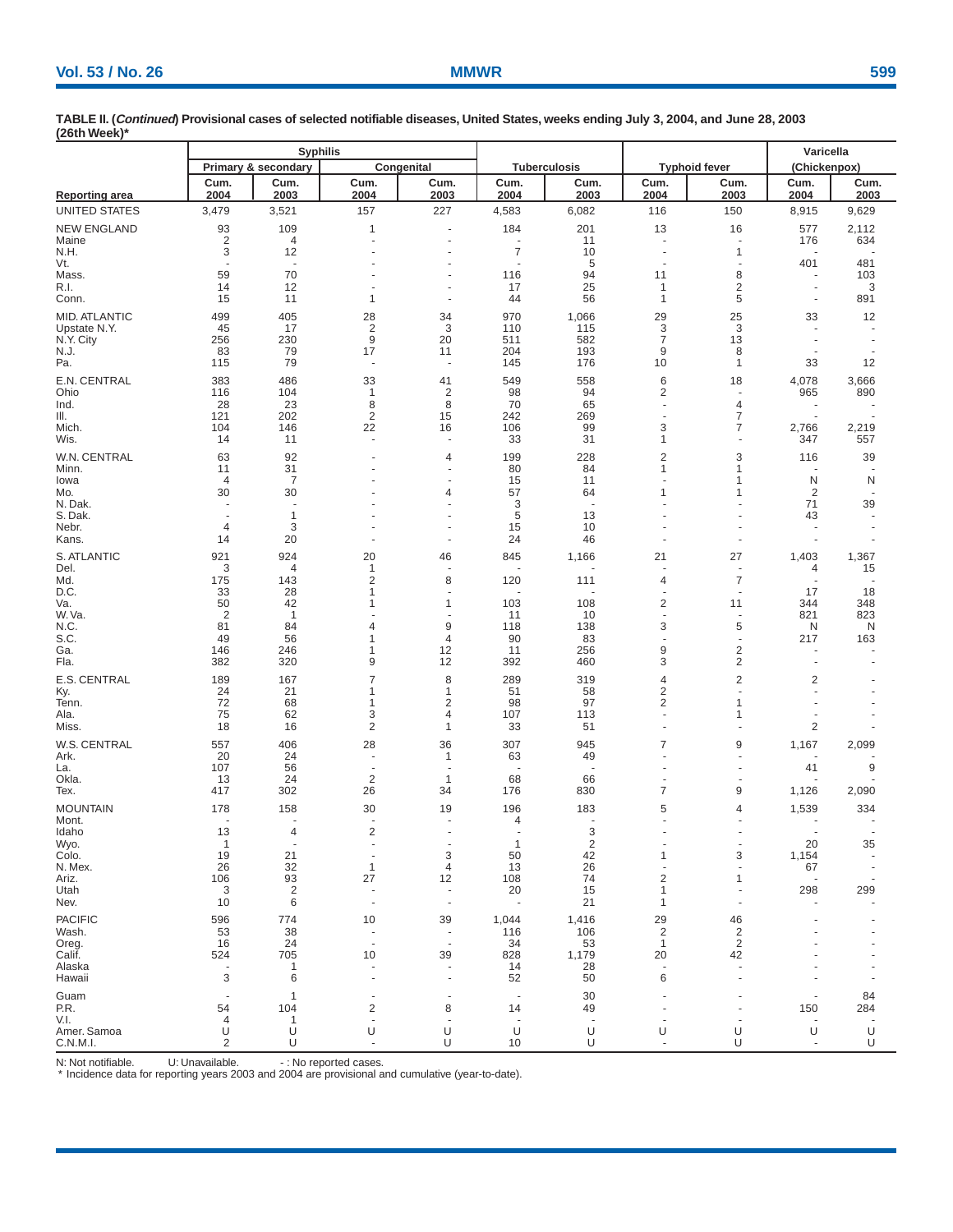**TABLE II. (*Continued*) Provisional cases of selected notifiable diseases, United States, weeks ending July 3, 2004, and June 28, 2003 (26th Week)***

| | Syphilis | | | | Tuberculosis | | Typhoid fever | | Varicella (Chickenpox) | |
|---|---|---|---|---|---|---|---|---|---|---|
| | Primary & secondary | | Congenital | | | | | | | |
| Reporting area | Cum. 2004 | Cum. 2003 | Cum. 2004 | Cum. 2003 | Cum. 2004 | Cum. 2003 | Cum. 2004 | Cum. 2003 | Cum. 2004 | Cum. 2003 |
| UNITED STATES | 3,479 | 3,521 | 157 | 227 | 4,583 | 6,082 | 116 | 150 | 8,915 | 9,629 |
| NEW ENGLAND | 93 | 109 | 1 | - | 184 | 201 | 13 | 16 | 577 | 2,112 |
| Maine | 2 | 4 | - | - | - | 11 | - | - | 176 | 634 |
| N.H. | 3 | 12 | - | - | 7 | 10 | - | 1 | - | - |
| Vt. | - | - | - | - | - | 5 | - | - | 401 | 481 |
| Mass. | 59 | 70 | - | - | 116 | 94 | 11 | 8 | - | 103 |
| R.I. | 14 | 12 | - | - | 17 | 25 | 1 | 2 | - | 3 |
| Conn. | 15 | 11 | 1 | - | 44 | 56 | 1 | 5 | - | 891 |
| MID. ATLANTIC | 499 | 405 | 28 | 34 | 970 | 1,066 | 29 | 25 | 33 | 12 |
| Upstate N.Y. | 45 | 17 | 2 | 3 | 110 | 115 | 3 | 3 | - | - |
| N.Y. City | 256 | 230 | 9 | 20 | 511 | 582 | 7 | 13 | - | - |
| N.J. | 83 | 79 | 17 | 11 | 204 | 193 | 9 | 8 | - | - |
| Pa. | 115 | 79 | - | - | 145 | 176 | 10 | 1 | 33 | 12 |
| E.N. CENTRAL | 383 | 486 | 33 | 41 | 549 | 558 | 6 | 18 | 4,078 | 3,666 |
| Ohio | 116 | 104 | 1 | 2 | 98 | 94 | 2 | - | 965 | 890 |
| Ind. | 28 | 23 | 8 | 8 | 70 | 65 | - | 4 | - | - |
| Ill. | 121 | 202 | 2 | 15 | 242 | 269 | - | 7 | - | - |
| Mich. | 104 | 146 | 22 | 16 | 106 | 99 | 3 | 7 | 2,766 | 2,219 |
| Wis. | 14 | 11 | - | - | 33 | 31 | 1 | - | 347 | 557 |
| W.N. CENTRAL | 63 | 92 | - | 4 | 199 | 228 | 2 | 3 | 116 | 39 |
| Minn. | 11 | 31 | - | - | 80 | 84 | 1 | 1 | - | - |
| Iowa | 4 | 7 | - | - | 15 | 11 | - | 1 | N | N |
| Mo. | 30 | 30 | - | 4 | 57 | 64 | 1 | 1 | 2 | - |
| N. Dak. | - | - | - | - | 3 | - | - | - | 71 | 39 |
| S. Dak. | - | 1 | - | - | 5 | 13 | - | - | 43 | - |
| Nebr. | 4 | 3 | - | - | 15 | 10 | - | - | - | - |
| Kans. | 14 | 20 | - | - | 24 | 46 | - | - | - | - |
| S. ATLANTIC | 921 | 924 | 20 | 46 | 845 | 1,166 | 21 | 27 | 1,403 | 1,367 |
| Del. | 3 | 4 | 1 | - | - | - | - | - | 4 | 15 |
| Md. | 175 | 143 | 2 | 8 | 120 | 111 | 4 | 7 | - | - |
| D.C. | 33 | 28 | 1 | - | - | - | - | - | 17 | 18 |
| Va. | 50 | 42 | 1 | 1 | 103 | 108 | 2 | 11 | 344 | 348 |
| W. Va. | 2 | 1 | - | - | 11 | 10 | - | - | 821 | 823 |
| N.C. | 81 | 84 | 4 | 9 | 118 | 138 | 3 | 5 | N | N |
| S.C. | 49 | 56 | 1 | 4 | 90 | 83 | - | - | 217 | 163 |
| Ga. | 146 | 246 | 1 | 12 | 11 | 256 | 9 | 2 | - | - |
| Fla. | 382 | 320 | 9 | 12 | 392 | 460 | 3 | 2 | - | - |
| E.S. CENTRAL | 189 | 167 | 7 | 8 | 289 | 319 | 4 | 2 | 2 | - |
| Ky. | 24 | 21 | 1 | 1 | 51 | 58 | 2 | - | - | - |
| Tenn. | 72 | 68 | 1 | 2 | 98 | 97 | 2 | 1 | - | - |
| Ala. | 75 | 62 | 3 | 4 | 107 | 113 | - | 1 | - | - |
| Miss. | 18 | 16 | 2 | 1 | 33 | 51 | - | - | 2 | - |
| W.S. CENTRAL | 557 | 406 | 28 | 36 | 307 | 945 | 7 | 9 | 1,167 | 2,099 |
| Ark. | 20 | 24 | - | 1 | 63 | 49 | - | - | - | - |
| La. | 107 | 56 | - | - | - | - | - | - | 41 | 9 |
| Okla. | 13 | 24 | 2 | 1 | 68 | 66 | - | - | - | - |
| Tex. | 417 | 302 | 26 | 34 | 176 | 830 | 7 | 9 | 1,126 | 2,090 |
| MOUNTAIN | 178 | 158 | 30 | 19 | 196 | 183 | 5 | 4 | 1,539 | 334 |
| Mont. | - | - | - | - | 4 | - | - | - | - | - |
| Idaho | 13 | 4 | 2 | - | - | 3 | - | - | - | - |
| Wyo. | 1 | - | - | - | 1 | 2 | - | - | 20 | 35 |
| Colo. | 19 | 21 | - | 3 | 50 | 42 | 1 | 3 | 1,154 | - |
| N. Mex. | 26 | 32 | 1 | 4 | 13 | 26 | - | - | 67 | - |
| Ariz. | 106 | 93 | 27 | 12 | 108 | 74 | 2 | 1 | - | - |
| Utah | 3 | 2 | - | - | 20 | 15 | 1 | - | 298 | 299 |
| Nev. | 10 | 6 | - | - | - | 21 | 1 | - | - | - |
| PACIFIC | 596 | 774 | 10 | 39 | 1,044 | 1,416 | 29 | 46 | - | - |
| Wash. | 53 | 38 | - | - | 116 | 106 | 2 | 2 | - | - |
| Oreg. | 16 | 24 | - | - | 34 | 53 | 1 | 2 | - | - |
| Calif. | 524 | 705 | 10 | 39 | 828 | 1,179 | 20 | 42 | - | - |
| Alaska | - | 1 | - | - | 14 | 28 | - | - | - | - |
| Hawaii | 3 | 6 | - | - | 52 | 50 | 6 | - | - | - |
| Guam | - | 1 | - | - | - | 30 | - | - | - | 84 |
| P.R. | 54 | 104 | 2 | 8 | 14 | 49 | - | - | 150 | 284 |
| V.I. | 4 | 1 | - | - | - | - | - | - | - | - |
| Amer. Samoa | U | U | U | U | U | U | U | U | U | U |
| C.N.M.I. | 2 | U | - | U | 10 | U | - | U | - | U |

N: Not notifiable. U: Unavailable. - : No reported cases.

\* Incidence data for reporting years 2003 and 2004 are provisional and cumulative (year-to-date).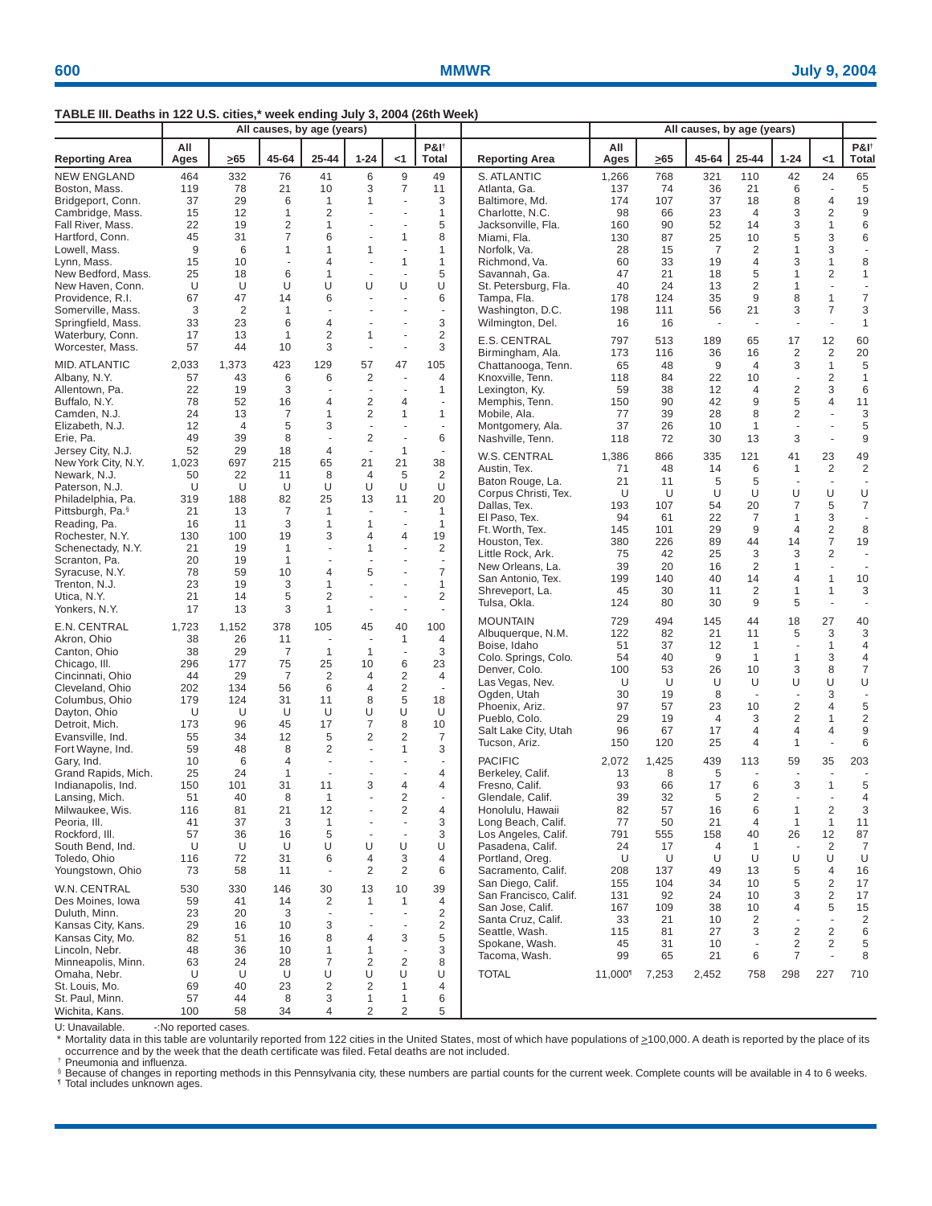**TABLE III. Deaths in 122 U.S. cities,* week ending July 3, 2004 (26th Week)**

| Reporting Area | All causes, by age (years) | | | | | | P&I† |
|---|---|---|---|---|---|---|---|
| | All Ages | ≥65 | 45-64 | 25-44 | 1-24 | <1 | Total |
| NEW ENGLAND | 464 | 332 | 76 | 41 | 6 | 9 | 49 |
| Boston, Mass. | 119 | 78 | 21 | 10 | 3 | 7 | 11 |
| Bridgeport, Conn. | 37 | 29 | 6 | 1 | 1 | - | 3 |
| Cambridge, Mass. | 15 | 12 | 1 | 2 | - | - | 1 |
| Fall River, Mass. | 22 | 19 | 2 | 1 | - | - | 5 |
| Hartford, Conn. | 45 | 31 | 7 | 6 | - | 1 | 8 |
| Lowell, Mass. | 9 | 6 | 1 | 1 | 1 | - | 1 |
| Lynn, Mass. | 15 | 10 | - | 4 | - | 1 | 1 |
| New Bedford, Mass. | 25 | 18 | 6 | 1 | - | - | 5 |
| New Haven, Conn. | U | U | U | U | U | U | U |
| Providence, R.I. | 67 | 47 | 14 | 6 | - | - | 6 |
| Somerville, Mass. | 3 | 2 | 1 | - | - | - | - |
| Springfield, Mass. | 33 | 23 | 6 | 4 | - | - | 3 |
| Waterbury, Conn. | 17 | 13 | 1 | 2 | 1 | - | 2 |
| Worcester, Mass. | 57 | 44 | 10 | 3 | - | - | 3 |
| MID. ATLANTIC | 2,033 | 1,373 | 423 | 129 | 57 | 47 | 105 |
| Albany, N.Y. | 57 | 43 | 6 | 6 | 2 | - | 4 |
| Allentown, Pa. | 22 | 19 | 3 | - | - | - | 1 |
| Buffalo, N.Y. | 78 | 52 | 16 | 4 | 2 | 4 | - |
| Camden, N.J. | 24 | 13 | 7 | 1 | 2 | 1 | 1 |
| Elizabeth, N.J. | 12 | 4 | 5 | 3 | - | - | - |
| Erie, Pa. | 49 | 39 | 8 | - | 2 | - | 6 |
| Jersey City, N.J. | 52 | 29 | 18 | 4 | - | 1 | - |
| New York City, N.Y. | 1,023 | 697 | 215 | 65 | 21 | 21 | 38 |
| Newark, N.J. | 50 | 22 | 11 | 8 | 4 | 5 | 2 |
| Paterson, N.J. | U | U | U | U | U | U | U |
| Philadelphia, Pa. | 319 | 188 | 82 | 25 | 13 | 11 | 20 |
| Pittsburgh, Pa.§ | 21 | 13 | 7 | 1 | - | - | 1 |
| Reading, Pa. | 16 | 11 | 3 | 1 | 1 | - | 1 |
| Rochester, N.Y. | 130 | 100 | 19 | 3 | 4 | 4 | 19 |
| Schenectady, N.Y. | 21 | 19 | 1 | - | 1 | - | 2 |
| Scranton, Pa. | 20 | 19 | 1 | - | - | - | - |
| Syracuse, N.Y. | 78 | 59 | 10 | 4 | 5 | - | 7 |
| Trenton, N.J. | 23 | 19 | 3 | 1 | - | - | 1 |
| Utica, N.Y. | 21 | 14 | 5 | 2 | - | - | 2 |
| Yonkers, N.Y. | 17 | 13 | 3 | 1 | - | - | - |
| E.N. CENTRAL | 1,723 | 1,152 | 378 | 105 | 45 | 40 | 100 |
| Akron, Ohio | 38 | 26 | 11 | - | - | 1 | 4 |
| Canton, Ohio | 38 | 29 | 7 | 1 | 1 | - | 3 |
| Chicago, Ill. | 296 | 177 | 75 | 25 | 10 | 6 | 23 |
| Cincinnati, Ohio | 44 | 29 | 7 | 2 | 4 | 2 | 4 |
| Cleveland, Ohio | 202 | 134 | 56 | 6 | 4 | 2 | - |
| Columbus, Ohio | 179 | 124 | 31 | 11 | 8 | 5 | 18 |
| Dayton, Ohio | U | U | U | U | U | U | U |
| Detroit, Mich. | 173 | 96 | 45 | 17 | 7 | 8 | 10 |
| Evansville, Ind. | 55 | 34 | 12 | 5 | 2 | 2 | 7 |
| Fort Wayne, Ind. | 59 | 48 | 8 | 2 | - | 1 | 3 |
| Gary, Ind. | 10 | 6 | 4 | - | - | - | - |
| Grand Rapids, Mich. | 25 | 24 | 1 | - | - | - | 4 |
| Indianapolis, Ind. | 150 | 101 | 31 | 11 | 3 | 4 | 4 |
| Lansing, Mich. | 51 | 40 | 8 | 1 | - | 2 | - |
| Milwaukee, Wis. | 116 | 81 | 21 | 12 | - | 2 | 4 |
| Peoria, Ill. | 41 | 37 | 3 | 1 | - | - | 3 |
| Rockford, Ill. | 57 | 36 | 16 | 5 | - | - | 3 |
| South Bend, Ind. | U | U | U | U | U | U | U |
| Toledo, Ohio | 116 | 72 | 31 | 6 | 4 | 3 | 4 |
| Youngstown, Ohio | 73 | 58 | 11 | - | 2 | 2 | 6 |
| W.N. CENTRAL | 530 | 330 | 146 | 30 | 13 | 10 | 39 |
| Des Moines, Iowa | 59 | 41 | 14 | 2 | 1 | 1 | 4 |
| Duluth, Minn. | 23 | 20 | 3 | - | - | - | 2 |
| Kansas City, Kans. | 29 | 16 | 10 | 3 | - | - | 2 |
| Kansas City, Mo. | 82 | 51 | 16 | 8 | 4 | 3 | 5 |
| Lincoln, Nebr. | 48 | 36 | 10 | 1 | 1 | - | 3 |
| Minneapolis, Minn. | 63 | 24 | 28 | 7 | 2 | 2 | 8 |
| Omaha, Nebr. | U | U | U | U | U | U | U |
| St. Louis, Mo. | 69 | 40 | 23 | 2 | 2 | 1 | 4 |
| St. Paul, Minn. | 57 | 44 | 8 | 3 | 1 | 1 | 6 |
| Wichita, Kans. | 100 | 58 | 34 | 4 | 2 | 2 | 5 |
| S. ATLANTIC | 1,266 | 768 | 321 | 110 | 42 | 24 | 65 |
| Atlanta, Ga. | 137 | 74 | 36 | 21 | 6 | - | 5 |
| Baltimore, Md. | 174 | 107 | 37 | 18 | 8 | 4 | 19 |
| Charlotte, N.C. | 98 | 66 | 23 | 4 | 3 | 2 | 9 |
| Jacksonville, Fla. | 160 | 90 | 52 | 14 | 3 | 1 | 6 |
| Miami, Fla. | 130 | 87 | 25 | 10 | 5 | 3 | 6 |
| Norfolk, Va. | 28 | 15 | 7 | 2 | 1 | 3 | - |
| Richmond, Va. | 60 | 33 | 19 | 4 | 3 | 1 | 8 |
| Savannah, Ga. | 47 | 21 | 18 | 5 | 1 | 2 | 1 |
| St. Petersburg, Fla. | 40 | 24 | 13 | 2 | 1 | - | - |
| Tampa, Fla. | 178 | 124 | 35 | 9 | 8 | 1 | 7 |
| Washington, D.C. | 198 | 111 | 56 | 21 | 3 | 7 | 3 |
| Wilmington, Del. | 16 | 16 | - | - | - | - | 1 |
| E.S. CENTRAL | 797 | 513 | 189 | 65 | 17 | 12 | 60 |
| Birmingham, Ala. | 173 | 116 | 36 | 16 | 2 | 2 | 20 |
| Chattanooga, Tenn. | 65 | 48 | 9 | 4 | 3 | 1 | 5 |
| Knoxville, Tenn. | 118 | 84 | 22 | 10 | - | 2 | 1 |
| Lexington, Ky. | 59 | 38 | 12 | 4 | 2 | 3 | 6 |
| Memphis, Tenn. | 150 | 90 | 42 | 9 | 5 | 4 | 11 |
| Mobile, Ala. | 77 | 39 | 28 | 8 | 2 | - | 3 |
| Montgomery, Ala. | 37 | 26 | 10 | 1 | - | - | 5 |
| Nashville, Tenn. | 118 | 72 | 30 | 13 | 3 | - | 9 |
| W.S. CENTRAL | 1,386 | 866 | 335 | 121 | 41 | 23 | 49 |
| Austin, Tex. | 71 | 48 | 14 | 6 | 1 | 2 | 2 |
| Baton Rouge, La. | 21 | 11 | 5 | 5 | - | - | - |
| Corpus Christi, Tex. | U | U | U | U | U | U | U |
| Dallas, Tex. | 193 | 107 | 54 | 20 | 7 | 5 | 7 |
| El Paso, Tex. | 94 | 61 | 22 | 7 | 1 | 3 | - |
| Ft. Worth, Tex. | 145 | 101 | 29 | 9 | 4 | 2 | 8 |
| Houston, Tex. | 380 | 226 | 89 | 44 | 14 | 7 | 19 |
| Little Rock, Ark. | 75 | 42 | 25 | 3 | 3 | 2 | - |
| New Orleans, La. | 39 | 20 | 16 | 2 | 1 | - | - |
| San Antonio, Tex. | 199 | 140 | 40 | 14 | 4 | 1 | 10 |
| Shreveport, La. | 45 | 30 | 11 | 2 | 1 | 1 | 3 |
| Tulsa, Okla. | 124 | 80 | 30 | 9 | 5 | - | - |
| MOUNTAIN | 729 | 494 | 145 | 44 | 18 | 27 | 40 |
| Albuquerque, N.M. | 122 | 82 | 21 | 11 | 5 | 3 | 3 |
| Boise, Idaho | 51 | 37 | 12 | 1 | - | 1 | 4 |
| Colo. Springs, Colo. | 54 | 40 | 9 | 1 | 1 | 3 | 4 |
| Denver, Colo. | 100 | 53 | 26 | 10 | 3 | 8 | 7 |
| Las Vegas, Nev. | U | U | U | U | U | U | U |
| Ogden, Utah | 30 | 19 | 8 | - | - | 3 | - |
| Phoenix, Ariz. | 97 | 57 | 23 | 10 | 2 | 4 | 5 |
| Pueblo, Colo. | 29 | 19 | 4 | 3 | 2 | 1 | 2 |
| Salt Lake City, Utah | 96 | 67 | 17 | 4 | 4 | 4 | 9 |
| Tucson, Ariz. | 150 | 120 | 25 | 4 | 1 | - | 6 |
| PACIFIC | 2,072 | 1,425 | 439 | 113 | 59 | 35 | 203 |
| Berkeley, Calif. | 13 | 8 | 5 | - | - | - | - |
| Fresno, Calif. | 93 | 66 | 17 | 6 | 3 | 1 | 5 |
| Glendale, Calif. | 39 | 32 | 5 | 2 | - | - | 4 |
| Honolulu, Hawaii | 82 | 57 | 16 | 6 | 1 | 2 | 3 |
| Long Beach, Calif. | 77 | 50 | 21 | 4 | 1 | 1 | 11 |
| Los Angeles, Calif. | 791 | 555 | 158 | 40 | 26 | 12 | 87 |
| Pasadena, Calif. | 24 | 17 | 4 | 1 | - | 2 | 7 |
| Portland, Oreg. | U | U | U | U | U | U | U |
| Sacramento, Calif. | 208 | 137 | 49 | 13 | 5 | 4 | 16 |
| San Diego, Calif. | 155 | 104 | 34 | 10 | 5 | 2 | 17 |
| San Francisco, Calif. | 131 | 92 | 24 | 10 | 3 | 2 | 17 |
| San Jose, Calif. | 167 | 109 | 38 | 10 | 4 | 5 | 15 |
| Santa Cruz, Calif. | 33 | 21 | 10 | 2 | - | - | 2 |
| Seattle, Wash. | 115 | 81 | 27 | 3 | 2 | 2 | 6 |
| Spokane, Wash. | 45 | 31 | 10 | - | 2 | 2 | 5 |
| Tacoma, Wash. | 99 | 65 | 21 | 6 | 7 | - | 8 |
| TOTAL | 11,000¶ | 7,253 | 2,452 | 758 | 298 | 227 | 710 |

U: Unavailable. -:No reported cases.

\* Mortality data in this table are voluntarily reported from 122 cities in the United States, most of which have populations of ≥100,000. A death is reported by the place of its occurrence and by the week that the death certificate was filed. Fetal deaths are not included.

† Pneumonia and influenza.

§ Because of changes in reporting methods in this Pennsylvania city, these numbers are partial counts for the current week. Complete counts will be available in 4 to 6 weeks.

¶ Total includes unknown ages.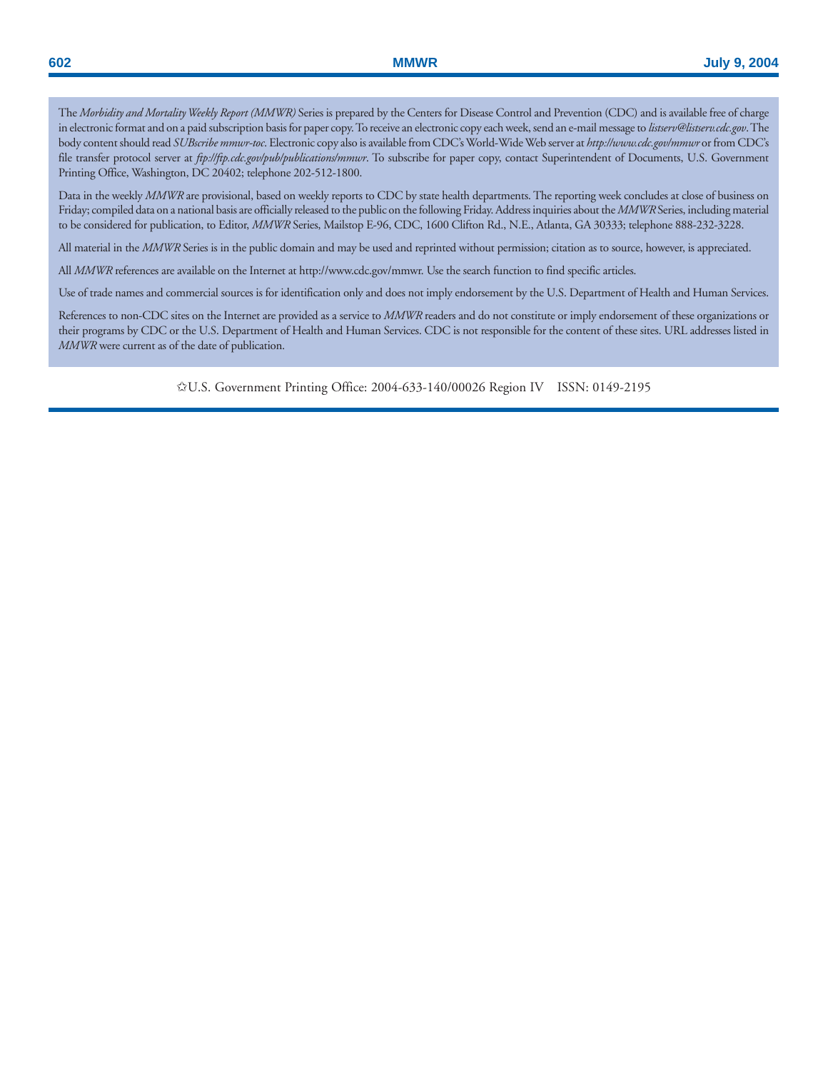The *Morbidity and Mortality Weekly Report (MMWR)* Series is prepared by the Centers for Disease Control and Prevention (CDC) and is available free of charge in electronic format and on a paid subscription basis for paper copy. To receive an electronic copy each week, send an e-mail message to *listserv@listserv.cdc.gov*. The body content should read *SUBscribe mmwr-toc*. Electronic copy also is available from CDC's World-Wide Web server at *http://www.cdc.gov/mmwr* or from CDC's file transfer protocol server at *ftp://ftp.cdc.gov/pub/publications/mmwr*. To subscribe for paper copy, contact Superintendent of Documents, U.S. Government Printing Office, Washington, DC 20402; telephone 202-512-1800.

Data in the weekly *MMWR* are provisional, based on weekly reports to CDC by state health departments. The reporting week concludes at close of business on Friday; compiled data on a national basis are officially released to the public on the following Friday. Address inquiries about the *MMWR* Series, including material to be considered for publication, to Editor, *MMWR* Series, Mailstop E-96, CDC, 1600 Clifton Rd., N.E., Atlanta, GA 30333; telephone 888-232-3228.

All material in the *MMWR* Series is in the public domain and may be used and reprinted without permission; citation as to source, however, is appreciated.

All *MMWR* references are available on the Internet at http://www.cdc.gov/mmwr. Use the search function to find specific articles.

Use of trade names and commercial sources is for identification only and does not imply endorsement by the U.S. Department of Health and Human Services.

References to non-CDC sites on the Internet are provided as a service to *MMWR* readers and do not constitute or imply endorsement of these organizations or their programs by CDC or the U.S. Department of Health and Human Services. CDC is not responsible for the content of these sites. URL addresses listed in *MMWR* were current as of the date of publication.

✩U.S. Government Printing Office: 2004-633-140/00026 Region IV ISSN: 0149-2195